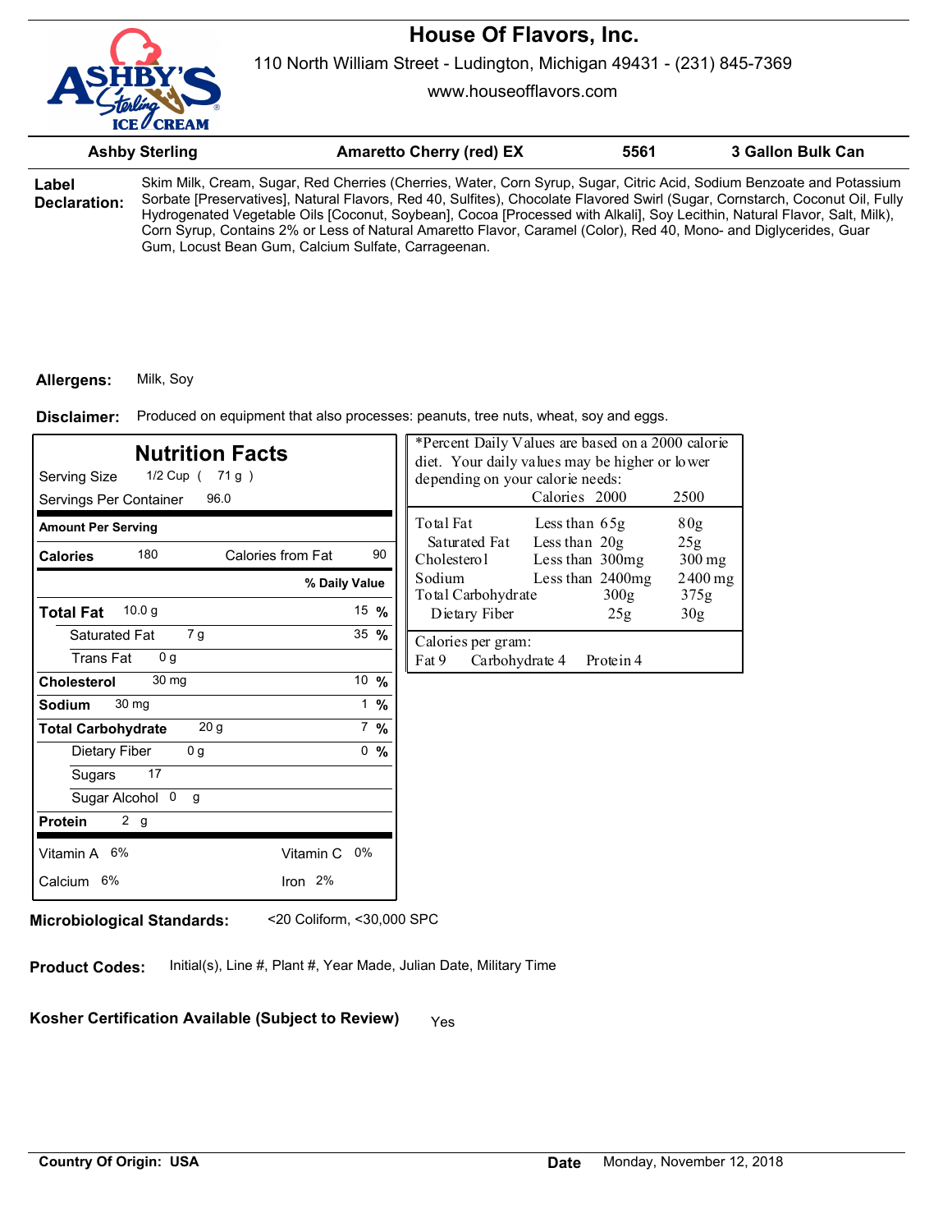# House Of Flavors, Inc.

110 North William Street - Ludington, Michigan 49431 - (231) 845-7369

www.houseofflavors.com

| Ashby Sterling | Amaretto Cherry (red) EX | 5561 | 3 Gallon Bulk Can |
|---|---|---|---|

**Label Declaration:** Skim Milk, Cream, Sugar, Red Cherries (Cherries, Water, Corn Syrup, Sugar, Citric Acid, Sodium Benzoate and Potassium Sorbate [Preservatives], Natural Flavors, Red 40, Sulfites), Chocolate Flavored Swirl (Sugar, Cornstarch, Coconut Oil, Fully Hydrogenated Vegetable Oils [Coconut, Soybean], Cocoa [Processed with Alkali], Soy Lecithin, Natural Flavor, Salt, Milk), Corn Syrup, Contains 2% or Less of Natural Amaretto Flavor, Caramel (Color), Red 40, Mono- and Diglycerides, Guar Gum, Locust Bean Gum, Calcium Sulfate, Carrageenan.

**Allergens:** Milk, Soy

**Disclaimer:** Produced on equipment that also processes: peanuts, tree nuts, wheat, soy and eggs.

## Nutrition Facts

Serving Size 1/2 Cup ( 71 g )

Servings Per Container 96.0

| Amount Per Serving | | |
|---|---|---|
| Calories 180 | Calories from Fat 90 | |
| | | % Daily Value |
| Total Fat 10.0 g | | 15 % |
| Saturated Fat 7 g | | 35 % |
| Trans Fat 0 g | | |
| Cholesterol 30 mg | | 10 % |
| Sodium 30 mg | | 1 % |
| Total Carbohydrate 20 g | | 7 % |
| Dietary Fiber 0 g | | 0 % |
| Sugars 17 | | |
| Sugar Alcohol 0 g | | |
| Protein 2 g | | |
| Vitamin A 6% | Vitamin C 0% | |
| Calcium 6% | Iron 2% | |

*Percent Daily Values are based on a 2000 calorie diet. Your daily values may be higher or lower depending on your calorie needs:

| | | Calories 2000 | 2500 |
|---|---|---|---|
| Total Fat | Less than | 65g | 80g |
| Saturated Fat | Less than | 20g | 25g |
| Cholesterol | Less than | 300mg | 300 mg |
| Sodium | Less than | 2400mg | 2400 mg |
| Total Carbohydrate | | 300g | 375g |
| Dietary Fiber | | 25g | 30g |

Calories per gram:
Fat 9 Carbohydrate 4 Protein 4

**Microbiological Standards:** <20 Coliform, <30,000 SPC

**Product Codes:** Initial(s), Line #, Plant #, Year Made, Julian Date, Military Time

**Kosher Certification Available (Subject to Review)** Yes

**Country Of Origin: USA**

**Date** Monday, November 12, 2018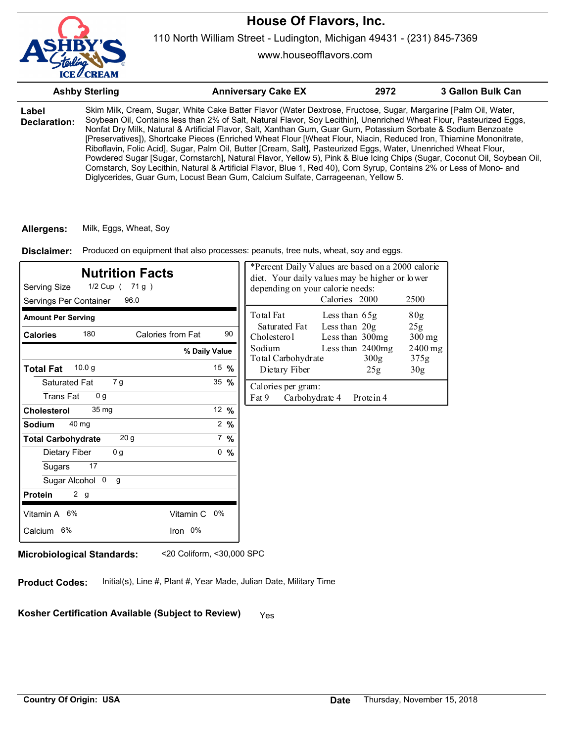# House Of Flavors, Inc.

110 North William Street - Ludington, Michigan 49431 - (231) 845-7369

www.houseofflavors.com

| Ashby Sterling | Anniversary Cake EX | 2972 | 3 Gallon Bulk Can |
|---|---|---|---|

**Label Declaration:** Skim Milk, Cream, Sugar, White Cake Batter Flavor (Water Dextrose, Fructose, Sugar, Margarine [Palm Oil, Water, Soybean Oil, Contains less than 2% of Salt, Natural Flavor, Soy Lecithin], Unenriched Wheat Flour, Pasteurized Eggs, Nonfat Dry Milk, Natural & Artificial Flavor, Salt, Xanthan Gum, Guar Gum, Potassium Sorbate & Sodium Benzoate [Preservatives]), Shortcake Pieces (Enriched Wheat Flour [Wheat Flour, Niacin, Reduced Iron, Thiamine Mononitrate, Riboflavin, Folic Acid], Sugar, Palm Oil, Butter [Cream, Salt], Pasteurized Eggs, Water, Unenriched Wheat Flour, Powdered Sugar [Sugar, Cornstarch], Natural Flavor, Yellow 5), Pink & Blue Icing Chips (Sugar, Coconut Oil, Soybean Oil, Cornstarch, Soy Lecithin, Natural & Artificial Flavor, Blue 1, Red 40), Corn Syrup, Contains 2% or Less of Mono- and Diglycerides, Guar Gum, Locust Bean Gum, Calcium Sulfate, Carrageenan, Yellow 5.

**Allergens:** Milk, Eggs, Wheat, Soy

**Disclaimer:** Produced on equipment that also processes: peanuts, tree nuts, wheat, soy and eggs.

## Nutrition Facts

Serving Size 1/2 Cup ( 71 g )
Servings Per Container 96.0

| Amount Per Serving | | |
|---|---|---|
| **Calories** 180 | Calories from Fat 90 | |
| | | **% Daily Value** |
| **Total Fat** 10.0 g | | 15 % |
| Saturated Fat 7 g | | 35 % |
| Trans Fat 0 g | | |
| **Cholesterol** 35 mg | | 12 % |
| **Sodium** 40 mg | | 2 % |
| **Total Carbohydrate** 20 g | | 7 % |
| Dietary Fiber 0 g | | 0 % |
| Sugars 17 | | |
| Sugar Alcohol 0 g | | |
| **Protein** 2 g | | |
| Vitamin A 6% | Vitamin C 0% | |
| Calcium 6% | Iron 0% | |

*Percent Daily Values are based on a 2000 calorie diet. Your daily values may be higher or lower depending on your calorie needs:

| | | Calories 2000 | 2500 |
|---|---|---|---|
| Total Fat | Less than | 65g | 80g |
| Saturated Fat | Less than | 20g | 25g |
| Cholesterol | Less than | 300mg | 300 mg |
| Sodium | Less than | 2400mg | 2400 mg |
| Total Carbohydrate | | 300g | 375g |
| Dietary Fiber | | 25g | 30g |

Calories per gram:
Fat 9 Carbohydrate 4 Protein 4

**Microbiological Standards:** <20 Coliform, <30,000 SPC

**Product Codes:** Initial(s), Line #, Plant #, Year Made, Julian Date, Military Time

**Kosher Certification Available (Subject to Review)** Yes

**Country Of Origin: USA**

**Date** Thursday, November 15, 2018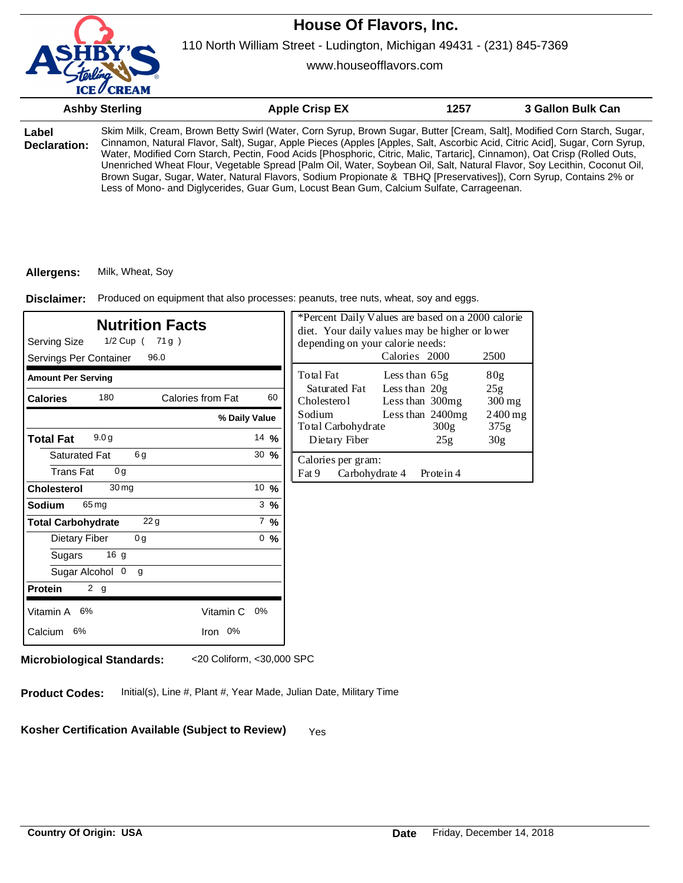# House Of Flavors, Inc.

110 North William Street - Ludington, Michigan 49431 - (231) 845-7369

www.houseofflavors.com

| Ashby Sterling | Apple Crisp EX | 1257 | 3 Gallon Bulk Can |
|---|---|---|---|

**Label Declaration:** Skim Milk, Cream, Brown Betty Swirl (Water, Corn Syrup, Brown Sugar, Butter [Cream, Salt], Modified Corn Starch, Sugar, Cinnamon, Natural Flavor, Salt), Sugar, Apple Pieces (Apples [Apples, Salt, Ascorbic Acid, Citric Acid], Sugar, Corn Syrup, Water, Modified Corn Starch, Pectin, Food Acids [Phosphoric, Citric, Malic, Tartaric], Cinnamon), Oat Crisp (Rolled Outs, Unenriched Wheat Flour, Vegetable Spread [Palm Oil, Water, Soybean Oil, Salt, Natural Flavor, Soy Lecithin, Coconut Oil, Brown Sugar, Sugar, Water, Natural Flavors, Sodium Propionate & TBHQ [Preservatives]), Corn Syrup, Contains 2% or Less of Mono- and Diglycerides, Guar Gum, Locust Bean Gum, Calcium Sulfate, Carrageenan.

**Allergens:** Milk, Wheat, Soy

**Disclaimer:** Produced on equipment that also processes: peanuts, tree nuts, wheat, soy and eggs.

## Nutrition Facts

Serving Size 1/2 Cup ( 71 g )

Servings Per Container 96.0

| Amount Per Serving | | |
|---|---|---|
| **Calories** 180 | Calories from Fat 60 | |
| | | **% Daily Value** |
| **Total Fat** 9.0 g | | 14 % |
| Saturated Fat 6 g | | 30 % |
| Trans Fat 0 g | | |
| **Cholesterol** 30 mg | | 10 % |
| **Sodium** 65 mg | | 3 % |
| **Total Carbohydrate** 22 g | | 7 % |
| Dietary Fiber 0 g | | 0 % |
| Sugars 16 g | | |
| Sugar Alcohol 0 g | | |
| **Protein** 2 g | | |
| Vitamin A 6% | Vitamin C 0% | |
| Calcium 6% | Iron 0% | |

*Percent Daily Values are based on a 2000 calorie diet. Your daily values may be higher or lower depending on your calorie needs:

| | | Calories 2000 | 2500 |
|---|---|---|---|
| Total Fat | Less than | 65g | 80g |
| Saturated Fat | Less than | 20g | 25g |
| Cholesterol | Less than | 300mg | 300 mg |
| Sodium | Less than | 2400mg | 2400 mg |
| Total Carbohydrate | | 300g | 375g |
| Dietary Fiber | | 25g | 30g |

Calories per gram:
Fat 9 Carbohydrate 4 Protein 4

**Microbiological Standards:** <20 Coliform, <30,000 SPC

**Product Codes:** Initial(s), Line #, Plant #, Year Made, Julian Date, Military Time

**Kosher Certification Available (Subject to Review)** Yes

**Country Of Origin: USA**

**Date** Friday, December 14, 2018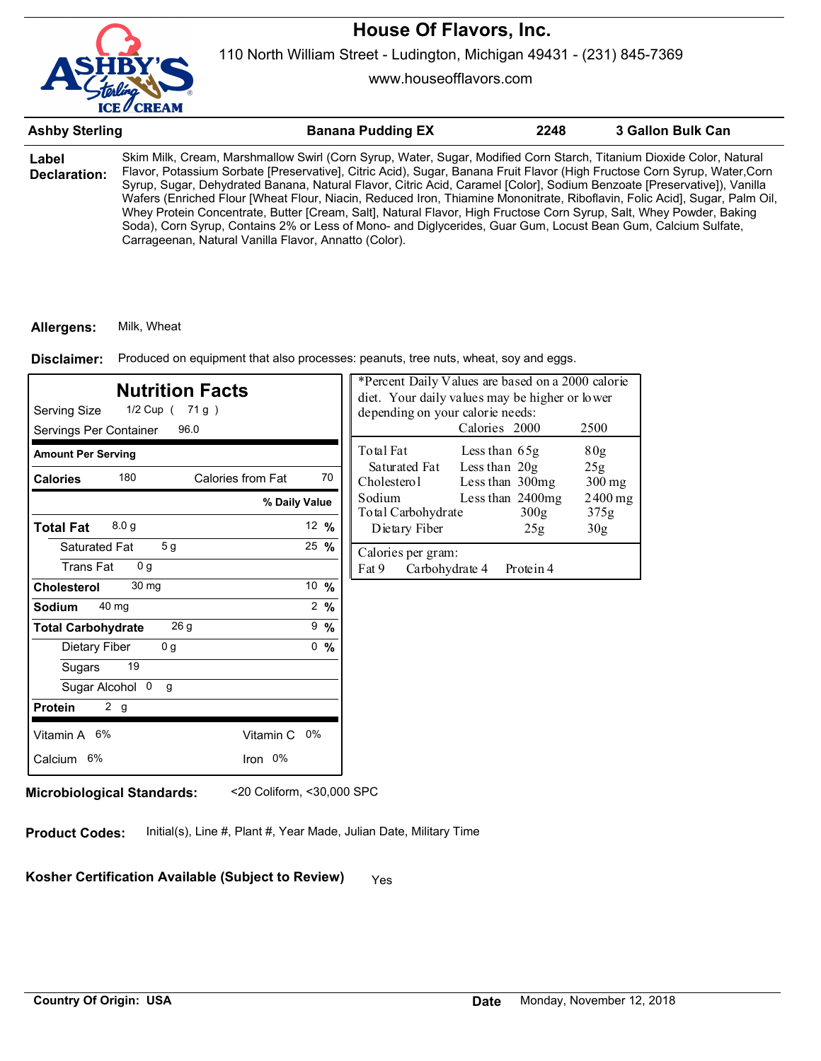# House Of Flavors, Inc.

110 North William Street - Ludington, Michigan 49431 - (231) 845-7369

www.houseofflavors.com

| Ashby Sterling | Banana Pudding EX | 2248 | 3 Gallon Bulk Can |
|---|---|---|---|

**Label Declaration:** Skim Milk, Cream, Marshmallow Swirl (Corn Syrup, Water, Sugar, Modified Corn Starch, Titanium Dioxide Color, Natural Flavor, Potassium Sorbate [Preservative], Citric Acid), Sugar, Banana Fruit Flavor (High Fructose Corn Syrup, Water,Corn Syrup, Sugar, Dehydrated Banana, Natural Flavor, Citric Acid, Caramel [Color], Sodium Benzoate [Preservative]), Vanilla Wafers (Enriched Flour [Wheat Flour, Niacin, Reduced Iron, Thiamine Mononitrate, Riboflavin, Folic Acid], Sugar, Palm Oil, Whey Protein Concentrate, Butter [Cream, Salt], Natural Flavor, High Fructose Corn Syrup, Salt, Whey Powder, Baking Soda), Corn Syrup, Contains 2% or Less of Mono- and Diglycerides, Guar Gum, Locust Bean Gum, Calcium Sulfate, Carrageenan, Natural Vanilla Flavor, Annatto (Color).

**Allergens:** Milk, Wheat

**Disclaimer:** Produced on equipment that also processes: peanuts, tree nuts, wheat, soy and eggs.

## Nutrition Facts

Serving Size 1/2 Cup ( 71 g )

Servings Per Container 96.0

| Amount Per Serving | | |
|---|---|---|
| **Calories** 180 | Calories from Fat 70 | |
| | | **% Daily Value** |
| **Total Fat** 8.0 g | | 12 % |
| Saturated Fat 5 g | | 25 % |
| Trans Fat 0 g | | |
| **Cholesterol** 30 mg | | 10 % |
| **Sodium** 40 mg | | 2 % |
| **Total Carbohydrate** 26 g | | 9 % |
| Dietary Fiber 0 g | | 0 % |
| Sugars 19 | | |
| Sugar Alcohol 0 g | | |
| **Protein** 2 g | | |
| Vitamin A 6% | Vitamin C 0% | |
| Calcium 6% | Iron 0% | |

*Percent Daily Values are based on a 2000 calorie diet. Your daily values may be higher or lower depending on your calorie needs:

| | | Calories 2000 | 2500 |
|---|---|---|---|
| Total Fat | Less than | 65g | 80g |
| Saturated Fat | Less than | 20g | 25g |
| Cholesterol | Less than | 300mg | 300 mg |
| Sodium | Less than | 2400mg | 2400 mg |
| Total Carbohydrate | | 300g | 375g |
| Dietary Fiber | | 25g | 30g |

Calories per gram:
Fat 9 Carbohydrate 4 Protein 4

**Microbiological Standards:** <20 Coliform, <30,000 SPC

**Product Codes:** Initial(s), Line #, Plant #, Year Made, Julian Date, Military Time

**Kosher Certification Available (Subject to Review)** Yes

**Country Of Origin: USA**

**Date** Monday, November 12, 2018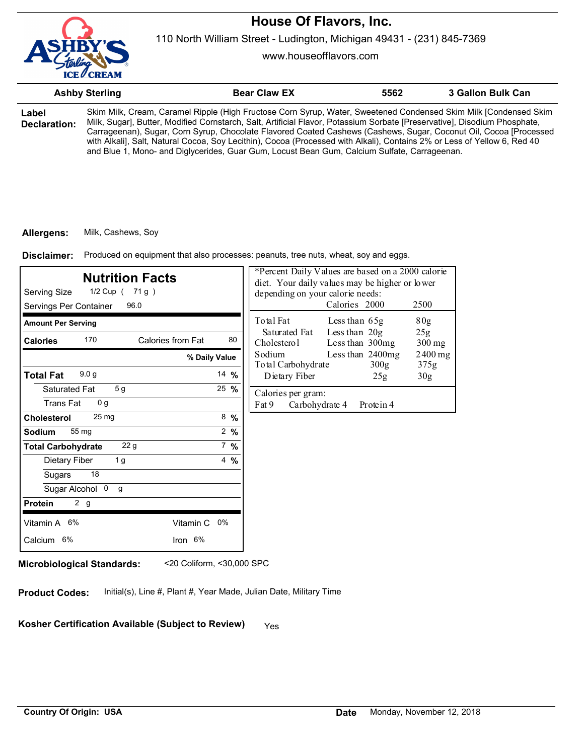# House Of Flavors, Inc.

110 North William Street - Ludington, Michigan 49431 - (231) 845-7369

www.houseofflavors.com

| Ashby Sterling | Bear Claw EX | 5562 | 3 Gallon Bulk Can |
|---|---|---|---|

**Label Declaration:** Skim Milk, Cream, Caramel Ripple (High Fructose Corn Syrup, Water, Sweetened Condensed Skim Milk [Condensed Skim Milk, Sugar], Butter, Modified Cornstarch, Salt, Artificial Flavor, Potassium Sorbate [Preservative], Disodium Phosphate, Carrageenan), Sugar, Corn Syrup, Chocolate Flavored Coated Cashews (Cashews, Sugar, Coconut Oil, Cocoa [Processed with Alkali], Salt, Natural Cocoa, Soy Lecithin), Cocoa (Processed with Alkali), Contains 2% or Less of Yellow 6, Red 40 and Blue 1, Mono- and Diglycerides, Guar Gum, Locust Bean Gum, Calcium Sulfate, Carrageenan.

**Allergens:** Milk, Cashews, Soy

**Disclaimer:** Produced on equipment that also processes: peanuts, tree nuts, wheat, soy and eggs.

## Nutrition Facts

Serving Size 1/2 Cup ( 71 g )

Servings Per Container 96.0

| Amount Per Serving | | |
|---|---|---|
| **Calories** 170 | Calories from Fat 80 | |
| | | **% Daily Value** |
| **Total Fat** 9.0 g | | 14 % |
| Saturated Fat 5 g | | 25 % |
| Trans Fat 0 g | | |
| **Cholesterol** 25 mg | | 8 % |
| **Sodium** 55 mg | | 2 % |
| **Total Carbohydrate** 22 g | | 7 % |
| Dietary Fiber 1 g | | 4 % |
| Sugars 18 | | |
| Sugar Alcohol 0 g | | |
| **Protein** 2 g | | |
| Vitamin A 6% | Vitamin C 0% | |
| Calcium 6% | Iron 6% | |

*Percent Daily Values are based on a 2000 calorie diet. Your daily values may be higher or lower depending on your calorie needs:

| | | Calories 2000 | 2500 |
|---|---|---|---|
| Total Fat | Less than | 65g | 80g |
| Saturated Fat | Less than | 20g | 25g |
| Cholesterol | Less than | 300mg | 300 mg |
| Sodium | Less than | 2400mg | 2400 mg |
| Total Carbohydrate | | 300g | 375g |
| Dietary Fiber | | 25g | 30g |

Calories per gram:
Fat 9 Carbohydrate 4 Protein 4

**Microbiological Standards:** <20 Coliform, <30,000 SPC

**Product Codes:** Initial(s), Line #, Plant #, Year Made, Julian Date, Military Time

**Kosher Certification Available (Subject to Review)** Yes

**Country Of Origin: USA**

**Date** Monday, November 12, 2018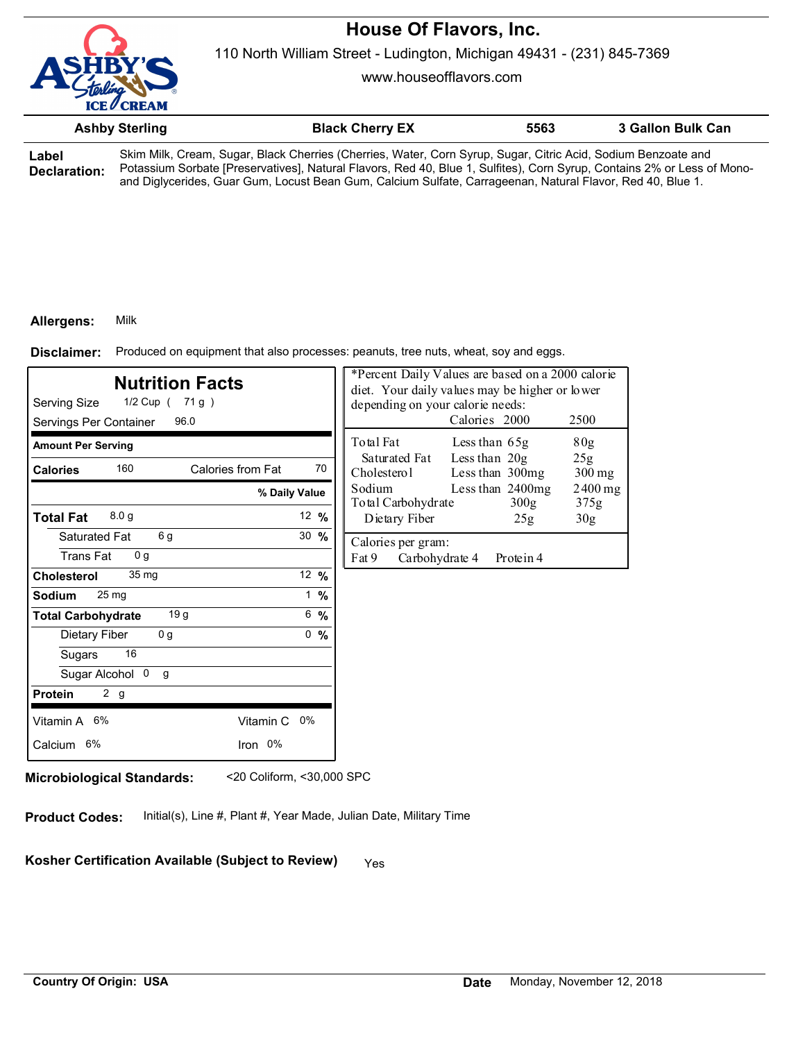# House Of Flavors, Inc.

110 North William Street - Ludington, Michigan 49431 - (231) 845-7369

www.houseofflavors.com

| Ashby Sterling | Black Cherry EX | 5563 | 3 Gallon Bulk Can |
|---|---|---|---|

**Label Declaration:** Skim Milk, Cream, Sugar, Black Cherries (Cherries, Water, Corn Syrup, Sugar, Citric Acid, Sodium Benzoate and Potassium Sorbate [Preservatives], Natural Flavors, Red 40, Blue 1, Sulfites), Corn Syrup, Contains 2% or Less of Mono- and Diglycerides, Guar Gum, Locust Bean Gum, Calcium Sulfate, Carrageenan, Natural Flavor, Red 40, Blue 1.

**Allergens:** Milk

**Disclaimer:** Produced on equipment that also processes: peanuts, tree nuts, wheat, soy and eggs.

## Nutrition Facts

Serving Size 1/2 Cup ( 71 g )
Servings Per Container 96.0

| Amount Per Serving | | |
|---|---|---|
| **Calories** 160 | Calories from Fat | 70 |
| | | **% Daily Value** |
| **Total Fat** 8.0 g | | 12 % |
| Saturated Fat 6 g | | 30 % |
| Trans Fat 0 g | | |
| **Cholesterol** 35 mg | | 12 % |
| **Sodium** 25 mg | | 1 % |
| **Total Carbohydrate** 19 g | | 6 % |
| Dietary Fiber 0 g | | 0 % |
| Sugars 16 | | |
| Sugar Alcohol 0 g | | |
| **Protein** 2 g | | |
| Vitamin A 6% | Vitamin C 0% | |
| Calcium 6% | Iron 0% | |

*Percent Daily Values are based on a 2000 calorie diet. Your daily values may be higher or lower depending on your calorie needs:

| | | Calories 2000 | 2500 |
|---|---|---|---|
| Total Fat | Less than | 65g | 80g |
| Saturated Fat | Less than | 20g | 25g |
| Cholesterol | Less than | 300mg | 300 mg |
| Sodium | Less than | 2400mg | 2400 mg |
| Total Carbohydrate | | 300g | 375g |
| Dietary Fiber | | 25g | 30g |

Calories per gram:
Fat 9 Carbohydrate 4 Protein 4

**Microbiological Standards:** <20 Coliform, <30,000 SPC

**Product Codes:** Initial(s), Line #, Plant #, Year Made, Julian Date, Military Time

**Kosher Certification Available (Subject to Review)** Yes

**Country Of Origin: USA**

**Date** Monday, November 12, 2018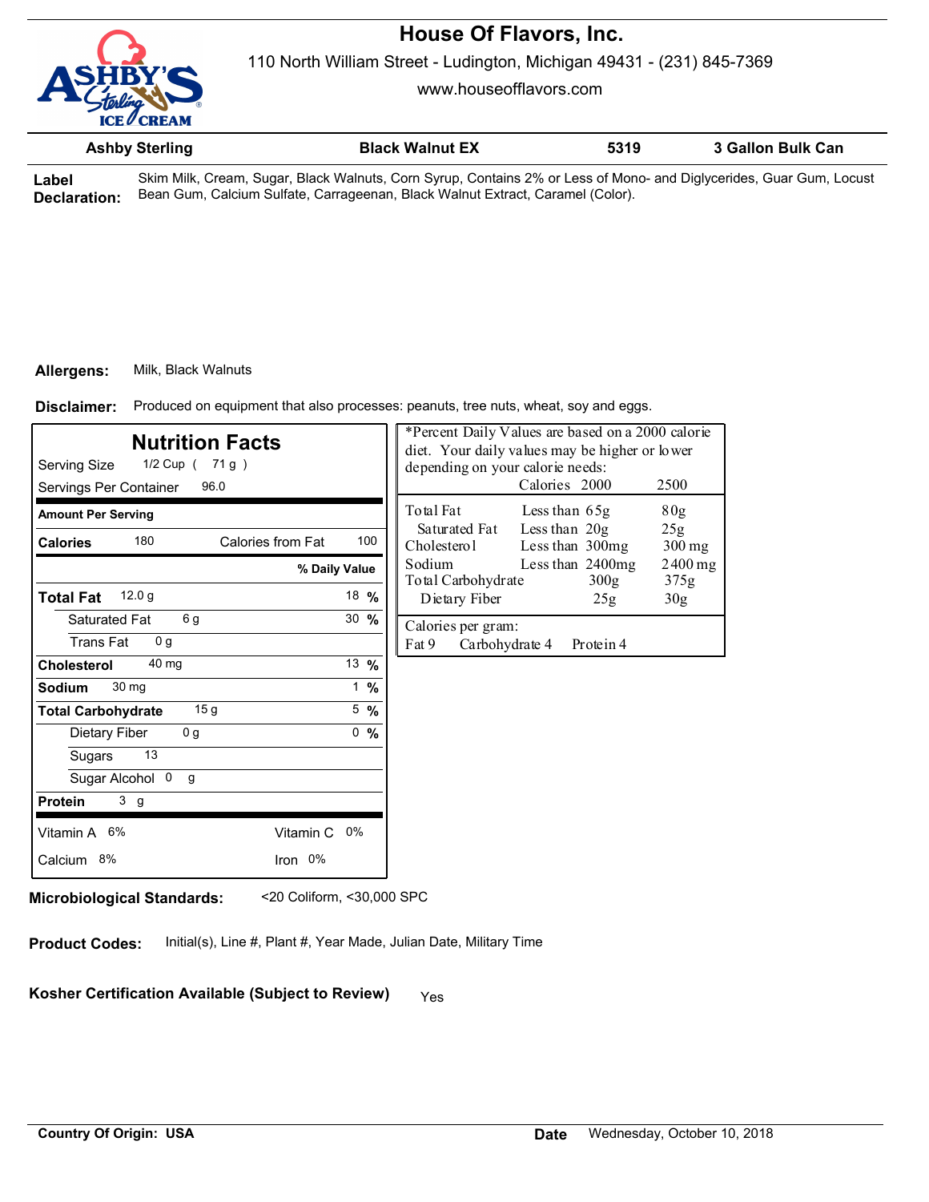# House Of Flavors, Inc.

110 North William Street - Ludington, Michigan 49431 - (231) 845-7369

www.houseofflavors.com

| Ashby Sterling | Black Walnut EX | 5319 | 3 Gallon Bulk Can |
|---|---|---|---|

**Label Declaration:** Skim Milk, Cream, Sugar, Black Walnuts, Corn Syrup, Contains 2% or Less of Mono- and Diglycerides, Guar Gum, Locust Bean Gum, Calcium Sulfate, Carrageenan, Black Walnut Extract, Caramel (Color).

**Allergens:** Milk, Black Walnuts

**Disclaimer:** Produced on equipment that also processes: peanuts, tree nuts, wheat, soy and eggs.

## Nutrition Facts

Serving Size 1/2 Cup ( 71 g )

Servings Per Container 96.0

| Amount Per Serving | | |
|---|---|---|
| **Calories** 180 | Calories from Fat 100 | |
| | | **% Daily Value** |
| **Total Fat** 12.0 g | | 18 % |
| Saturated Fat 6 g | | 30 % |
| Trans Fat 0 g | | |
| **Cholesterol** 40 mg | | 13 % |
| **Sodium** 30 mg | | 1 % |
| **Total Carbohydrate** 15 g | | 5 % |
| Dietary Fiber 0 g | | 0 % |
| Sugars 13 | | |
| Sugar Alcohol 0 g | | |
| **Protein** 3 g | | |
| Vitamin A 6% | Vitamin C 0% | |
| Calcium 8% | Iron 0% | |

*Percent Daily Values are based on a 2000 calorie diet. Your daily values may be higher or lower depending on your calorie needs:

| | | Calories 2000 | 2500 |
|---|---|---|---|
| Total Fat | Less than | 65g | 80g |
| Saturated Fat | Less than | 20g | 25g |
| Cholesterol | Less than | 300mg | 300 mg |
| Sodium | Less than | 2400mg | 2400 mg |
| Total Carbohydrate | | 300g | 375g |
| Dietary Fiber | | 25g | 30g |

Calories per gram:
Fat 9 Carbohydrate 4 Protein 4

**Microbiological Standards:** <20 Coliform, <30,000 SPC

**Product Codes:** Initial(s), Line #, Plant #, Year Made, Julian Date, Military Time

**Kosher Certification Available (Subject to Review)** Yes

**Country Of Origin: USA**

**Date** Wednesday, October 10, 2018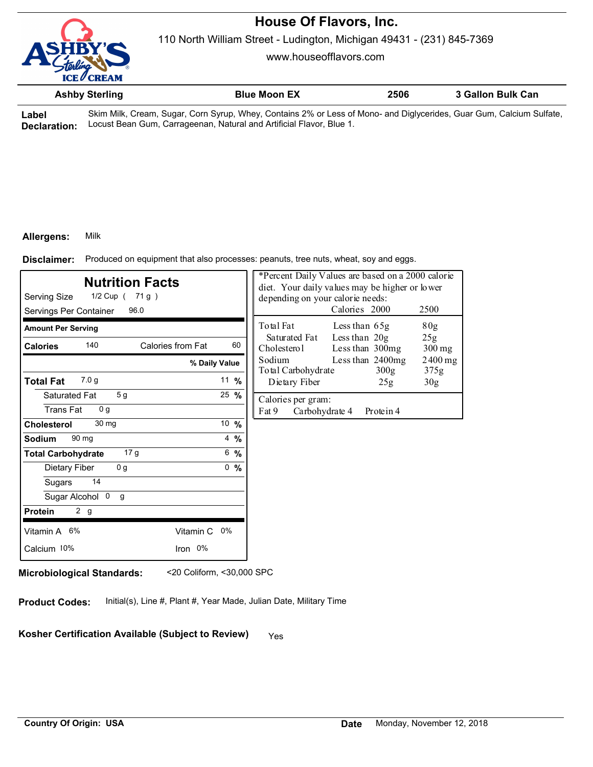# House Of Flavors, Inc.

110 North William Street - Ludington, Michigan 49431 - (231) 845-7369

www.houseofflavors.com

| Ashby Sterling | Blue Moon EX | 2506 | 3 Gallon Bulk Can |
|---|---|---|---|

**Label Declaration:** Skim Milk, Cream, Sugar, Corn Syrup, Whey, Contains 2% or Less of Mono- and Diglycerides, Guar Gum, Calcium Sulfate, Locust Bean Gum, Carrageenan, Natural and Artificial Flavor, Blue 1.

**Allergens:** Milk

**Disclaimer:** Produced on equipment that also processes: peanuts, tree nuts, wheat, soy and eggs.

## Nutrition Facts

Serving Size 1/2 Cup ( 71 g )

Servings Per Container 96.0

| Amount Per Serving | | |
|---|---|---|
| **Calories** 140 | Calories from Fat 60 | |
| | | **% Daily Value** |
| **Total Fat** 7.0 g | | 11 % |
| Saturated Fat 5 g | | 25 % |
| Trans Fat 0 g | | |
| **Cholesterol** 30 mg | | 10 % |
| **Sodium** 90 mg | | 4 % |
| **Total Carbohydrate** 17 g | | 6 % |
| Dietary Fiber 0 g | | 0 % |
| Sugars 14 | | |
| Sugar Alcohol 0 g | | |
| **Protein** 2 g | | |
| Vitamin A 6% | Vitamin C 0% | |
| Calcium 10% | Iron 0% | |

*Percent Daily Values are based on a 2000 calorie diet. Your daily values may be higher or lower depending on your calorie needs:

| | | Calories 2000 | 2500 |
|---|---|---|---|
| Total Fat | Less than | 65g | 80g |
| Saturated Fat | Less than | 20g | 25g |
| Cholesterol | Less than | 300mg | 300 mg |
| Sodium | Less than | 2400mg | 2400 mg |
| Total Carbohydrate | | 300g | 375g |
| Dietary Fiber | | 25g | 30g |

Calories per gram:
Fat 9 Carbohydrate 4 Protein 4

**Microbiological Standards:** <20 Coliform, <30,000 SPC

**Product Codes:** Initial(s), Line #, Plant #, Year Made, Julian Date, Military Time

**Kosher Certification Available (Subject to Review)** Yes

**Country Of Origin: USA**

**Date** Monday, November 12, 2018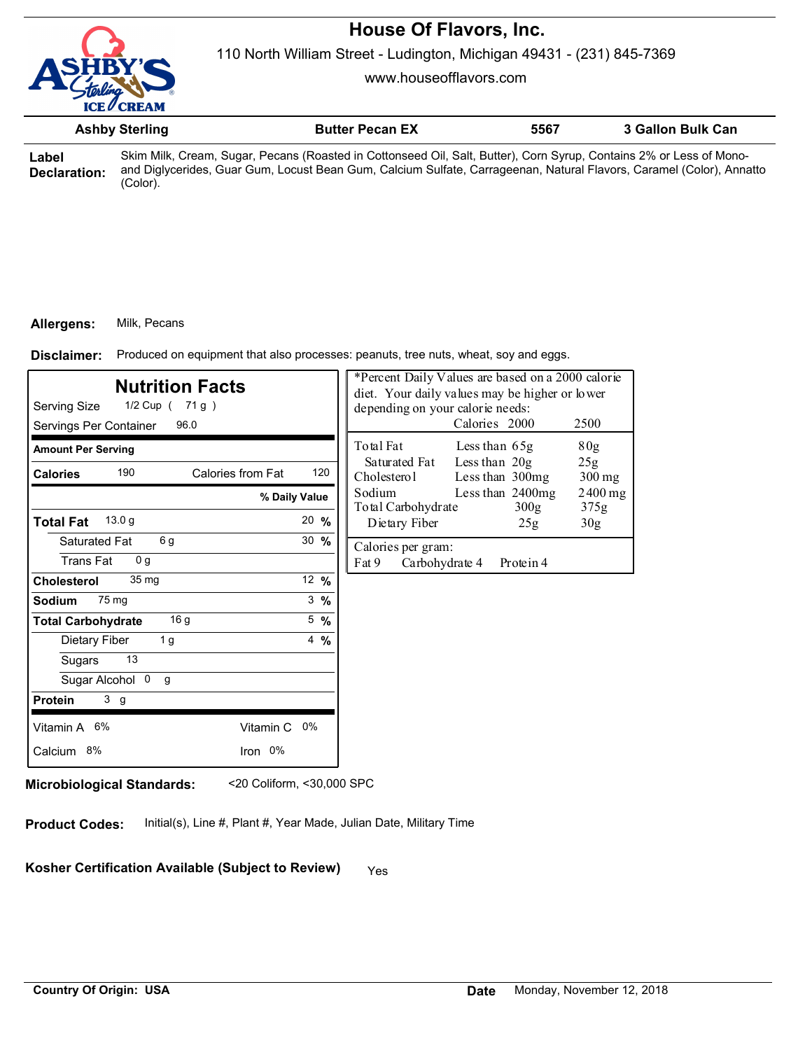# House Of Flavors, Inc.

110 North William Street - Ludington, Michigan 49431 - (231) 845-7369

www.houseofflavors.com

| Ashby Sterling | Butter Pecan EX | 5567 | 3 Gallon Bulk Can |
|---|---|---|---|

**Label Declaration:** Skim Milk, Cream, Sugar, Pecans (Roasted in Cottonseed Oil, Salt, Butter), Corn Syrup, Contains 2% or Less of Mono- and Diglycerides, Guar Gum, Locust Bean Gum, Calcium Sulfate, Carrageenan, Natural Flavors, Caramel (Color), Annatto (Color).

**Allergens:** Milk, Pecans

**Disclaimer:** Produced on equipment that also processes: peanuts, tree nuts, wheat, soy and eggs.

## Nutrition Facts

Serving Size 1/2 Cup ( 71 g )

Servings Per Container 96.0

| Amount Per Serving | | |
|---|---|---|
| **Calories** 190 | Calories from Fat 120 | |
| | | **% Daily Value** |
| **Total Fat** 13.0 g | | 20 % |
| Saturated Fat 6 g | | 30 % |
| Trans Fat 0 g | | |
| **Cholesterol** 35 mg | | 12 % |
| **Sodium** 75 mg | | 3 % |
| **Total Carbohydrate** 16 g | | 5 % |
| Dietary Fiber 1 g | | 4 % |
| Sugars 13 | | |
| Sugar Alcohol 0 g | | |
| **Protein** 3 g | | |
| Vitamin A 6% | Vitamin C 0% | |
| Calcium 8% | Iron 0% | |

*Percent Daily Values are based on a 2000 calorie diet. Your daily values may be higher or lower depending on your calorie needs:

| | | Calories 2000 | 2500 |
|---|---|---|---|
| Total Fat | Less than | 65g | 80g |
| Saturated Fat | Less than | 20g | 25g |
| Cholesterol | Less than | 300mg | 300 mg |
| Sodium | Less than | 2400mg | 2400 mg |
| Total Carbohydrate | | 300g | 375g |
| Dietary Fiber | | 25g | 30g |

Calories per gram:
Fat 9 Carbohydrate 4 Protein 4

**Microbiological Standards:** <20 Coliform, <30,000 SPC

**Product Codes:** Initial(s), Line #, Plant #, Year Made, Julian Date, Military Time

**Kosher Certification Available (Subject to Review)** Yes

**Country Of Origin: USA**

**Date** Monday, November 12, 2018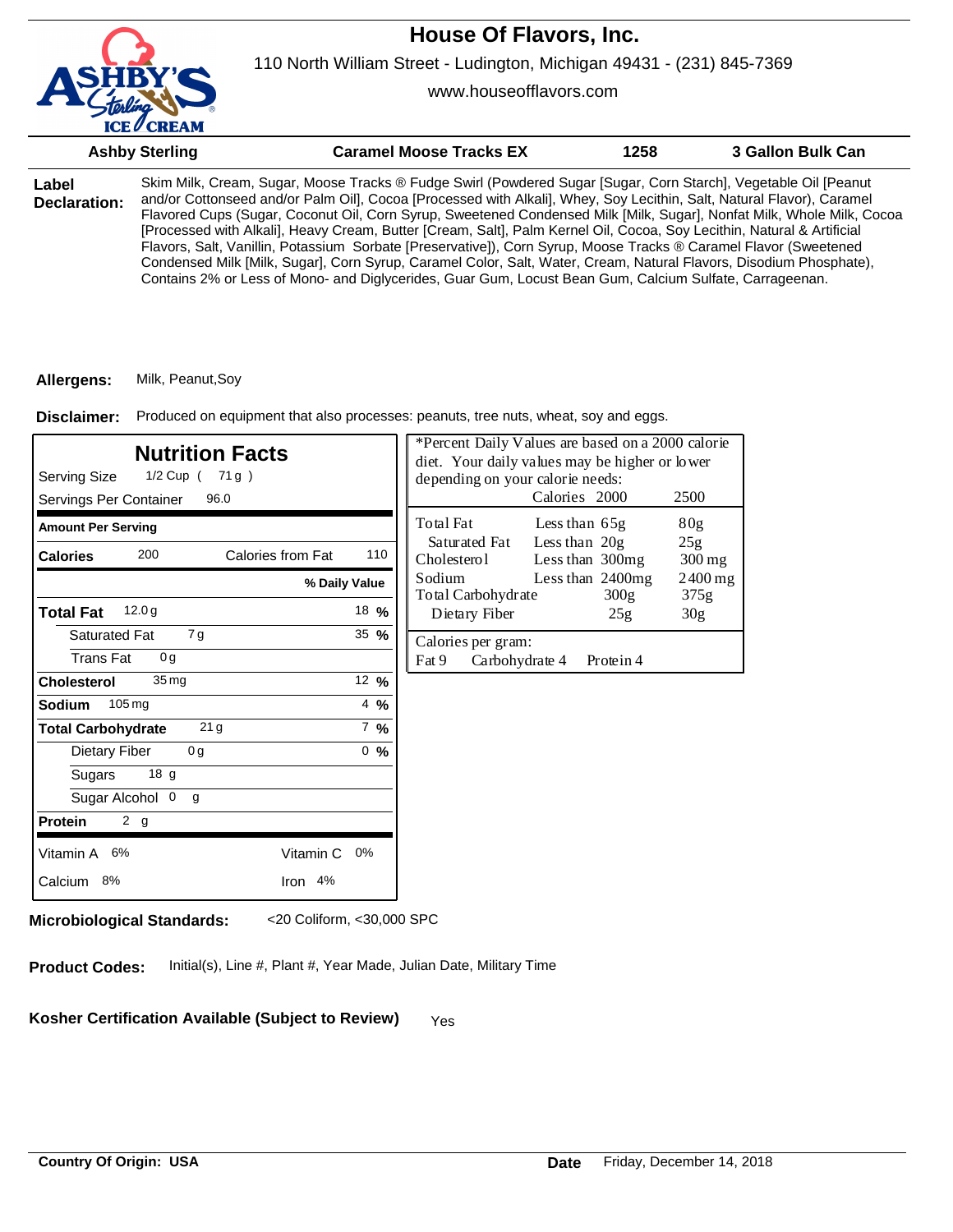# House Of Flavors, Inc.

110 North William Street - Ludington, Michigan 49431 - (231) 845-7369

www.houseofflavors.com

| Ashby Sterling | Caramel Moose Tracks EX | 1258 | 3 Gallon Bulk Can |
|---|---|---|---|

**Label Declaration:** Skim Milk, Cream, Sugar, Moose Tracks ® Fudge Swirl (Powdered Sugar [Sugar, Corn Starch], Vegetable Oil [Peanut and/or Cottonseed and/or Palm Oil], Cocoa [Processed with Alkali], Whey, Soy Lecithin, Salt, Natural Flavor), Caramel Flavored Cups (Sugar, Coconut Oil, Corn Syrup, Sweetened Condensed Milk [Milk, Sugar], Nonfat Milk, Whole Milk, Cocoa [Processed with Alkali], Heavy Cream, Butter [Cream, Salt], Palm Kernel Oil, Cocoa, Soy Lecithin, Natural & Artificial Flavors, Salt, Vanillin, Potassium Sorbate [Preservative]), Corn Syrup, Moose Tracks ® Caramel Flavor (Sweetened Condensed Milk [Milk, Sugar], Corn Syrup, Caramel Color, Salt, Water, Cream, Natural Flavors, Disodium Phosphate), Contains 2% or Less of Mono- and Diglycerides, Guar Gum, Locust Bean Gum, Calcium Sulfate, Carrageenan.

**Allergens:** Milk, Peanut,Soy

**Disclaimer:** Produced on equipment that also processes: peanuts, tree nuts, wheat, soy and eggs.

## Nutrition Facts

Serving Size 1/2 Cup ( 71 g )
Servings Per Container 96.0

| Amount Per Serving | | |
|---|---|---|
| **Calories** 200 | Calories from Fat 110 | |
| | | **% Daily Value** |
| **Total Fat** 12.0 g | | 18 % |
| Saturated Fat 7 g | | 35 % |
| Trans Fat 0 g | | |
| **Cholesterol** 35 mg | | 12 % |
| **Sodium** 105 mg | | 4 % |
| **Total Carbohydrate** 21 g | | 7 % |
| Dietary Fiber 0 g | | 0 % |
| Sugars 18 g | | |
| Sugar Alcohol 0 g | | |
| **Protein** 2 g | | |
| Vitamin A 6% | Vitamin C 0% | |
| Calcium 8% | Iron 4% | |

*Percent Daily Values are based on a 2000 calorie diet. Your daily values may be higher or lower depending on your calorie needs:

| | | Calories 2000 | 2500 |
|---|---|---|---|
| Total Fat | Less than | 65g | 80g |
| Saturated Fat | Less than | 20g | 25g |
| Cholesterol | Less than | 300mg | 300 mg |
| Sodium | Less than | 2400mg | 2400 mg |
| Total Carbohydrate | | 300g | 375g |
| Dietary Fiber | | 25g | 30g |

Calories per gram:
Fat 9 Carbohydrate 4 Protein 4

**Microbiological Standards:** <20 Coliform, <30,000 SPC

**Product Codes:** Initial(s), Line #, Plant #, Year Made, Julian Date, Military Time

**Kosher Certification Available (Subject to Review)** Yes

**Country Of Origin: USA**

**Date** Friday, December 14, 2018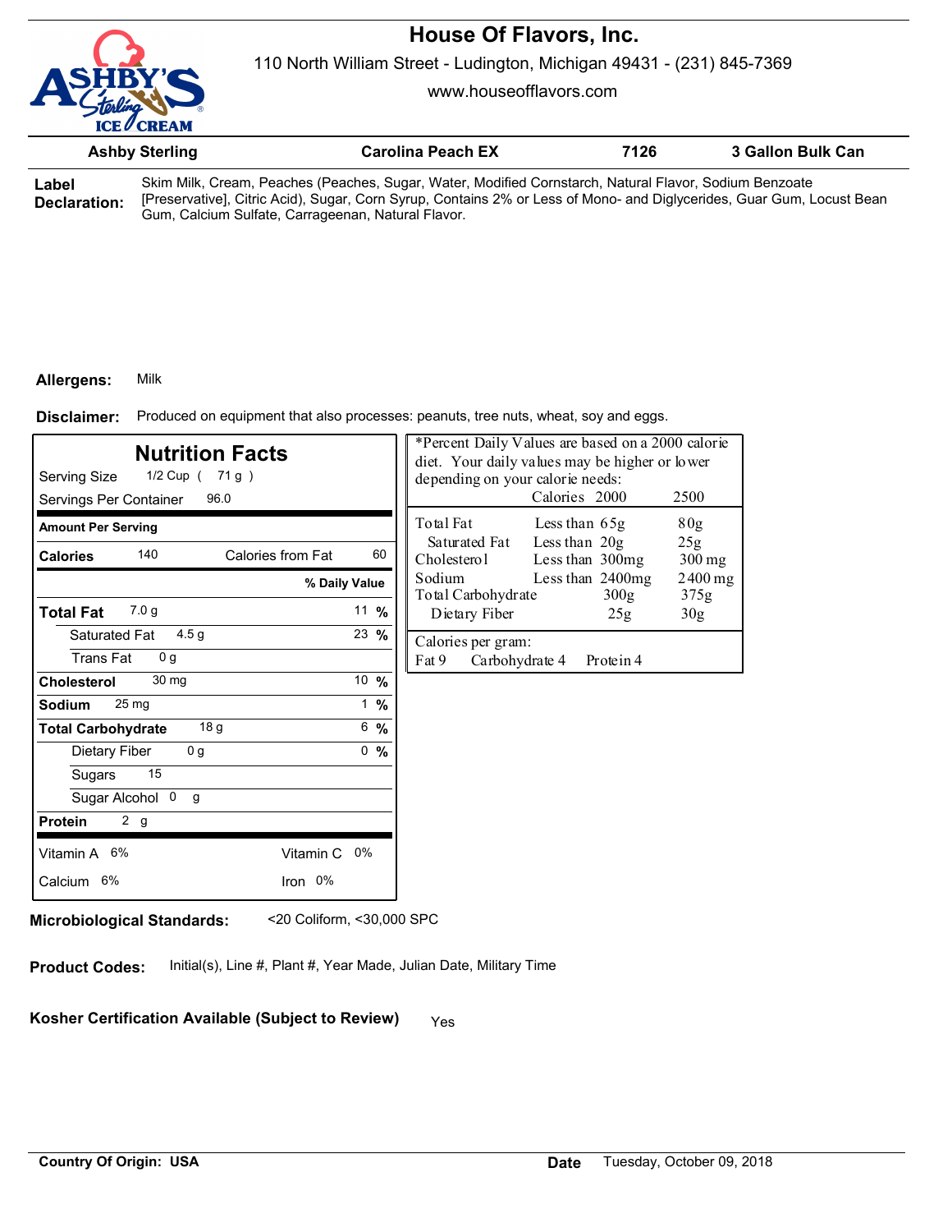# House Of Flavors, Inc.

110 North William Street - Ludington, Michigan 49431 - (231) 845-7369

www.houseofflavors.com

| Ashby Sterling | Carolina Peach EX | 7126 | 3 Gallon Bulk Can |
|---|---|---|---|

**Label Declaration:** Skim Milk, Cream, Peaches (Peaches, Sugar, Water, Modified Cornstarch, Natural Flavor, Sodium Benzoate [Preservative], Citric Acid), Sugar, Corn Syrup, Contains 2% or Less of Mono- and Diglycerides, Guar Gum, Locust Bean Gum, Calcium Sulfate, Carrageenan, Natural Flavor.

**Allergens:** Milk

**Disclaimer:** Produced on equipment that also processes: peanuts, tree nuts, wheat, soy and eggs.

## Nutrition Facts

Serving Size 1/2 Cup ( 71 g )

Servings Per Container 96.0

| Amount Per Serving | | |
|---|---|---|
| **Calories** 140 | Calories from Fat 60 | |
| | | **% Daily Value** |
| **Total Fat** 7.0 g | | 11 % |
| Saturated Fat 4.5 g | | 23 % |
| Trans Fat 0 g | | |
| **Cholesterol** 30 mg | | 10 % |
| **Sodium** 25 mg | | 1 % |
| **Total Carbohydrate** 18 g | | 6 % |
| Dietary Fiber 0 g | | 0 % |
| Sugars 15 | | |
| Sugar Alcohol 0 g | | |
| **Protein** 2 g | | |
| Vitamin A 6% | Vitamin C 0% | |
| Calcium 6% | Iron 0% | |

*Percent Daily Values are based on a 2000 calorie diet. Your daily values may be higher or lower depending on your calorie needs:

| | | Calories 2000 | 2500 |
|---|---|---|---|
| Total Fat | Less than | 65g | 80g |
| Saturated Fat | Less than | 20g | 25g |
| Cholesterol | Less than | 300mg | 300 mg |
| Sodium | Less than | 2400mg | 2400 mg |
| Total Carbohydrate | | 300g | 375g |
| Dietary Fiber | | 25g | 30g |

Calories per gram:
Fat 9 Carbohydrate 4 Protein 4

**Microbiological Standards:** <20 Coliform, <30,000 SPC

**Product Codes:** Initial(s), Line #, Plant #, Year Made, Julian Date, Military Time

**Kosher Certification Available (Subject to Review)** Yes

**Country Of Origin:** USA

**Date** Tuesday, October 09, 2018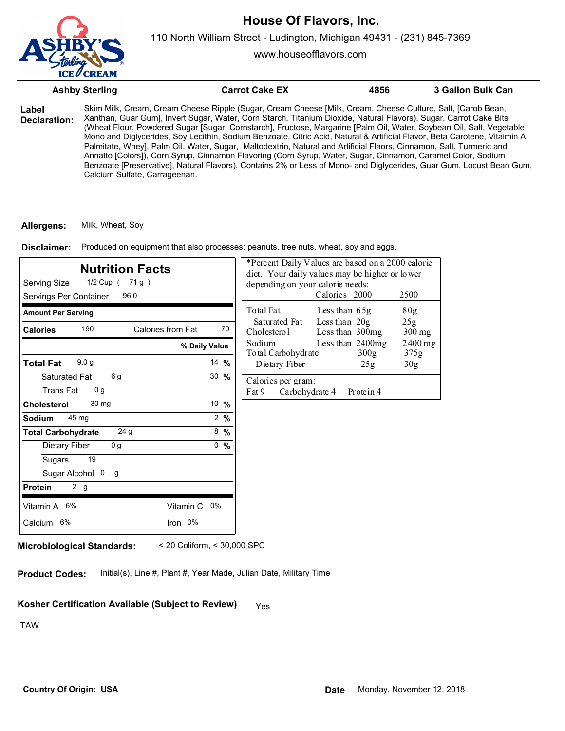# House Of Flavors, Inc.

110 North William Street - Ludington, Michigan 49431 - (231) 845-7369

www.houseofflavors.com

| Ashby Sterling | Carrot Cake EX | 4856 | 3 Gallon Bulk Can |
|---|---|---|---|

**Label Declaration:** Skim Milk, Cream, Cream Cheese Ripple (Sugar, Cream Cheese [Milk, Cream, Cheese Culture, Salt, [Carob Bean, Xanthan, Guar Gum], Invert Sugar, Water, Corn Starch, Titanium Dioxide, Natural Flavors), Sugar, Carrot Cake Bits (Wheat Flour, Powdered Sugar [Sugar, Cornstarch], Fructose, Margarine [Palm Oil, Water, Soybean Oil, Salt, Vegetable Mono and Diglycerides, Soy Lecithin, Sodium Benzoate, Citric Acid, Natural & Artificial Flavor, Beta Carotene, Vitamin A Palmitate, Whey], Palm Oil, Water, Sugar, Maltodextrin, Natural and Artificial Flaors, Cinnamon, Salt, Turmeric and Annatto [Colors]), Corn Syrup, Cinnamon Flavoring (Corn Syrup, Water, Sugar, Cinnamon, Caramel Color, Sodium Benzoate [Preservative], Natural Flavors), Contains 2% or Less of Mono- and Diglycerides, Guar Gum, Locust Bean Gum, Calcium Sulfate, Carrageenan.

**Allergens:** Milk, Wheat, Soy

**Disclaimer:** Produced on equipment that also processes: peanuts, tree nuts, wheat, soy and eggs.

## Nutrition Facts

Serving Size 1/2 Cup ( 71 g )

Servings Per Container 96.0

| Amount Per Serving | | |
|---|---|---|
| **Calories** 190 | Calories from Fat 70 | |
| | | **% Daily Value** |
| **Total Fat** 9.0 g | | 14 % |
| Saturated Fat 6 g | | 30 % |
| Trans Fat 0 g | | |
| **Cholesterol** 30 mg | | 10 % |
| **Sodium** 45 mg | | 2 % |
| **Total Carbohydrate** 24 g | | 8 % |
| Dietary Fiber 0 g | | 0 % |
| Sugars 19 | | |
| Sugar Alcohol 0 g | | |
| **Protein** 2 g | | |
| Vitamin A 6% | Vitamin C 0% | |
| Calcium 6% | Iron 0% | |

*Percent Daily Values are based on a 2000 calorie diet. Your daily values may be higher or lower depending on your calorie needs:

| | | Calories 2000 | 2500 |
|---|---|---|---|
| Total Fat | Less than | 65g | 80g |
| Saturated Fat | Less than | 20g | 25g |
| Cholesterol | Less than | 300mg | 300 mg |
| Sodium | Less than | 2400mg | 2400 mg |
| Total Carbohydrate | | 300g | 375g |
| Dietary Fiber | | 25g | 30g |

Calories per gram:
Fat 9 Carbohydrate 4 Protein 4

**Microbiological Standards:** < 20 Coliform, < 30,000 SPC

**Product Codes:** Initial(s), Line #, Plant #, Year Made, Julian Date, Military Time

**Kosher Certification Available (Subject to Review)** Yes

TAW

**Country Of Origin: USA**

**Date** Monday, November 12, 2018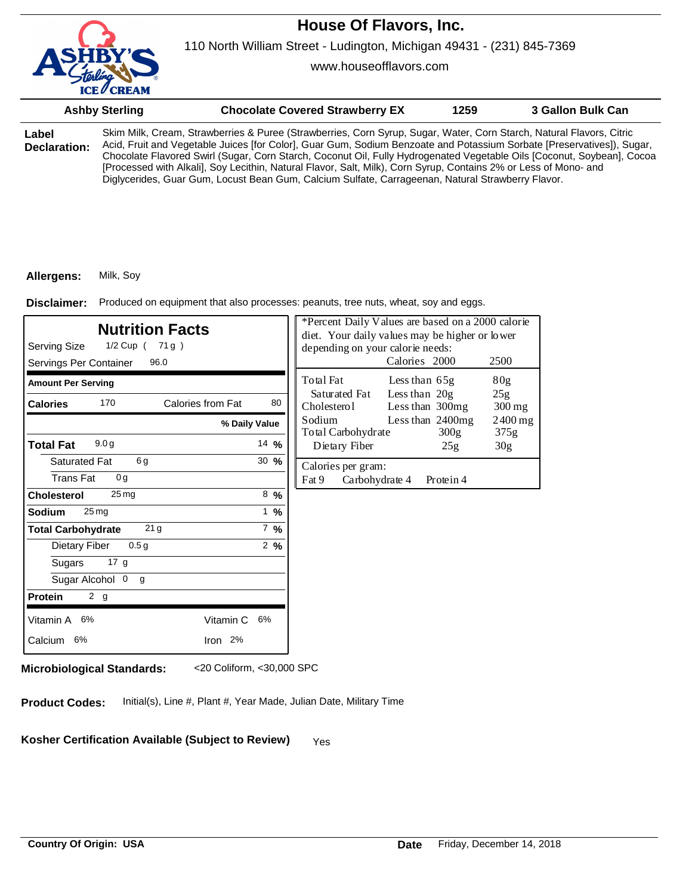# House Of Flavors, Inc.

110 North William Street - Ludington, Michigan 49431 - (231) 845-7369

www.houseofflavors.com

| Ashby Sterling | Chocolate Covered Strawberry EX | 1259 | 3 Gallon Bulk Can |
|---|---|---|---|

**Label Declaration:** Skim Milk, Cream, Strawberries & Puree (Strawberries, Corn Syrup, Sugar, Water, Corn Starch, Natural Flavors, Citric Acid, Fruit and Vegetable Juices [for Color], Guar Gum, Sodium Benzoate and Potassium Sorbate [Preservatives]), Sugar, Chocolate Flavored Swirl (Sugar, Corn Starch, Coconut Oil, Fully Hydrogenated Vegetable Oils [Coconut, Soybean], Cocoa [Processed with Alkali], Soy Lecithin, Natural Flavor, Salt, Milk), Corn Syrup, Contains 2% or Less of Mono- and Diglycerides, Guar Gum, Locust Bean Gum, Calcium Sulfate, Carrageenan, Natural Strawberry Flavor.

**Allergens:** Milk, Soy

**Disclaimer:** Produced on equipment that also processes: peanuts, tree nuts, wheat, soy and eggs.

## Nutrition Facts

Serving Size 1/2 Cup ( 71 g )
Servings Per Container 96.0

| Amount Per Serving | | |
|---|---|---|
| **Calories** 170 | Calories from Fat 80 | |
| | | **% Daily Value** |
| **Total Fat** 9.0 g | | 14 % |
| Saturated Fat 6 g | | 30 % |
| Trans Fat 0 g | | |
| **Cholesterol** 25 mg | | 8 % |
| **Sodium** 25 mg | | 1 % |
| **Total Carbohydrate** 21 g | | 7 % |
| Dietary Fiber 0.5 g | | 2 % |
| Sugars 17 g | | |
| Sugar Alcohol 0 g | | |
| **Protein** 2 g | | |
| Vitamin A 6% | Vitamin C 6% | |
| Calcium 6% | Iron 2% | |

*Percent Daily Values are based on a 2000 calorie diet. Your daily values may be higher or lower depending on your calorie needs:

| | | Calories 2000 | 2500 |
|---|---|---|---|
| Total Fat | Less than | 65g | 80g |
| Saturated Fat | Less than | 20g | 25g |
| Cholesterol | Less than | 300mg | 300 mg |
| Sodium | Less than | 2400mg | 2400 mg |
| Total Carbohydrate | | 300g | 375g |
| Dietary Fiber | | 25g | 30g |

Calories per gram:
Fat 9 Carbohydrate 4 Protein 4

**Microbiological Standards:** <20 Coliform, <30,000 SPC

**Product Codes:** Initial(s), Line #, Plant #, Year Made, Julian Date, Military Time

**Kosher Certification Available (Subject to Review)** Yes

**Country Of Origin: USA**

**Date** Friday, December 14, 2018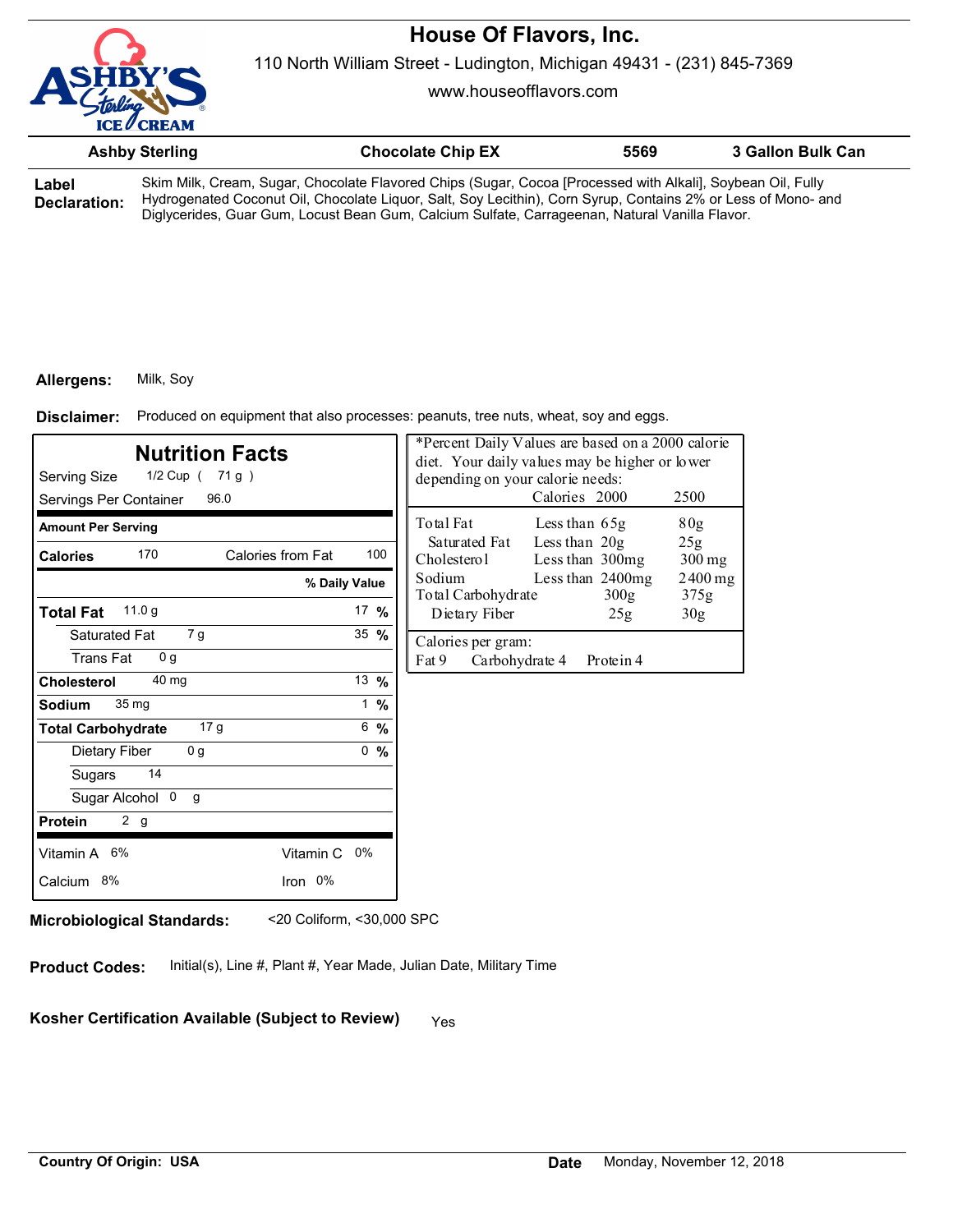# House Of Flavors, Inc.

110 North William Street - Ludington, Michigan 49431 - (231) 845-7369

www.houseofflavors.com

| Ashby Sterling | Chocolate Chip EX | 5569 | 3 Gallon Bulk Can |
|---|---|---|---|

**Label Declaration:** Skim Milk, Cream, Sugar, Chocolate Flavored Chips (Sugar, Cocoa [Processed with Alkali], Soybean Oil, Fully Hydrogenated Coconut Oil, Chocolate Liquor, Salt, Soy Lecithin), Corn Syrup, Contains 2% or Less of Mono- and Diglycerides, Guar Gum, Locust Bean Gum, Calcium Sulfate, Carrageenan, Natural Vanilla Flavor.

**Allergens:** Milk, Soy

**Disclaimer:** Produced on equipment that also processes: peanuts, tree nuts, wheat, soy and eggs.

## Nutrition Facts

Serving Size 1/2 Cup ( 71 g )

Servings Per Container 96.0

| Amount Per Serving | | |
|---|---|---|
| **Calories** 170 | Calories from Fat 100 | |
| | | **% Daily Value** |
| **Total Fat** 11.0 g | | 17 % |
| Saturated Fat 7 g | | 35 % |
| Trans Fat 0 g | | |
| **Cholesterol** 40 mg | | 13 % |
| **Sodium** 35 mg | | 1 % |
| **Total Carbohydrate** 17 g | | 6 % |
| Dietary Fiber 0 g | | 0 % |
| Sugars 14 | | |
| Sugar Alcohol 0 g | | |
| **Protein** 2 g | | |
| Vitamin A 6% | Vitamin C 0% | |
| Calcium 8% | Iron 0% | |

*Percent Daily Values are based on a 2000 calorie diet. Your daily values may be higher or lower depending on your calorie needs:

| | | Calories 2000 | 2500 |
|---|---|---|---|
| Total Fat | Less than | 65g | 80g |
| Saturated Fat | Less than | 20g | 25g |
| Cholesterol | Less than | 300mg | 300 mg |
| Sodium | Less than | 2400mg | 2400 mg |
| Total Carbohydrate | | 300g | 375g |
| Dietary Fiber | | 25g | 30g |

Calories per gram:
Fat 9 Carbohydrate 4 Protein 4

**Microbiological Standards:** <20 Coliform, <30,000 SPC

**Product Codes:** Initial(s), Line #, Plant #, Year Made, Julian Date, Military Time

**Kosher Certification Available (Subject to Review)** Yes

**Country Of Origin: USA**

**Date** Monday, November 12, 2018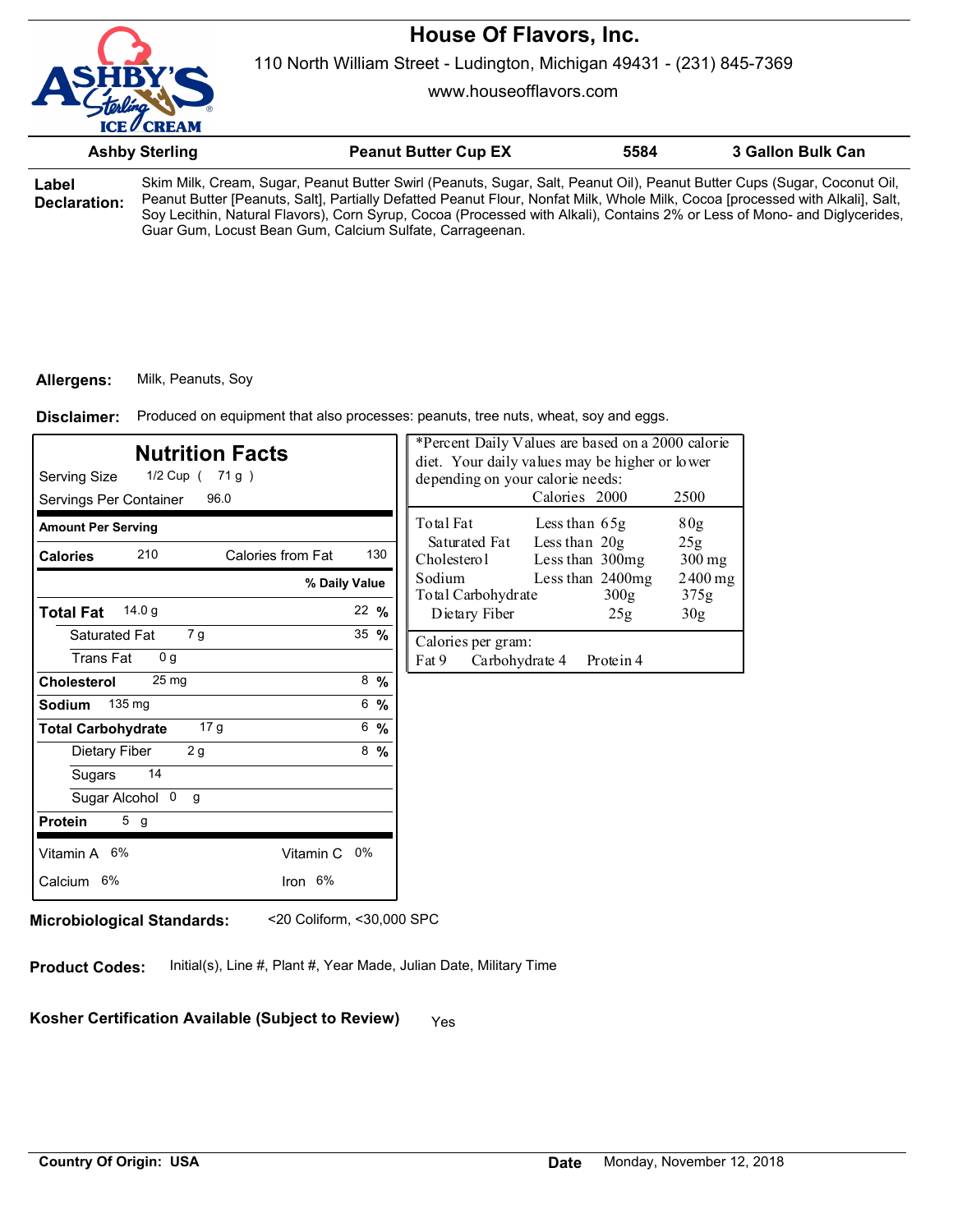# House Of Flavors, Inc.

110 North William Street - Ludington, Michigan 49431 - (231) 845-7369

www.houseofflavors.com

| Ashby Sterling | Peanut Butter Cup EX | 5584 | 3 Gallon Bulk Can |
|---|---|---|---|

**Label Declaration:** Skim Milk, Cream, Sugar, Peanut Butter Swirl (Peanuts, Sugar, Salt, Peanut Oil), Peanut Butter Cups (Sugar, Coconut Oil, Peanut Butter [Peanuts, Salt], Partially Defatted Peanut Flour, Nonfat Milk, Whole Milk, Cocoa [processed with Alkali], Salt, Soy Lecithin, Natural Flavors), Corn Syrup, Cocoa (Processed with Alkali), Contains 2% or Less of Mono- and Diglycerides, Guar Gum, Locust Bean Gum, Calcium Sulfate, Carrageenan.

**Allergens:** Milk, Peanuts, Soy

**Disclaimer:** Produced on equipment that also processes: peanuts, tree nuts, wheat, soy and eggs.

## Nutrition Facts

Serving Size 1/2 Cup ( 71 g )

Servings Per Container 96.0

| Amount Per Serving | | |
|---|---|---|
| Calories 210 | Calories from Fat 130 | |
| | | % Daily Value |
| Total Fat 14.0 g | | 22 % |
| Saturated Fat 7 g | | 35 % |
| Trans Fat 0 g | | |
| Cholesterol 25 mg | | 8 % |
| Sodium 135 mg | | 6 % |
| Total Carbohydrate 17 g | | 6 % |
| Dietary Fiber 2 g | | 8 % |
| Sugars 14 | | |
| Sugar Alcohol 0 g | | |
| Protein 5 g | | |
| Vitamin A 6% | Vitamin C 0% | |
| Calcium 6% | Iron 6% | |

*Percent Daily Values are based on a 2000 calorie diet. Your daily values may be higher or lower depending on your calorie needs:

| | | Calories 2000 | 2500 |
|---|---|---|---|
| Total Fat | Less than | 65g | 80g |
| Saturated Fat | Less than | 20g | 25g |
| Cholesterol | Less than | 300mg | 300 mg |
| Sodium | Less than | 2400mg | 2400 mg |
| Total Carbohydrate | | 300g | 375g |
| Dietary Fiber | | 25g | 30g |

Calories per gram:
Fat 9 Carbohydrate 4 Protein 4

**Microbiological Standards:** <20 Coliform, <30,000 SPC

**Product Codes:** Initial(s), Line #, Plant #, Year Made, Julian Date, Military Time

**Kosher Certification Available (Subject to Review)** Yes

**Country Of Origin: USA**

**Date** Monday, November 12, 2018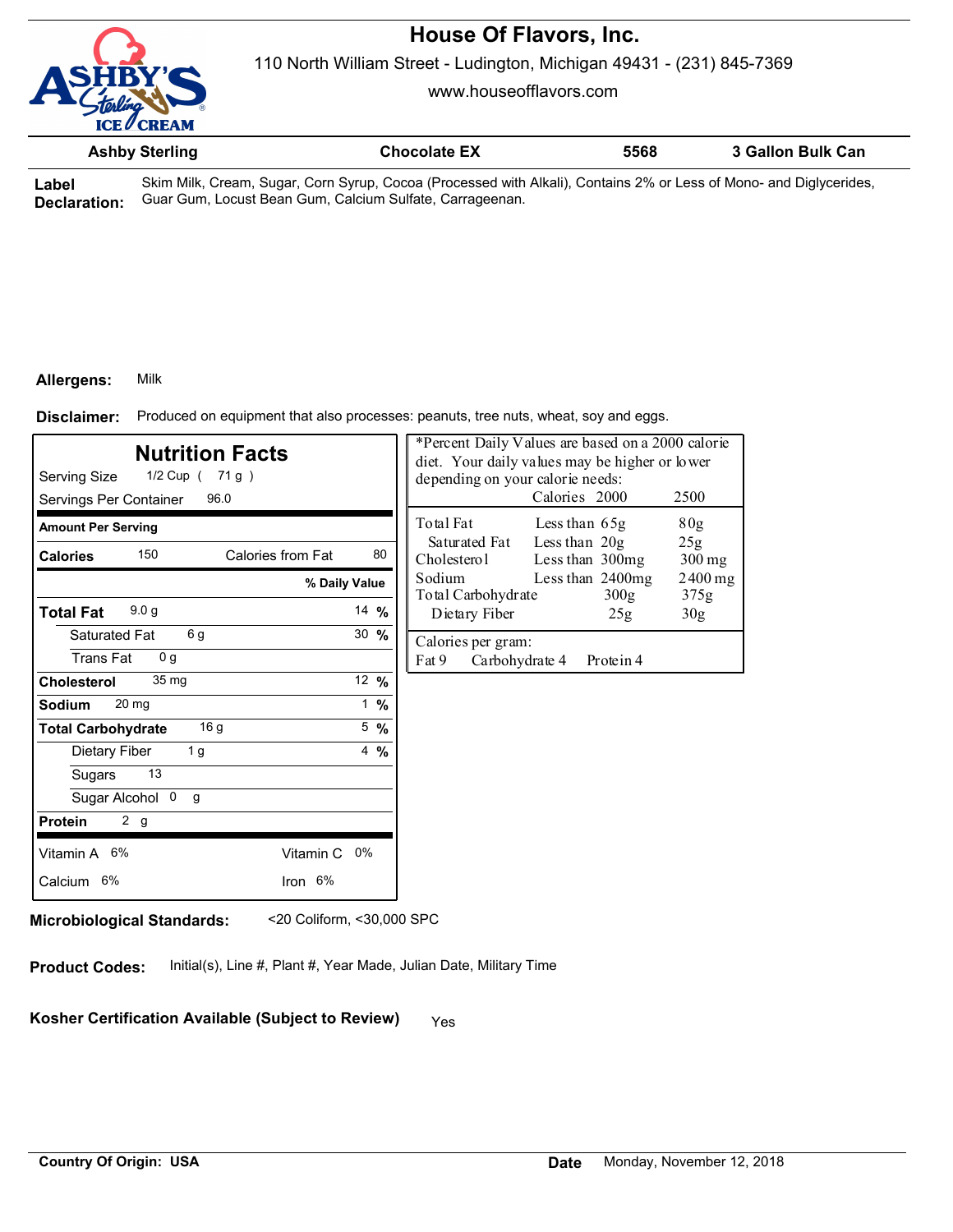# House Of Flavors, Inc.

110 North William Street - Ludington, Michigan 49431 - (231) 845-7369

www.houseofflavors.com

| Ashby Sterling | Chocolate EX | 5568 | 3 Gallon Bulk Can |
|---|---|---|---|

**Label Declaration:** Skim Milk, Cream, Sugar, Corn Syrup, Cocoa (Processed with Alkali), Contains 2% or Less of Mono- and Diglycerides, Guar Gum, Locust Bean Gum, Calcium Sulfate, Carrageenan.

**Allergens:** Milk

**Disclaimer:** Produced on equipment that also processes: peanuts, tree nuts, wheat, soy and eggs.

## Nutrition Facts

Serving Size 1/2 Cup ( 71 g )

Servings Per Container 96.0

| Amount Per Serving | | |
|---|---|---|
| **Calories** 150 | Calories from Fat 80 | |
| | | **% Daily Value** |
| **Total Fat** 9.0 g | | 14 % |
| Saturated Fat 6 g | | 30 % |
| Trans Fat 0 g | | |
| **Cholesterol** 35 mg | | 12 % |
| **Sodium** 20 mg | | 1 % |
| **Total Carbohydrate** 16 g | | 5 % |
| Dietary Fiber 1 g | | 4 % |
| Sugars 13 | | |
| Sugar Alcohol 0 g | | |
| **Protein** 2 g | | |
| Vitamin A 6% | Vitamin C 0% | |
| Calcium 6% | Iron 6% | |

*Percent Daily Values are based on a 2000 calorie diet. Your daily values may be higher or lower depending on your calorie needs:

| | | Calories 2000 | 2500 |
|---|---|---|---|
| Total Fat | Less than | 65g | 80g |
| Saturated Fat | Less than | 20g | 25g |
| Cholesterol | Less than | 300mg | 300 mg |
| Sodium | Less than | 2400mg | 2400 mg |
| Total Carbohydrate | | 300g | 375g |
| Dietary Fiber | | 25g | 30g |

Calories per gram:
Fat 9 Carbohydrate 4 Protein 4

**Microbiological Standards:** <20 Coliform, <30,000 SPC

**Product Codes:** Initial(s), Line #, Plant #, Year Made, Julian Date, Military Time

**Kosher Certification Available (Subject to Review)** Yes

**Country Of Origin: USA**

**Date** Monday, November 12, 2018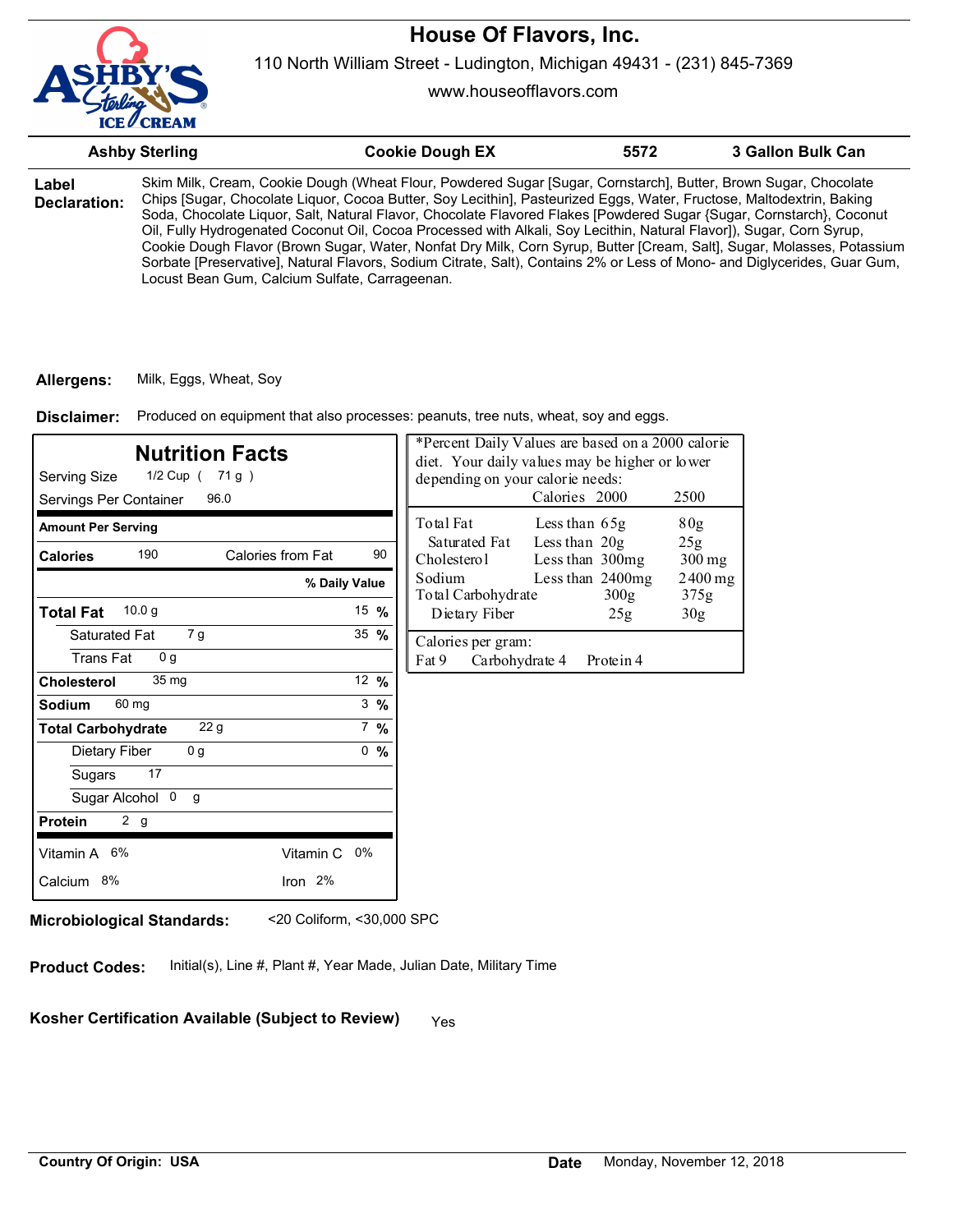# House Of Flavors, Inc.

110 North William Street - Ludington, Michigan 49431 - (231) 845-7369

www.houseofflavors.com

| Ashby Sterling | Cookie Dough EX | 5572 | 3 Gallon Bulk Can |
|---|---|---|---|

**Label Declaration:** Skim Milk, Cream, Cookie Dough (Wheat Flour, Powdered Sugar [Sugar, Cornstarch], Butter, Brown Sugar, Chocolate Chips [Sugar, Chocolate Liquor, Cocoa Butter, Soy Lecithin], Pasteurized Eggs, Water, Fructose, Maltodextrin, Baking Soda, Chocolate Liquor, Salt, Natural Flavor, Chocolate Flavored Flakes [Powdered Sugar {Sugar, Cornstarch}, Coconut Oil, Fully Hydrogenated Coconut Oil, Cocoa Processed with Alkali, Soy Lecithin, Natural Flavor]), Sugar, Corn Syrup, Cookie Dough Flavor (Brown Sugar, Water, Nonfat Dry Milk, Corn Syrup, Butter [Cream, Salt], Sugar, Molasses, Potassium Sorbate [Preservative], Natural Flavors, Sodium Citrate, Salt), Contains 2% or Less of Mono- and Diglycerides, Guar Gum, Locust Bean Gum, Calcium Sulfate, Carrageenan.

**Allergens:** Milk, Eggs, Wheat, Soy

**Disclaimer:** Produced on equipment that also processes: peanuts, tree nuts, wheat, soy and eggs.

## Nutrition Facts

Serving Size 1/2 Cup ( 71 g )

Servings Per Container 96.0

| Amount Per Serving | | |
|---|---|---|
| **Calories** 190 | Calories from Fat 90 | |
| | | **% Daily Value** |
| **Total Fat** 10.0 g | | 15 % |
| Saturated Fat 7 g | | 35 % |
| Trans Fat 0 g | | |
| **Cholesterol** 35 mg | | 12 % |
| **Sodium** 60 mg | | 3 % |
| **Total Carbohydrate** 22 g | | 7 % |
| Dietary Fiber 0 g | | 0 % |
| Sugars 17 | | |
| Sugar Alcohol 0 g | | |
| **Protein** 2 g | | |
| Vitamin A 6% | Vitamin C 0% | |
| Calcium 8% | Iron 2% | |

*Percent Daily Values are based on a 2000 calorie diet. Your daily values may be higher or lower depending on your calorie needs:

| | | Calories 2000 | 2500 |
|---|---|---|---|
| Total Fat | Less than | 65g | 80g |
| Saturated Fat | Less than | 20g | 25g |
| Cholesterol | Less than | 300mg | 300 mg |
| Sodium | Less than | 2400mg | 2400 mg |
| Total Carbohydrate | | 300g | 375g |
| Dietary Fiber | | 25g | 30g |

Calories per gram:
Fat 9 Carbohydrate 4 Protein 4

**Microbiological Standards:** <20 Coliform, <30,000 SPC

**Product Codes:** Initial(s), Line #, Plant #, Year Made, Julian Date, Military Time

**Kosher Certification Available (Subject to Review)** Yes

**Country Of Origin: USA**

**Date** Monday, November 12, 2018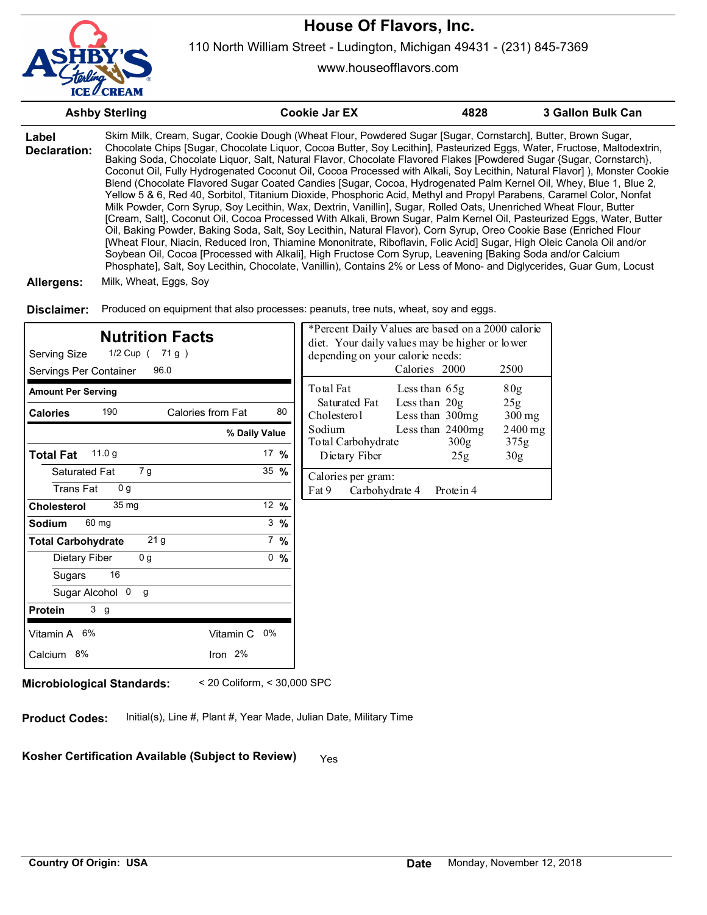# House Of Flavors, Inc.

110 North William Street - Ludington, Michigan 49431 - (231) 845-7369

www.houseofflavors.com

| Ashby Sterling | Cookie Jar EX | 4828 | 3 Gallon Bulk Can |
|---|---|---|---|

**Label Declaration:** Skim Milk, Cream, Sugar, Cookie Dough (Wheat Flour, Powdered Sugar [Sugar, Cornstarch], Butter, Brown Sugar, Chocolate Chips [Sugar, Chocolate Liquor, Cocoa Butter, Soy Lecithin], Pasteurized Eggs, Water, Fructose, Maltodextrin, Baking Soda, Chocolate Liquor, Salt, Natural Flavor, Chocolate Flavored Flakes [Powdered Sugar {Sugar, Cornstarch}, Coconut Oil, Fully Hydrogenated Coconut Oil, Cocoa Processed with Alkali, Soy Lecithin, Natural Flavor] ), Monster Cookie Blend (Chocolate Flavored Sugar Coated Candies [Sugar, Cocoa, Hydrogenated Palm Kernel Oil, Whey, Blue 1, Blue 2, Yellow 5 & 6, Red 40, Sorbitol, Titanium Dioxide, Phosphoric Acid, Methyl and Propyl Parabens, Caramel Color, Nonfat Milk Powder, Corn Syrup, Soy Lecithin, Wax, Dextrin, Vanillin], Sugar, Rolled Oats, Unenriched Wheat Flour, Butter [Cream, Salt], Coconut Oil, Cocoa Processed With Alkali, Brown Sugar, Palm Kernel Oil, Pasteurized Eggs, Water, Butter Oil, Baking Powder, Baking Soda, Salt, Soy Lecithin, Natural Flavor), Corn Syrup, Oreo Cookie Base (Enriched Flour [Wheat Flour, Niacin, Reduced Iron, Thiamine Mononitrate, Riboflavin, Folic Acid] Sugar, High Oleic Canola Oil and/or Soybean Oil, Cocoa [Processed with Alkali], High Fructose Corn Syrup, Leavening [Baking Soda and/or Calcium Phosphate], Salt, Soy Lecithin, Chocolate, Vanillin), Contains 2% or Less of Mono- and Diglycerides, Guar Gum, Locust

**Allergens:** Milk, Wheat, Eggs, Soy

**Disclaimer:** Produced on equipment that also processes: peanuts, tree nuts, wheat, soy and eggs.

## Nutrition Facts

Serving Size 1/2 Cup ( 71 g )
Servings Per Container 96.0

| Amount Per Serving | | |
|---|---|---|
| **Calories** 190 | Calories from Fat 80 | |
| | | **% Daily Value** |
| **Total Fat** 11.0 g | | 17 % |
| Saturated Fat 7 g | | 35 % |
| Trans Fat 0 g | | |
| **Cholesterol** 35 mg | | 12 % |
| **Sodium** 60 mg | | 3 % |
| **Total Carbohydrate** 21 g | | 7 % |
| Dietary Fiber 0 g | | 0 % |
| Sugars 16 | | |
| Sugar Alcohol 0 g | | |
| **Protein** 3 g | | |
| Vitamin A 6% | Vitamin C 0% | |
| Calcium 8% | Iron 2% | |

*Percent Daily Values are based on a 2000 calorie diet. Your daily values may be higher or lower depending on your calorie needs:

| | | Calories 2000 | 2500 |
|---|---|---|---|
| Total Fat | Less than | 65g | 80g |
| Saturated Fat | Less than | 20g | 25g |
| Cholesterol | Less than | 300mg | 300 mg |
| Sodium | Less than | 2400mg | 2400 mg |
| Total Carbohydrate | | 300g | 375g |
| Dietary Fiber | | 25g | 30g |

Calories per gram:
Fat 9 Carbohydrate 4 Protein 4

**Microbiological Standards:** < 20 Coliform, < 30,000 SPC

**Product Codes:** Initial(s), Line #, Plant #, Year Made, Julian Date, Military Time

**Kosher Certification Available (Subject to Review)** Yes

**Country Of Origin: USA** **Date** Monday, November 12, 2018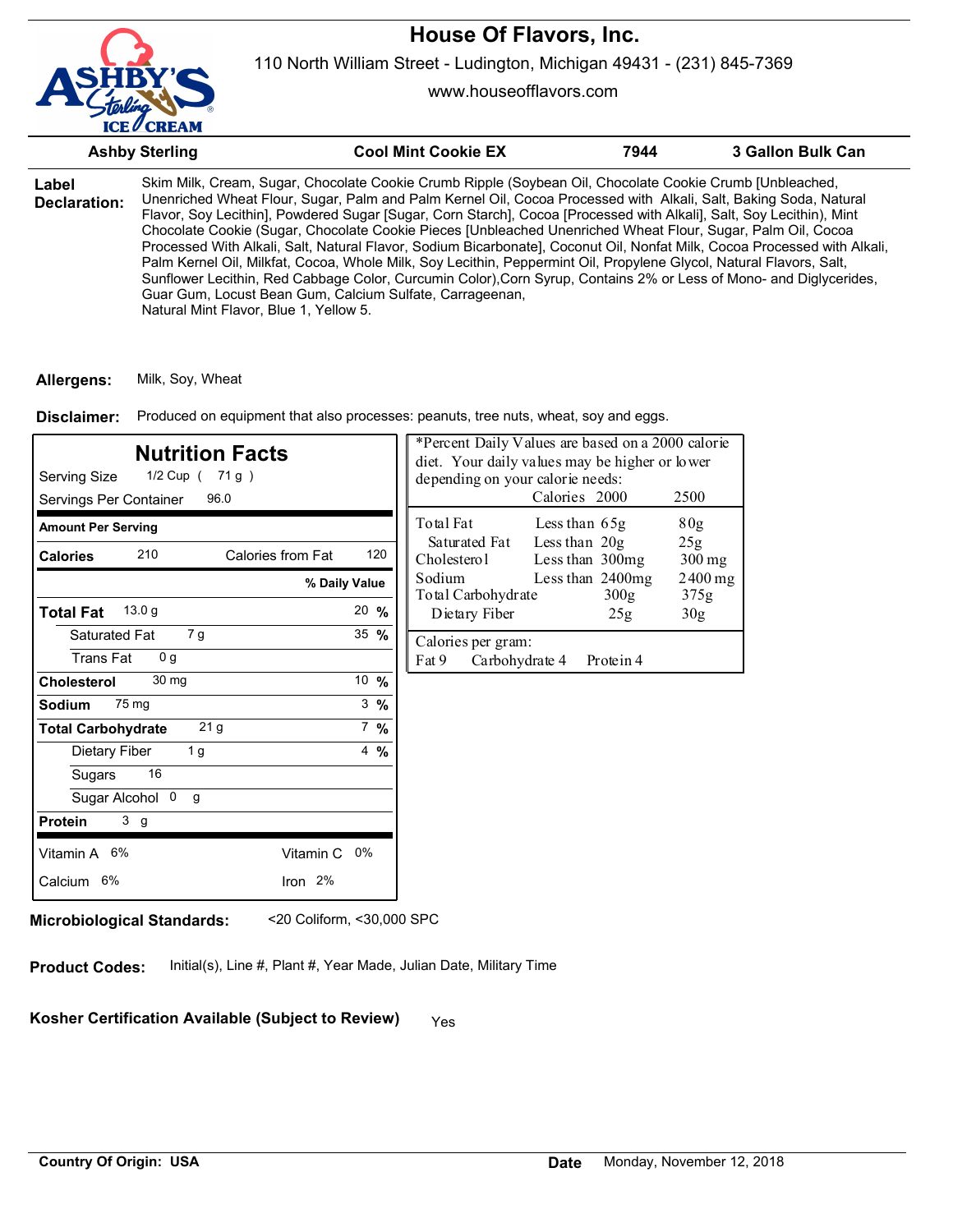# House Of Flavors, Inc.

110 North William Street - Ludington, Michigan 49431 - (231) 845-7369

www.houseofflavors.com

| Ashby Sterling | Cool Mint Cookie EX | 7944 | 3 Gallon Bulk Can |
|---|---|---|---|

**Label Declaration:** Skim Milk, Cream, Sugar, Chocolate Cookie Crumb Ripple (Soybean Oil, Chocolate Cookie Crumb [Unbleached, Unenriched Wheat Flour, Sugar, Palm and Palm Kernel Oil, Cocoa Processed with Alkali, Salt, Baking Soda, Natural Flavor, Soy Lecithin], Powdered Sugar [Sugar, Corn Starch], Cocoa [Processed with Alkali], Salt, Soy Lecithin), Mint Chocolate Cookie (Sugar, Chocolate Cookie Pieces [Unbleached Unenriched Wheat Flour, Sugar, Palm Oil, Cocoa Processed With Alkali, Salt, Natural Flavor, Sodium Bicarbonate], Coconut Oil, Nonfat Milk, Cocoa Processed with Alkali, Palm Kernel Oil, Milkfat, Cocoa, Whole Milk, Soy Lecithin, Peppermint Oil, Propylene Glycol, Natural Flavors, Salt, Sunflower Lecithin, Red Cabbage Color, Curcumin Color),Corn Syrup, Contains 2% or Less of Mono- and Diglycerides, Guar Gum, Locust Bean Gum, Calcium Sulfate, Carrageenan, Natural Mint Flavor, Blue 1, Yellow 5.

**Allergens:** Milk, Soy, Wheat

**Disclaimer:** Produced on equipment that also processes: peanuts, tree nuts, wheat, soy and eggs.

## Nutrition Facts

Serving Size 1/2 Cup ( 71 g )
Servings Per Container 96.0

| Amount Per Serving | | |
|---|---|---|
| **Calories** 210 | Calories from Fat 120 | |
| | | **% Daily Value** |
| **Total Fat** 13.0 g | | 20 % |
| Saturated Fat 7 g | | 35 % |
| Trans Fat 0 g | | |
| **Cholesterol** 30 mg | | 10 % |
| **Sodium** 75 mg | | 3 % |
| **Total Carbohydrate** 21 g | | 7 % |
| Dietary Fiber 1 g | | 4 % |
| Sugars 16 | | |
| Sugar Alcohol 0 g | | |
| **Protein** 3 g | | |
| Vitamin A 6% | Vitamin C 0% | |
| Calcium 6% | Iron 2% | |

*Percent Daily Values are based on a 2000 calorie diet. Your daily values may be higher or lower depending on your calorie needs:

| | | Calories 2000 | 2500 |
|---|---|---|---|
| Total Fat | Less than | 65g | 80g |
| Saturated Fat | Less than | 20g | 25g |
| Cholesterol | Less than | 300mg | 300 mg |
| Sodium | Less than | 2400mg | 2400 mg |
| Total Carbohydrate | | 300g | 375g |
| Dietary Fiber | | 25g | 30g |

Calories per gram:
Fat 9 Carbohydrate 4 Protein 4

**Microbiological Standards:** <20 Coliform, <30,000 SPC

**Product Codes:** Initial(s), Line #, Plant #, Year Made, Julian Date, Military Time

**Kosher Certification Available (Subject to Review)** Yes

**Country Of Origin: USA**

**Date** Monday, November 12, 2018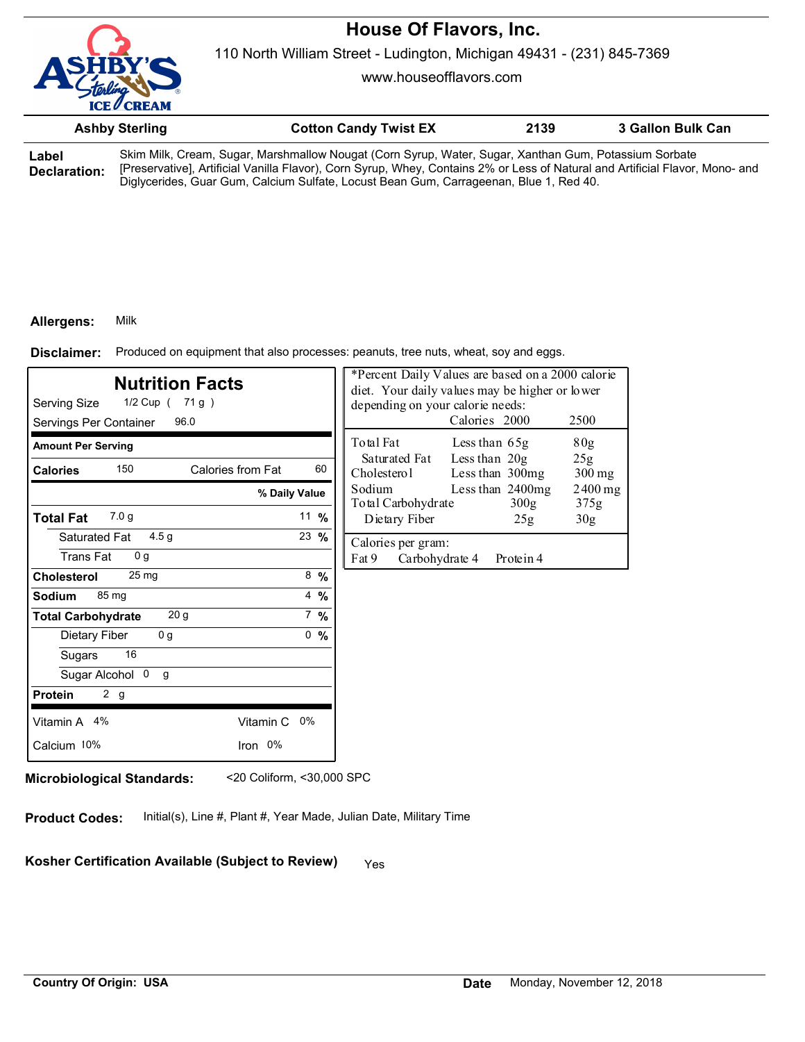# House Of Flavors, Inc.

110 North William Street - Ludington, Michigan 49431 - (231) 845-7369

www.houseofflavors.com

| Ashby Sterling | Cotton Candy Twist EX | 2139 | 3 Gallon Bulk Can |
|---|---|---|---|

**Label Declaration:** Skim Milk, Cream, Sugar, Marshmallow Nougat (Corn Syrup, Water, Sugar, Xanthan Gum, Potassium Sorbate [Preservative], Artificial Vanilla Flavor), Corn Syrup, Whey, Contains 2% or Less of Natural and Artificial Flavor, Mono- and Diglycerides, Guar Gum, Calcium Sulfate, Locust Bean Gum, Carrageenan, Blue 1, Red 40.

**Allergens:** Milk

**Disclaimer:** Produced on equipment that also processes: peanuts, tree nuts, wheat, soy and eggs.

## Nutrition Facts

Serving Size 1/2 Cup ( 71 g )

Servings Per Container 96.0

| Amount Per Serving | | |
|---|---|---|
| **Calories** 150 | Calories from Fat 60 | |
| | | **% Daily Value** |
| **Total Fat** 7.0 g | | 11 % |
| Saturated Fat 4.5 g | | 23 % |
| Trans Fat 0 g | | |
| **Cholesterol** 25 mg | | 8 % |
| **Sodium** 85 mg | | 4 % |
| **Total Carbohydrate** 20 g | | 7 % |
| Dietary Fiber 0 g | | 0 % |
| Sugars 16 | | |
| Sugar Alcohol 0 g | | |
| **Protein** 2 g | | |
| Vitamin A 4% | Vitamin C 0% | |
| Calcium 10% | Iron 0% | |

*Percent Daily Values are based on a 2000 calorie diet. Your daily values may be higher or lower depending on your calorie needs:

| | | Calories 2000 | 2500 |
|---|---|---|---|
| Total Fat | Less than | 65g | 80g |
| Saturated Fat | Less than | 20g | 25g |
| Cholesterol | Less than | 300mg | 300 mg |
| Sodium | Less than | 2400mg | 2400 mg |
| Total Carbohydrate | | 300g | 375g |
| Dietary Fiber | | 25g | 30g |

Calories per gram:
Fat 9 Carbohydrate 4 Protein 4

**Microbiological Standards:** <20 Coliform, <30,000 SPC

**Product Codes:** Initial(s), Line #, Plant #, Year Made, Julian Date, Military Time

**Kosher Certification Available (Subject to Review)** Yes

**Country Of Origin: USA**

**Date** Monday, November 12, 2018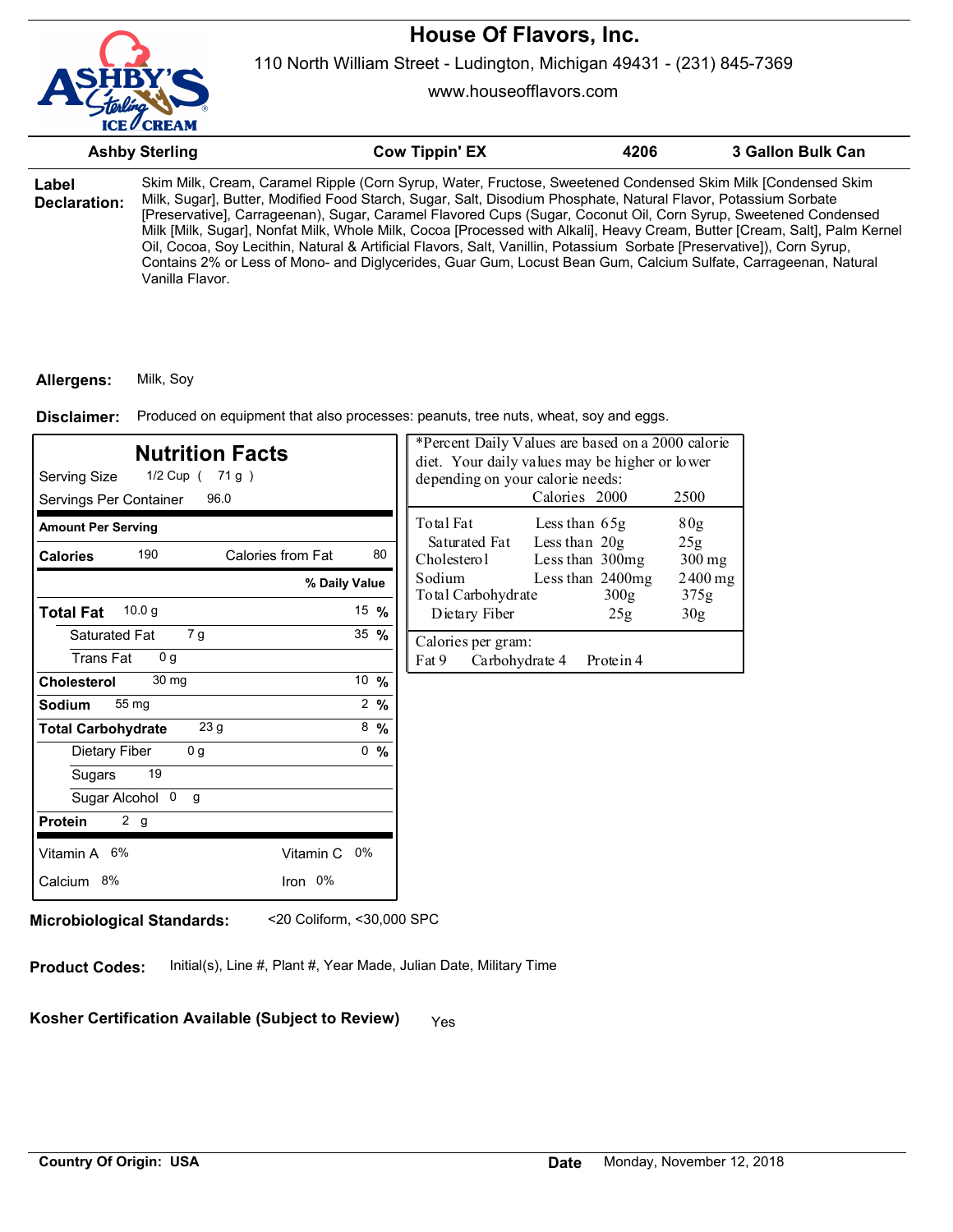# House Of Flavors, Inc.

110 North William Street - Ludington, Michigan 49431 - (231) 845-7369

www.houseofflavors.com

| Ashby Sterling | Cow Tippin' EX | 4206 | 3 Gallon Bulk Can |
|---|---|---|---|

**Label Declaration:** Skim Milk, Cream, Caramel Ripple (Corn Syrup, Water, Fructose, Sweetened Condensed Skim Milk [Condensed Skim Milk, Sugar], Butter, Modified Food Starch, Sugar, Salt, Disodium Phosphate, Natural Flavor, Potassium Sorbate [Preservative], Carrageenan), Sugar, Caramel Flavored Cups (Sugar, Coconut Oil, Corn Syrup, Sweetened Condensed Milk [Milk, Sugar], Nonfat Milk, Whole Milk, Cocoa [Processed with Alkali], Heavy Cream, Butter [Cream, Salt], Palm Kernel Oil, Cocoa, Soy Lecithin, Natural & Artificial Flavors, Salt, Vanillin, Potassium Sorbate [Preservative]), Corn Syrup, Contains 2% or Less of Mono- and Diglycerides, Guar Gum, Locust Bean Gum, Calcium Sulfate, Carrageenan, Natural Vanilla Flavor.

**Allergens:** Milk, Soy

**Disclaimer:** Produced on equipment that also processes: peanuts, tree nuts, wheat, soy and eggs.

## Nutrition Facts

Serving Size 1/2 Cup ( 71 g )
Servings Per Container 96.0

| Amount Per Serving | | |
|---|---|---|
| **Calories** 190 | Calories from Fat 80 | |
| | | **% Daily Value** |
| **Total Fat** 10.0 g | | 15 % |
| Saturated Fat 7 g | | 35 % |
| Trans Fat 0 g | | |
| **Cholesterol** 30 mg | | 10 % |
| **Sodium** 55 mg | | 2 % |
| **Total Carbohydrate** 23 g | | 8 % |
| Dietary Fiber 0 g | | 0 % |
| Sugars 19 | | |
| Sugar Alcohol 0 g | | |
| **Protein** 2 g | | |
| Vitamin A 6% | Vitamin C 0% | |
| Calcium 8% | Iron 0% | |

*Percent Daily Values are based on a 2000 calorie diet. Your daily values may be higher or lower depending on your calorie needs:

| | | Calories 2000 | 2500 |
|---|---|---|---|
| Total Fat | Less than | 65g | 80g |
| Saturated Fat | Less than | 20g | 25g |
| Cholesterol | Less than | 300mg | 300 mg |
| Sodium | Less than | 2400mg | 2400 mg |
| Total Carbohydrate | | 300g | 375g |
| Dietary Fiber | | 25g | 30g |

Calories per gram:
Fat 9 Carbohydrate 4 Protein 4

**Microbiological Standards:** <20 Coliform, <30,000 SPC

**Product Codes:** Initial(s), Line #, Plant #, Year Made, Julian Date, Military Time

**Kosher Certification Available (Subject to Review)** Yes

**Country Of Origin: USA**

**Date** Monday, November 12, 2018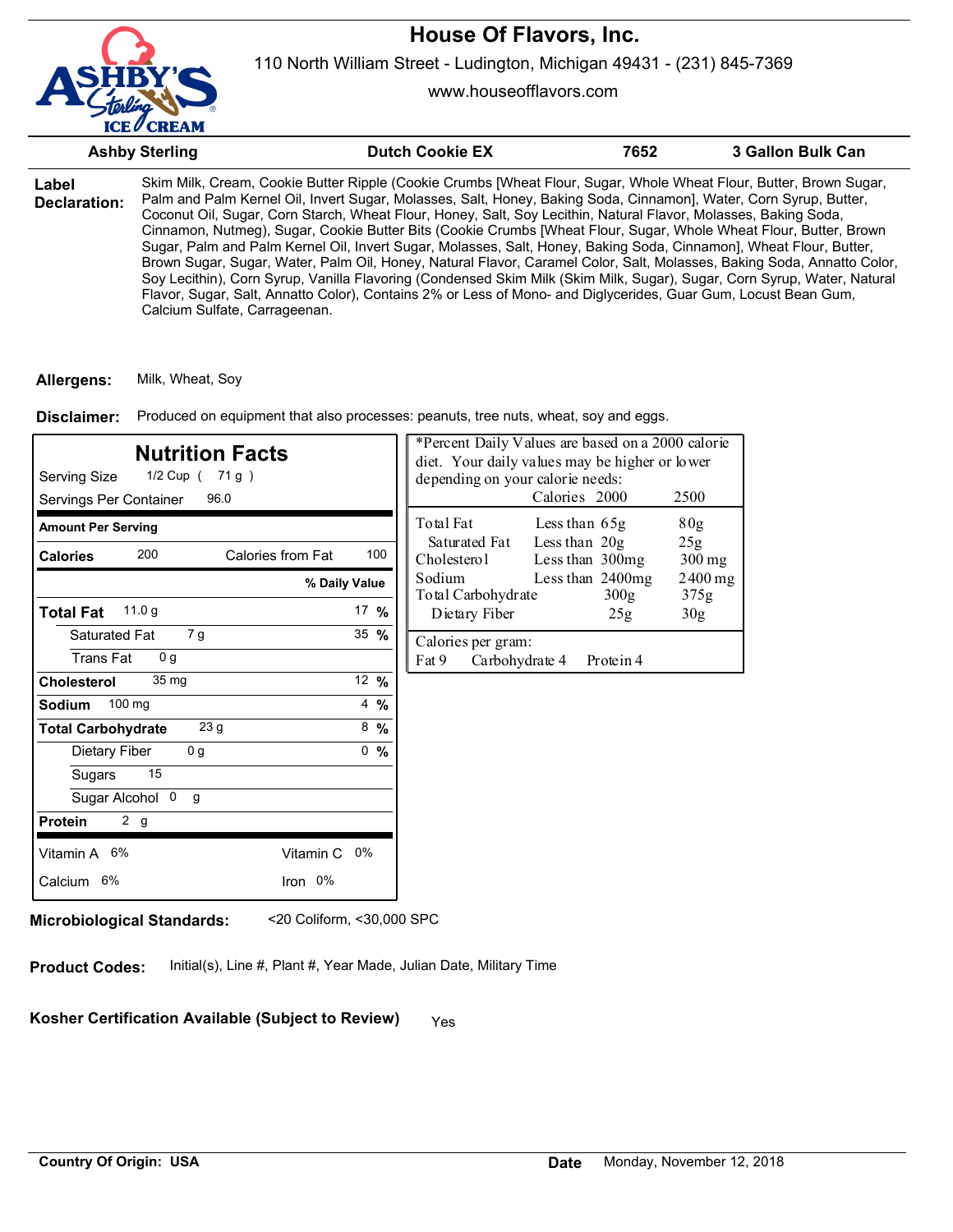# House Of Flavors, Inc.

110 North William Street - Ludington, Michigan 49431 - (231) 845-7369

www.houseofflavors.com

| Ashby Sterling | Dutch Cookie EX | 7652 | 3 Gallon Bulk Can |
|---|---|---|---|

**Label Declaration:** Skim Milk, Cream, Cookie Butter Ripple (Cookie Crumbs [Wheat Flour, Sugar, Whole Wheat Flour, Butter, Brown Sugar, Palm and Palm Kernel Oil, Invert Sugar, Molasses, Salt, Honey, Baking Soda, Cinnamon], Water, Corn Syrup, Butter, Coconut Oil, Sugar, Corn Starch, Wheat Flour, Honey, Salt, Soy Lecithin, Natural Flavor, Molasses, Baking Soda, Cinnamon, Nutmeg), Sugar, Cookie Butter Bits (Cookie Crumbs [Wheat Flour, Sugar, Whole Wheat Flour, Butter, Brown Sugar, Palm and Palm Kernel Oil, Invert Sugar, Molasses, Salt, Honey, Baking Soda, Cinnamon], Wheat Flour, Butter, Brown Sugar, Sugar, Water, Palm Oil, Honey, Natural Flavor, Caramel Color, Salt, Molasses, Baking Soda, Annatto Color, Soy Lecithin), Corn Syrup, Vanilla Flavoring (Condensed Skim Milk (Skim Milk, Sugar), Sugar, Corn Syrup, Water, Natural Flavor, Sugar, Salt, Annatto Color), Contains 2% or Less of Mono- and Diglycerides, Guar Gum, Locust Bean Gum, Calcium Sulfate, Carrageenan.

**Allergens:** Milk, Wheat, Soy

**Disclaimer:** Produced on equipment that also processes: peanuts, tree nuts, wheat, soy and eggs.

## Nutrition Facts

Serving Size 1/2 Cup ( 71 g )

Servings Per Container 96.0

| Amount Per Serving | | | |
|---|---|---|---|
| **Calories** 200 | | Calories from Fat | 100 |
| | | | **% Daily Value** |
| **Total Fat** 11.0 g | | | 17 % |
| Saturated Fat 7 g | | | 35 % |
| Trans Fat 0 g | | | |
| **Cholesterol** 35 mg | | | 12 % |
| **Sodium** 100 mg | | | 4 % |
| **Total Carbohydrate** 23 g | | | 8 % |
| Dietary Fiber 0 g | | | 0 % |
| Sugars 15 | | | |
| Sugar Alcohol 0 g | | | |
| **Protein** 2 g | | | |
| Vitamin A 6% | | Vitamin C 0% | |
| Calcium 6% | | Iron 0% | |

*Percent Daily Values are based on a 2000 calorie diet. Your daily values may be higher or lower depending on your calorie needs:

| | | Calories 2000 | 2500 |
|---|---|---|---|
| Total Fat | Less than | 65g | 80g |
| Saturated Fat | Less than | 20g | 25g |
| Cholesterol | Less than | 300mg | 300 mg |
| Sodium | Less than | 2400mg | 2400 mg |
| Total Carbohydrate | | 300g | 375g |
| Dietary Fiber | | 25g | 30g |

Calories per gram:
Fat 9 Carbohydrate 4 Protein 4

**Microbiological Standards:** <20 Coliform, <30,000 SPC

**Product Codes:** Initial(s), Line #, Plant #, Year Made, Julian Date, Military Time

**Kosher Certification Available (Subject to Review)** Yes

**Country Of Origin: USA**

**Date** Monday, November 12, 2018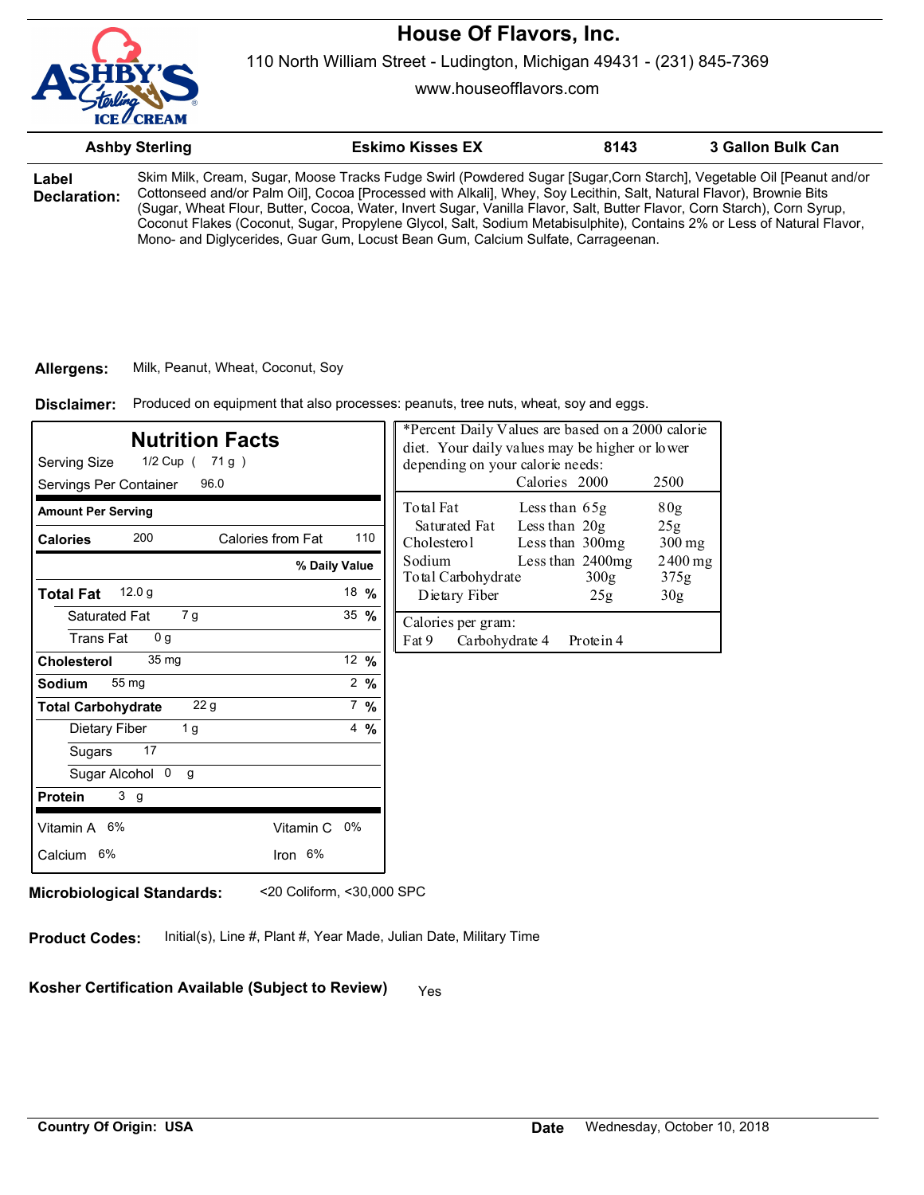# House Of Flavors, Inc.

110 North William Street - Ludington, Michigan 49431 - (231) 845-7369

www.houseofflavors.com

| Ashby Sterling | Eskimo Kisses EX | 8143 | 3 Gallon Bulk Can |
|---|---|---|---|

**Label Declaration:** Skim Milk, Cream, Sugar, Moose Tracks Fudge Swirl (Powdered Sugar [Sugar,Corn Starch], Vegetable Oil [Peanut and/or Cottonseed and/or Palm Oil], Cocoa [Processed with Alkali], Whey, Soy Lecithin, Salt, Natural Flavor), Brownie Bits (Sugar, Wheat Flour, Butter, Cocoa, Water, Invert Sugar, Vanilla Flavor, Salt, Butter Flavor, Corn Starch), Corn Syrup, Coconut Flakes (Coconut, Sugar, Propylene Glycol, Salt, Sodium Metabisulphite), Contains 2% or Less of Natural Flavor, Mono- and Diglycerides, Guar Gum, Locust Bean Gum, Calcium Sulfate, Carrageenan.

**Allergens:** Milk, Peanut, Wheat, Coconut, Soy

**Disclaimer:** Produced on equipment that also processes: peanuts, tree nuts, wheat, soy and eggs.

## Nutrition Facts

Serving Size 1/2 Cup ( 71 g )

Servings Per Container 96.0

| Amount Per Serving | | |
|---|---|---|
| **Calories** 200 | Calories from Fat 110 | |
| | | **% Daily Value** |
| **Total Fat** 12.0 g | | 18 % |
| Saturated Fat 7 g | | 35 % |
| Trans Fat 0 g | | |
| **Cholesterol** 35 mg | | 12 % |
| **Sodium** 55 mg | | 2 % |
| **Total Carbohydrate** 22 g | | 7 % |
| Dietary Fiber 1 g | | 4 % |
| Sugars 17 | | |
| Sugar Alcohol 0 g | | |
| **Protein** 3 g | | |
| Vitamin A 6% | Vitamin C 0% | |
| Calcium 6% | Iron 6% | |

*Percent Daily Values are based on a 2000 calorie diet. Your daily values may be higher or lower depending on your calorie needs:

| | | Calories 2000 | 2500 |
|---|---|---|---|
| Total Fat | Less than | 65g | 80g |
| Saturated Fat | Less than | 20g | 25g |
| Cholesterol | Less than | 300mg | 300 mg |
| Sodium | Less than | 2400mg | 2400 mg |
| Total Carbohydrate | | 300g | 375g |
| Dietary Fiber | | 25g | 30g |

Calories per gram:
Fat 9 Carbohydrate 4 Protein 4

**Microbiological Standards:** <20 Coliform, <30,000 SPC

**Product Codes:** Initial(s), Line #, Plant #, Year Made, Julian Date, Military Time

**Kosher Certification Available (Subject to Review)** Yes

**Country Of Origin: USA**

**Date** Wednesday, October 10, 2018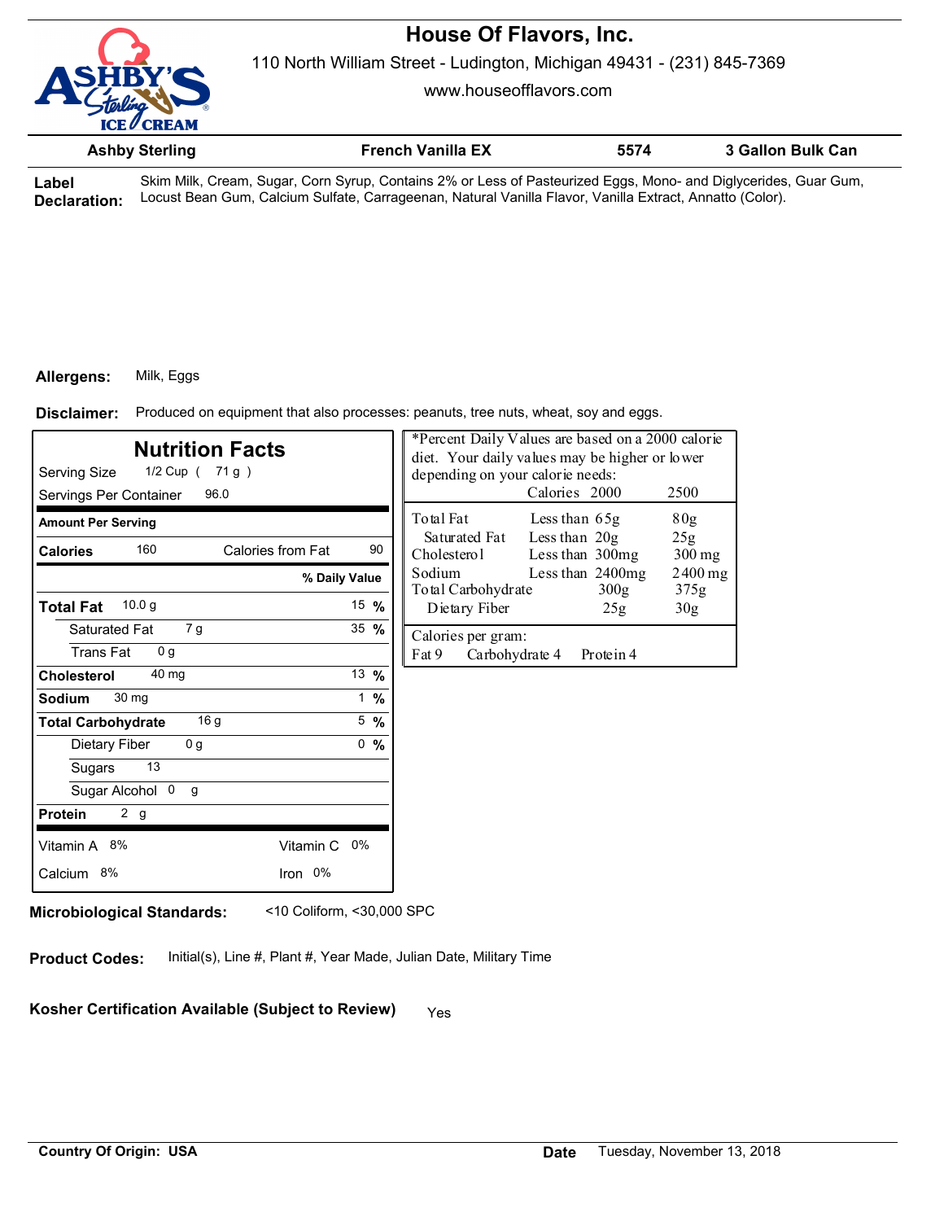# House Of Flavors, Inc.

110 North William Street - Ludington, Michigan 49431 - (231) 845-7369

www.houseofflavors.com

| Ashby Sterling | French Vanilla EX | 5574 | 3 Gallon Bulk Can |
|---|---|---|---|

**Label Declaration:** Skim Milk, Cream, Sugar, Corn Syrup, Contains 2% or Less of Pasteurized Eggs, Mono- and Diglycerides, Guar Gum, Locust Bean Gum, Calcium Sulfate, Carrageenan, Natural Vanilla Flavor, Vanilla Extract, Annatto (Color).

**Allergens:** Milk, Eggs

**Disclaimer:** Produced on equipment that also processes: peanuts, tree nuts, wheat, soy and eggs.

## Nutrition Facts

Serving Size 1/2 Cup ( 71 g )

Servings Per Container 96.0

| Amount Per Serving | | | |
|---|---|---|---|
| **Calories** 160 | | Calories from Fat | 90 |
| | | **% Daily Value** | |
| **Total Fat** 10.0 g | | | 15 % |
| Saturated Fat 7 g | | | 35 % |
| Trans Fat 0 g | | | |
| **Cholesterol** 40 mg | | | 13 % |
| **Sodium** 30 mg | | | 1 % |
| **Total Carbohydrate** 16 g | | | 5 % |
| Dietary Fiber 0 g | | | 0 % |
| Sugars 13 | | | |
| Sugar Alcohol 0 g | | | |
| **Protein** 2 g | | | |
| Vitamin A 8% | | Vitamin C 0% | |
| Calcium 8% | | Iron 0% | |

*Percent Daily Values are based on a 2000 calorie diet. Your daily values may be higher or lower depending on your calorie needs:

| | | Calories 2000 | 2500 |
|---|---|---|---|
| Total Fat | Less than | 65g | 80g |
| Saturated Fat | Less than | 20g | 25g |
| Cholesterol | Less than | 300mg | 300 mg |
| Sodium | Less than | 2400mg | 2400 mg |
| Total Carbohydrate | | 300g | 375g |
| Dietary Fiber | | 25g | 30g |

Calories per gram:
Fat 9 Carbohydrate 4 Protein 4

**Microbiological Standards:** <10 Coliform, <30,000 SPC

**Product Codes:** Initial(s), Line #, Plant #, Year Made, Julian Date, Military Time

**Kosher Certification Available (Subject to Review)** Yes

**Country Of Origin: USA**

**Date** Tuesday, November 13, 2018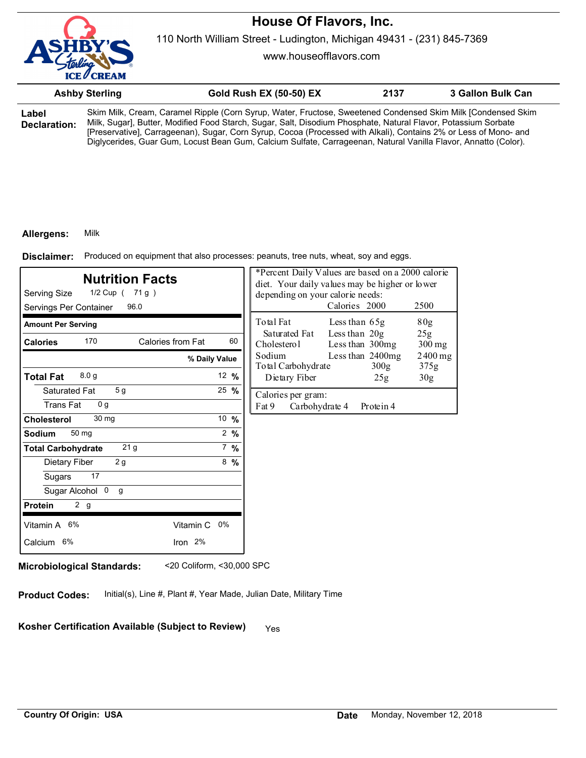# House Of Flavors, Inc.

110 North William Street - Ludington, Michigan 49431 - (231) 845-7369

www.houseofflavors.com

| Ashby Sterling | Gold Rush EX (50-50) EX | 2137 | 3 Gallon Bulk Can |
|---|---|---|---|

**Label Declaration:** Skim Milk, Cream, Caramel Ripple (Corn Syrup, Water, Fructose, Sweetened Condensed Skim Milk [Condensed Skim Milk, Sugar], Butter, Modified Food Starch, Sugar, Salt, Disodium Phosphate, Natural Flavor, Potassium Sorbate [Preservative], Carrageenan), Sugar, Corn Syrup, Cocoa (Processed with Alkali), Contains 2% or Less of Mono- and Diglycerides, Guar Gum, Locust Bean Gum, Calcium Sulfate, Carrageenan, Natural Vanilla Flavor, Annatto (Color).

**Allergens:** Milk

**Disclaimer:** Produced on equipment that also processes: peanuts, tree nuts, wheat, soy and eggs.

## Nutrition Facts

Serving Size 1/2 Cup ( 71 g )

Servings Per Container 96.0

| Amount Per Serving | | |
|---|---|---|
| **Calories** 170 | Calories from Fat 60 | |
| | | **% Daily Value** |
| **Total Fat** 8.0 g | | 12 % |
| Saturated Fat 5 g | | 25 % |
| Trans Fat 0 g | | |
| **Cholesterol** 30 mg | | 10 % |
| **Sodium** 50 mg | | 2 % |
| **Total Carbohydrate** 21 g | | 7 % |
| Dietary Fiber 2 g | | 8 % |
| Sugars 17 | | |
| Sugar Alcohol 0 g | | |
| **Protein** 2 g | | |
| Vitamin A 6% | Vitamin C 0% | |
| Calcium 6% | Iron 2% | |

*Percent Daily Values are based on a 2000 calorie diet. Your daily values may be higher or lower depending on your calorie needs:

| | | Calories 2000 | 2500 |
|---|---|---|---|
| Total Fat | Less than | 65g | 80g |
| Saturated Fat | Less than | 20g | 25g |
| Cholesterol | Less than | 300mg | 300 mg |
| Sodium | Less than | 2400mg | 2400 mg |
| Total Carbohydrate | | 300g | 375g |
| Dietary Fiber | | 25g | 30g |

Calories per gram:
Fat 9 Carbohydrate 4 Protein 4

**Microbiological Standards:** <20 Coliform, <30,000 SPC

**Product Codes:** Initial(s), Line #, Plant #, Year Made, Julian Date, Military Time

**Kosher Certification Available (Subject to Review)** Yes

**Country Of Origin: USA**

**Date** Monday, November 12, 2018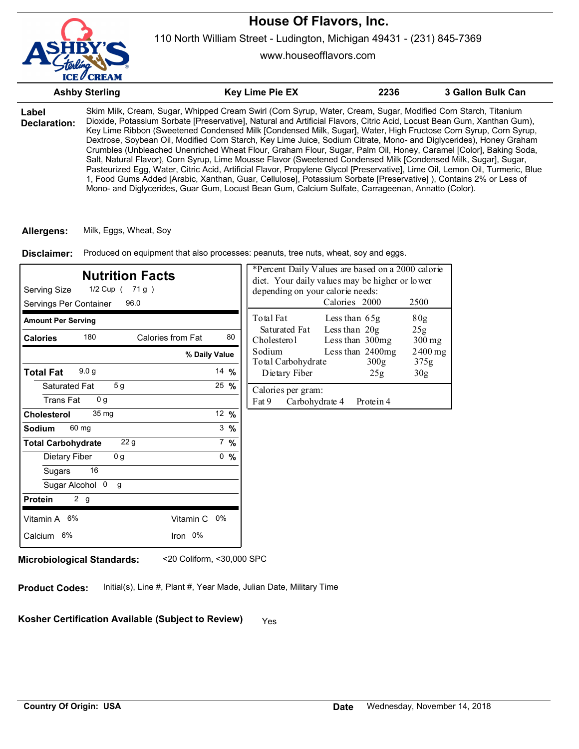# House Of Flavors, Inc.

110 North William Street - Ludington, Michigan 49431 - (231) 845-7369

www.houseofflavors.com

| Ashby Sterling | Key Lime Pie EX | 2236 | 3 Gallon Bulk Can |
|---|---|---|---|

**Label Declaration:** Skim Milk, Cream, Sugar, Whipped Cream Swirl (Corn Syrup, Water, Cream, Sugar, Modified Corn Starch, Titanium Dioxide, Potassium Sorbate [Preservative], Natural and Artificial Flavors, Citric Acid, Locust Bean Gum, Xanthan Gum), Key Lime Ribbon (Sweetened Condensed Milk [Condensed Milk, Sugar], Water, High Fructose Corn Syrup, Corn Syrup, Dextrose, Soybean Oil, Modified Corn Starch, Key Lime Juice, Sodium Citrate, Mono- and Diglycerides), Honey Graham Crumbles (Unbleached Unenriched Wheat Flour, Graham Flour, Sugar, Palm Oil, Honey, Caramel [Color], Baking Soda, Salt, Natural Flavor), Corn Syrup, Lime Mousse Flavor (Sweetened Condensed Milk [Condensed Milk, Sugar], Sugar, Pasteurized Egg, Water, Citric Acid, Artificial Flavor, Propylene Glycol [Preservative], Lime Oil, Lemon Oil, Turmeric, Blue 1, Food Gums Added [Arabic, Xanthan, Guar, Cellulose], Potassium Sorbate [Preservative] ), Contains 2% or Less of Mono- and Diglycerides, Guar Gum, Locust Bean Gum, Calcium Sulfate, Carrageenan, Annatto (Color).

**Allergens:** Milk, Eggs, Wheat, Soy

**Disclaimer:** Produced on equipment that also processes: peanuts, tree nuts, wheat, soy and eggs.

## Nutrition Facts

Serving Size 1/2 Cup ( 71 g )
Servings Per Container 96.0

| Amount Per Serving | | |
|---|---|---|
| Calories 180 | Calories from Fat 80 | |
| | | % Daily Value |
| Total Fat 9.0 g | | 14 % |
| Saturated Fat 5 g | | 25 % |
| Trans Fat 0 g | | |
| Cholesterol 35 mg | | 12 % |
| Sodium 60 mg | | 3 % |
| Total Carbohydrate 22 g | | 7 % |
| Dietary Fiber 0 g | | 0 % |
| Sugars 16 | | |
| Sugar Alcohol 0 g | | |
| Protein 2 g | | |
| Vitamin A 6% | Vitamin C 0% | |
| Calcium 6% | Iron 0% | |

*Percent Daily Values are based on a 2000 calorie diet. Your daily values may be higher or lower depending on your calorie needs:

| | | Calories 2000 | 2500 |
|---|---|---|---|
| Total Fat | Less than | 65g | 80g |
| Saturated Fat | Less than | 20g | 25g |
| Cholesterol | Less than | 300mg | 300 mg |
| Sodium | Less than | 2400mg | 2400 mg |
| Total Carbohydrate | | 300g | 375g |
| Dietary Fiber | | 25g | 30g |

Calories per gram:
Fat 9 Carbohydrate 4 Protein 4

**Microbiological Standards:** <20 Coliform, <30,000 SPC

**Product Codes:** Initial(s), Line #, Plant #, Year Made, Julian Date, Military Time

**Kosher Certification Available (Subject to Review)** Yes

**Country Of Origin: USA**

**Date** Wednesday, November 14, 2018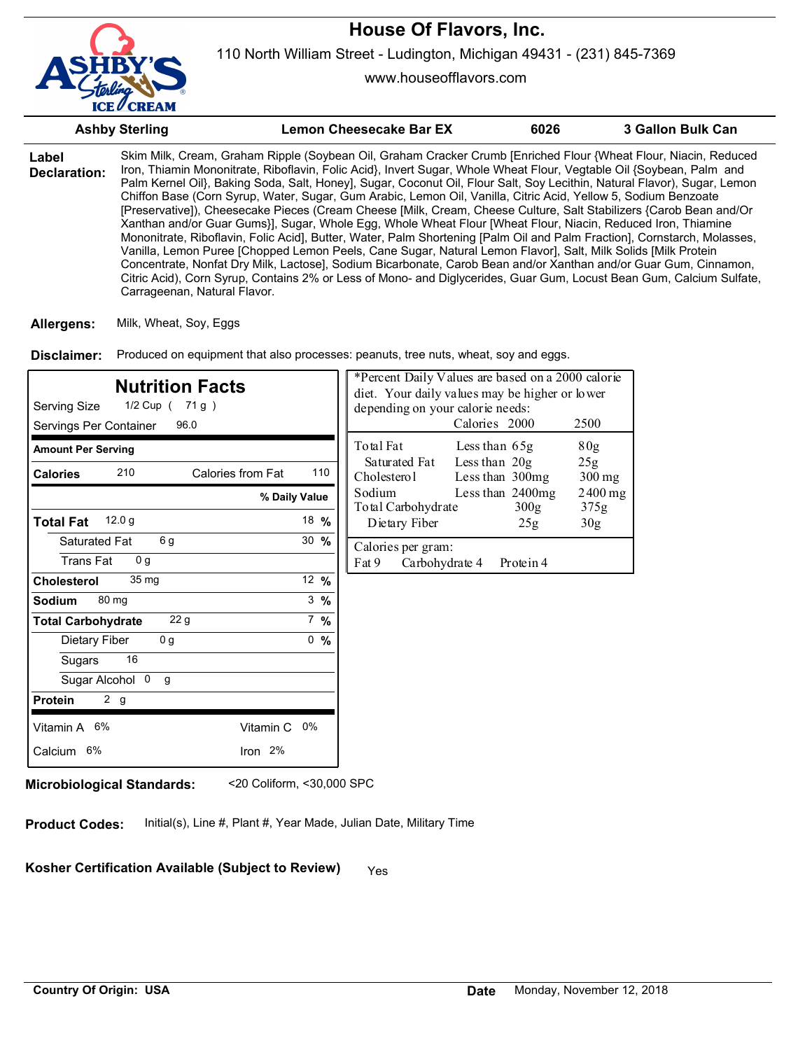# House Of Flavors, Inc.

110 North William Street - Ludington, Michigan 49431 - (231) 845-7369

www.houseofflavors.com

| Ashby Sterling | Lemon Cheesecake Bar EX | 6026 | 3 Gallon Bulk Can |
|---|---|---|---|

**Label Declaration:** Skim Milk, Cream, Graham Ripple (Soybean Oil, Graham Cracker Crumb [Enriched Flour {Wheat Flour, Niacin, Reduced Iron, Thiamin Mononitrate, Riboflavin, Folic Acid}, Invert Sugar, Whole Wheat Flour, Vegtable Oil {Soybean, Palm and Palm Kernel Oil}, Baking Soda, Salt, Honey], Sugar, Coconut Oil, Flour Salt, Soy Lecithin, Natural Flavor), Sugar, Lemon Chiffon Base (Corn Syrup, Water, Sugar, Gum Arabic, Lemon Oil, Vanilla, Citric Acid, Yellow 5, Sodium Benzoate [Preservative]), Cheesecake Pieces (Cream Cheese [Milk, Cream, Cheese Culture, Salt Stabilizers {Carob Bean and/Or Xanthan and/or Guar Gums}], Sugar, Whole Egg, Whole Wheat Flour [Wheat Flour, Niacin, Reduced Iron, Thiamine Mononitrate, Riboflavin, Folic Acid], Butter, Water, Palm Shortening [Palm Oil and Palm Fraction], Cornstarch, Molasses, Vanilla, Lemon Puree [Chopped Lemon Peels, Cane Sugar, Natural Lemon Flavor], Salt, Milk Solids [Milk Protein Concentrate, Nonfat Dry Milk, Lactose], Sodium Bicarbonate, Carob Bean and/or Xanthan and/or Guar Gum, Cinnamon, Citric Acid), Corn Syrup, Contains 2% or Less of Mono- and Diglycerides, Guar Gum, Locust Bean Gum, Calcium Sulfate, Carrageenan, Natural Flavor.

**Allergens:** Milk, Wheat, Soy, Eggs

**Disclaimer:** Produced on equipment that also processes: peanuts, tree nuts, wheat, soy and eggs.

## Nutrition Facts

Serving Size 1/2 Cup ( 71 g )

Servings Per Container 96.0

| Amount Per Serving | | |
|---|---|---|
| **Calories** 210 | Calories from Fat 110 | |
| | | **% Daily Value** |
| **Total Fat** 12.0 g | | 18 % |
| Saturated Fat 6 g | | 30 % |
| Trans Fat 0 g | | |
| **Cholesterol** 35 mg | | 12 % |
| **Sodium** 80 mg | | 3 % |
| **Total Carbohydrate** 22 g | | 7 % |
| Dietary Fiber 0 g | | 0 % |
| Sugars 16 | | |
| Sugar Alcohol 0 g | | |
| **Protein** 2 g | | |
| Vitamin A 6% | Vitamin C 0% | |
| Calcium 6% | Iron 2% | |

*Percent Daily Values are based on a 2000 calorie diet. Your daily values may be higher or lower depending on your calorie needs:

| | | Calories 2000 | 2500 |
|---|---|---|---|
| Total Fat | Less than | 65g | 80g |
| Saturated Fat | Less than | 20g | 25g |
| Cholesterol | Less than | 300mg | 300 mg |
| Sodium | Less than | 2400mg | 2400 mg |
| Total Carbohydrate | | 300g | 375g |
| Dietary Fiber | | 25g | 30g |

Calories per gram:
Fat 9 Carbohydrate 4 Protein 4

**Microbiological Standards:** <20 Coliform, <30,000 SPC

**Product Codes:** Initial(s), Line #, Plant #, Year Made, Julian Date, Military Time

**Kosher Certification Available (Subject to Review)** Yes

**Country Of Origin: USA**

**Date** Monday, November 12, 2018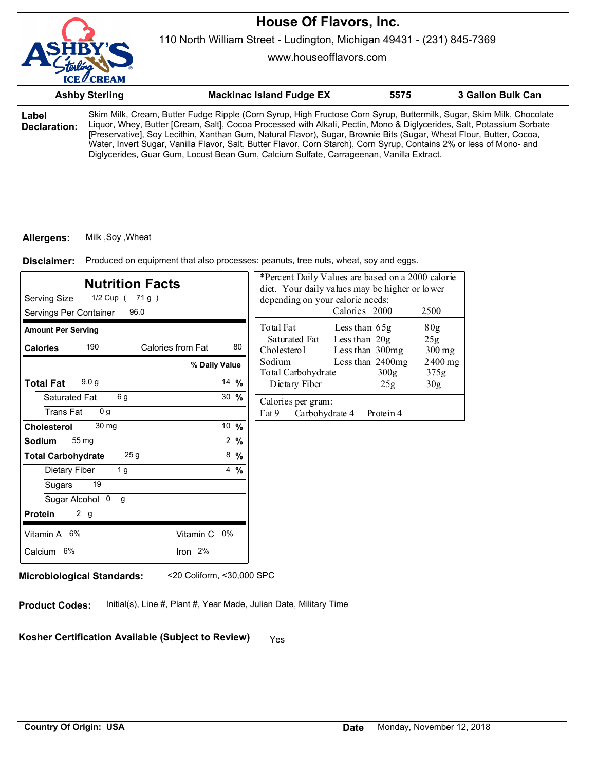# House Of Flavors, Inc.

110 North William Street - Ludington, Michigan 49431 - (231) 845-7369

www.houseofflavors.com

| Ashby Sterling | Mackinac Island Fudge EX | 5575 | 3 Gallon Bulk Can |
|---|---|---|---|

**Label Declaration:** Skim Milk, Cream, Butter Fudge Ripple (Corn Syrup, High Fructose Corn Syrup, Buttermilk, Sugar, Skim Milk, Chocolate Liquor, Whey, Butter [Cream, Salt], Cocoa Processed with Alkali, Pectin, Mono & Diglycerides, Salt, Potassium Sorbate [Preservative], Soy Lecithin, Xanthan Gum, Natural Flavor), Sugar, Brownie Bits (Sugar, Wheat Flour, Butter, Cocoa, Water, Invert Sugar, Vanilla Flavor, Salt, Butter Flavor, Corn Starch), Corn Syrup, Contains 2% or less of Mono- and Diglycerides, Guar Gum, Locust Bean Gum, Calcium Sulfate, Carrageenan, Vanilla Extract.

**Allergens:** Milk ,Soy ,Wheat

**Disclaimer:** Produced on equipment that also processes: peanuts, tree nuts, wheat, soy and eggs.

## Nutrition Facts

Serving Size 1/2 Cup ( 71 g )

Servings Per Container 96.0

| Amount Per Serving | | |
|---|---|---|
| **Calories** 190 | Calories from Fat 80 | |
| | | **% Daily Value** |
| **Total Fat** 9.0 g | | 14 % |
| Saturated Fat 6 g | | 30 % |
| Trans Fat 0 g | | |
| **Cholesterol** 30 mg | | 10 % |
| **Sodium** 55 mg | | 2 % |
| **Total Carbohydrate** 25 g | | 8 % |
| Dietary Fiber 1 g | | 4 % |
| Sugars 19 | | |
| Sugar Alcohol 0 g | | |
| **Protein** 2 g | | |
| Vitamin A 6% | Vitamin C 0% | |
| Calcium 6% | Iron 2% | |

*Percent Daily Values are based on a 2000 calorie diet. Your daily values may be higher or lower depending on your calorie needs:

| | | Calories 2000 | 2500 |
|---|---|---|---|
| Total Fat | Less than | 65g | 80g |
| Saturated Fat | Less than | 20g | 25g |
| Cholesterol | Less than | 300mg | 300 mg |
| Sodium | Less than | 2400mg | 2400 mg |
| Total Carbohydrate | | 300g | 375g |
| Dietary Fiber | | 25g | 30g |

Calories per gram:
Fat 9 Carbohydrate 4 Protein 4

**Microbiological Standards:** <20 Coliform, <30,000 SPC

**Product Codes:** Initial(s), Line #, Plant #, Year Made, Julian Date, Military Time

**Kosher Certification Available (Subject to Review)** Yes

**Country Of Origin: USA**

**Date** Monday, November 12, 2018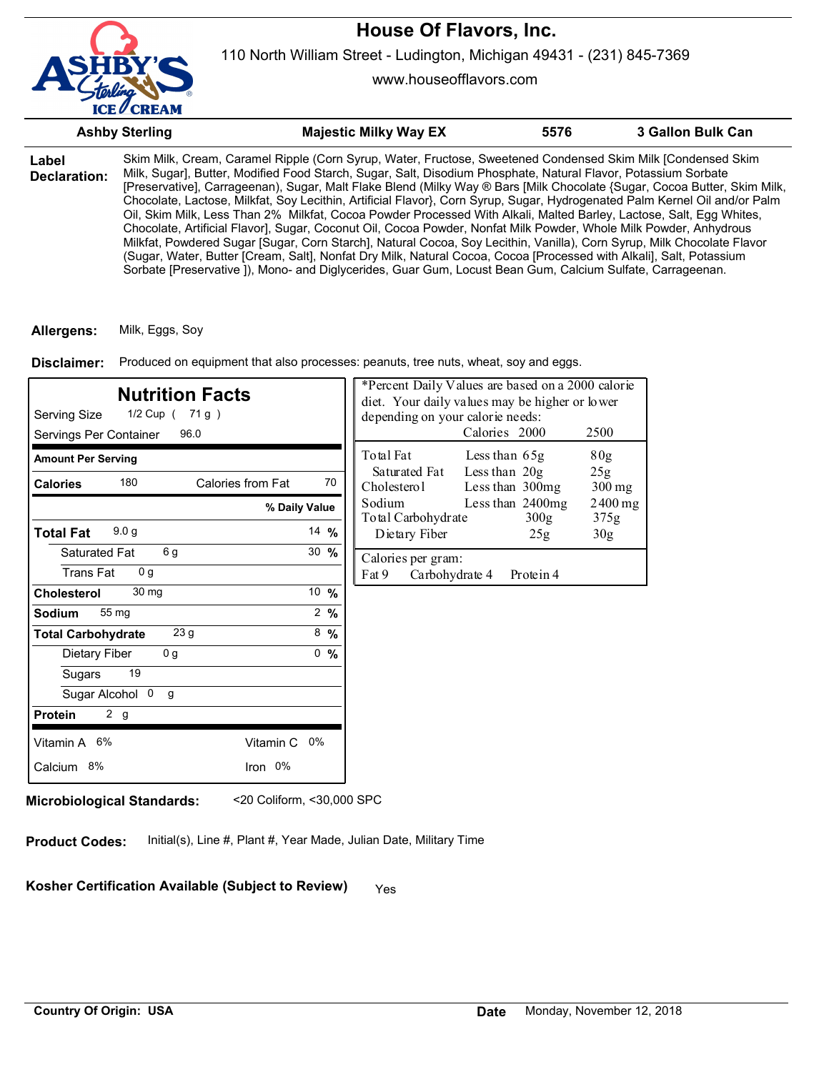# House Of Flavors, Inc.

110 North William Street - Ludington, Michigan 49431 - (231) 845-7369

www.houseofflavors.com

| Ashby Sterling | Majestic Milky Way EX | 5576 | 3 Gallon Bulk Can |
|---|---|---|---|

**Label Declaration:** Skim Milk, Cream, Caramel Ripple (Corn Syrup, Water, Fructose, Sweetened Condensed Skim Milk [Condensed Skim Milk, Sugar], Butter, Modified Food Starch, Sugar, Salt, Disodium Phosphate, Natural Flavor, Potassium Sorbate [Preservative], Carrageenan), Sugar, Malt Flake Blend (Milky Way ® Bars [Milk Chocolate {Sugar, Cocoa Butter, Skim Milk, Chocolate, Lactose, Milkfat, Soy Lecithin, Artificial Flavor}, Corn Syrup, Sugar, Hydrogenated Palm Kernel Oil and/or Palm Oil, Skim Milk, Less Than 2% Milkfat, Cocoa Powder Processed With Alkali, Malted Barley, Lactose, Salt, Egg Whites, Chocolate, Artificial Flavor], Sugar, Coconut Oil, Cocoa Powder, Nonfat Milk Powder, Whole Milk Powder, Anhydrous Milkfat, Powdered Sugar [Sugar, Corn Starch], Natural Cocoa, Soy Lecithin, Vanilla), Corn Syrup, Milk Chocolate Flavor (Sugar, Water, Butter [Cream, Salt], Nonfat Dry Milk, Natural Cocoa, Cocoa [Processed with Alkali], Salt, Potassium Sorbate [Preservative ]), Mono- and Diglycerides, Guar Gum, Locust Bean Gum, Calcium Sulfate, Carrageenan.

**Allergens:** Milk, Eggs, Soy

**Disclaimer:** Produced on equipment that also processes: peanuts, tree nuts, wheat, soy and eggs.

## Nutrition Facts

Serving Size 1/2 Cup ( 71 g )
Servings Per Container 96.0

| Amount Per Serving | | |
|---|---|---|
| **Calories** 180 | Calories from Fat 70 | |
| | | **% Daily Value** |
| **Total Fat** 9.0 g | | 14 % |
| Saturated Fat 6 g | | 30 % |
| Trans Fat 0 g | | |
| **Cholesterol** 30 mg | | 10 % |
| **Sodium** 55 mg | | 2 % |
| **Total Carbohydrate** 23 g | | 8 % |
| Dietary Fiber 0 g | | 0 % |
| Sugars 19 | | |
| Sugar Alcohol 0 g | | |
| **Protein** 2 g | | |
| Vitamin A 6% | Vitamin C 0% | |
| Calcium 8% | Iron 0% | |

*Percent Daily Values are based on a 2000 calorie diet. Your daily values may be higher or lower depending on your calorie needs:

| | | Calories 2000 | 2500 |
|---|---|---|---|
| Total Fat | Less than | 65g | 80g |
| Saturated Fat | Less than | 20g | 25g |
| Cholesterol | Less than | 300mg | 300 mg |
| Sodium | Less than | 2400mg | 2400 mg |
| Total Carbohydrate | | 300g | 375g |
| Dietary Fiber | | 25g | 30g |

Calories per gram:
Fat 9 Carbohydrate 4 Protein 4

**Microbiological Standards:** <20 Coliform, <30,000 SPC

**Product Codes:** Initial(s), Line #, Plant #, Year Made, Julian Date, Military Time

**Kosher Certification Available (Subject to Review)** Yes

**Country Of Origin: USA**

**Date** Monday, November 12, 2018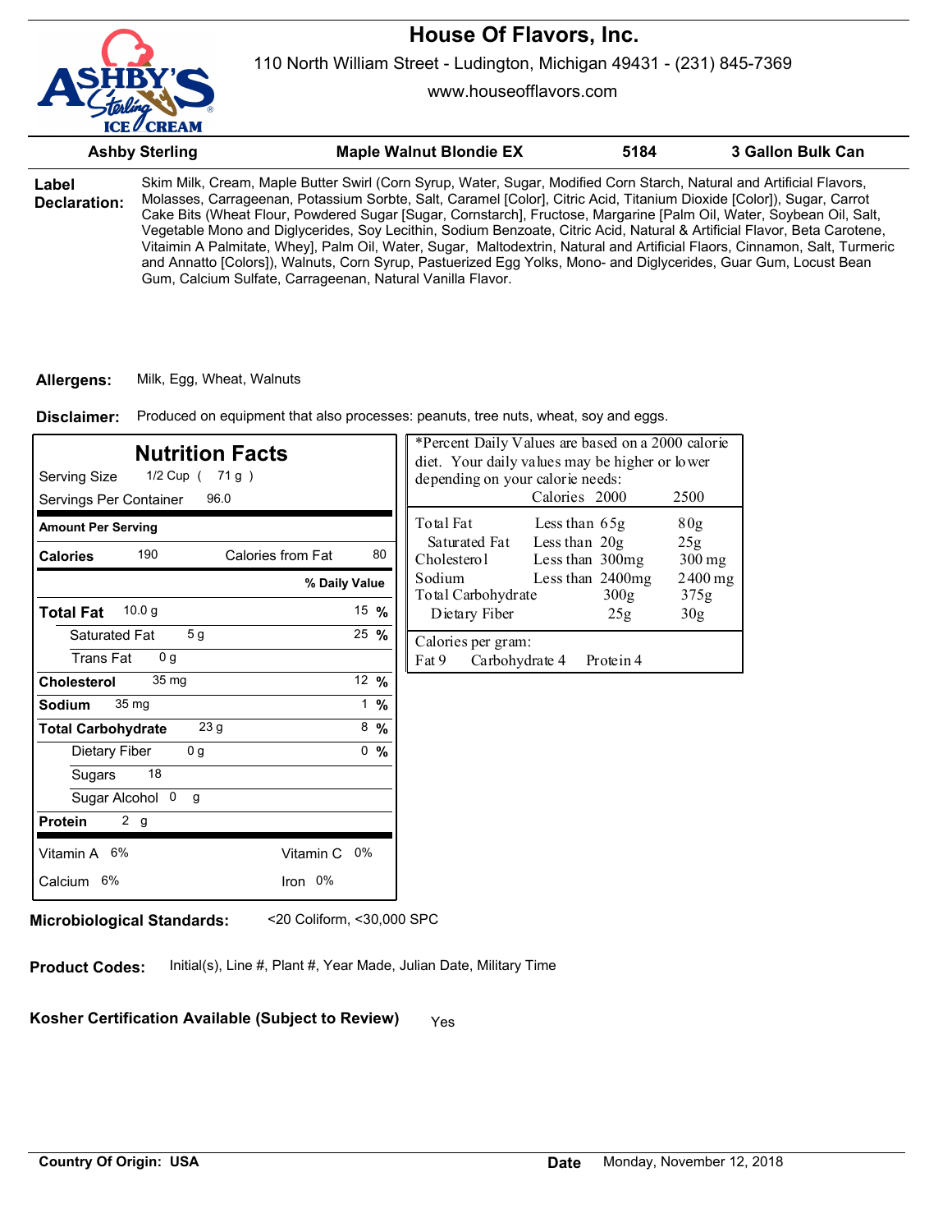# House Of Flavors, Inc.

110 North William Street - Ludington, Michigan 49431 - (231) 845-7369

www.houseofflavors.com

| Ashby Sterling | Maple Walnut Blondie EX | 5184 | 3 Gallon Bulk Can |
|---|---|---|---|

**Label Declaration:** Skim Milk, Cream, Maple Butter Swirl (Corn Syrup, Water, Sugar, Modified Corn Starch, Natural and Artificial Flavors, Molasses, Carrageenan, Potassium Sorbte, Salt, Caramel [Color], Citric Acid, Titanium Dioxide [Color]), Sugar, Carrot Cake Bits (Wheat Flour, Powdered Sugar [Sugar, Cornstarch], Fructose, Margarine [Palm Oil, Water, Soybean Oil, Salt, Vegetable Mono and Diglycerides, Soy Lecithin, Sodium Benzoate, Citric Acid, Natural & Artificial Flavor, Beta Carotene, Vitaimin A Palmitate, Whey], Palm Oil, Water, Sugar, Maltodextrin, Natural and Artificial Flaors, Cinnamon, Salt, Turmeric and Annatto [Colors]), Walnuts, Corn Syrup, Pastuerized Egg Yolks, Mono- and Diglycerides, Guar Gum, Locust Bean Gum, Calcium Sulfate, Carrageenan, Natural Vanilla Flavor.

**Allergens:** Milk, Egg, Wheat, Walnuts

**Disclaimer:** Produced on equipment that also processes: peanuts, tree nuts, wheat, soy and eggs.

## Nutrition Facts

Serving Size 1/2 Cup ( 71 g )
Servings Per Container 96.0

| Amount Per Serving | | |
|---|---|---|
| **Calories** 190 | Calories from Fat 80 | |
| | | **% Daily Value** |
| **Total Fat** 10.0 g | | 15 % |
| Saturated Fat 5 g | | 25 % |
| Trans Fat 0 g | | |
| **Cholesterol** 35 mg | | 12 % |
| **Sodium** 35 mg | | 1 % |
| **Total Carbohydrate** 23 g | | 8 % |
| Dietary Fiber 0 g | | 0 % |
| Sugars 18 | | |
| Sugar Alcohol 0 g | | |
| **Protein** 2 g | | |
| Vitamin A 6% | Vitamin C 0% | |
| Calcium 6% | Iron 0% | |

*Percent Daily Values are based on a 2000 calorie diet. Your daily values may be higher or lower depending on your calorie needs:

| | | Calories 2000 | 2500 |
|---|---|---|---|
| Total Fat | Less than | 65g | 80g |
| Saturated Fat | Less than | 20g | 25g |
| Cholesterol | Less than | 300mg | 300 mg |
| Sodium | Less than | 2400mg | 2400 mg |
| Total Carbohydrate | | 300g | 375g |
| Dietary Fiber | | 25g | 30g |

Calories per gram:
Fat 9 Carbohydrate 4 Protein 4

**Microbiological Standards:** <20 Coliform, <30,000 SPC

**Product Codes:** Initial(s), Line #, Plant #, Year Made, Julian Date, Military Time

**Kosher Certification Available (Subject to Review)** Yes

**Country Of Origin: USA**

**Date** Monday, November 12, 2018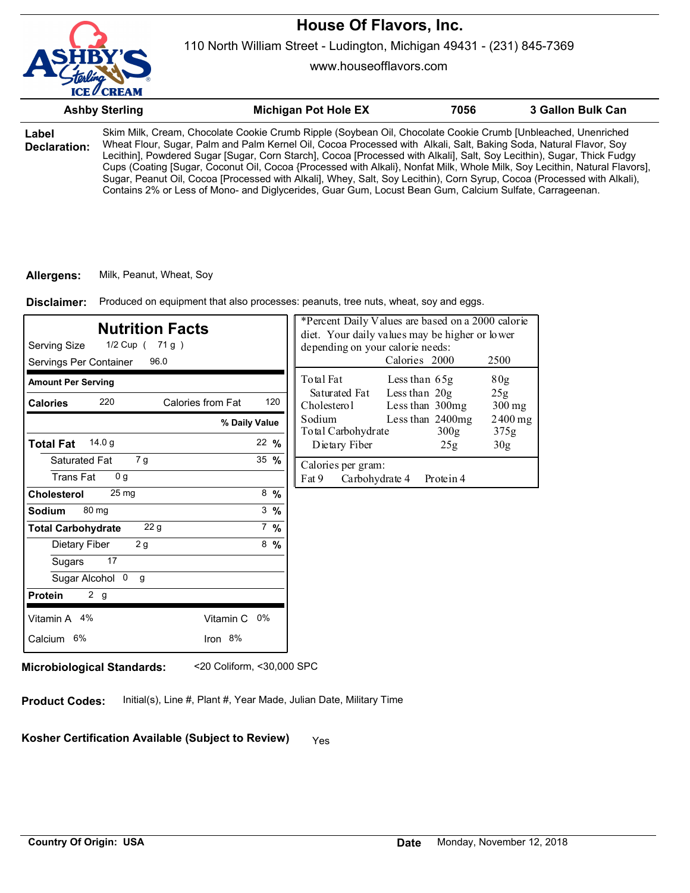# House Of Flavors, Inc.

110 North William Street - Ludington, Michigan 49431 - (231) 845-7369

www.houseofflavors.com

| Ashby Sterling | Michigan Pot Hole EX | 7056 | 3 Gallon Bulk Can |
|---|---|---|---|

**Label Declaration:** Skim Milk, Cream, Chocolate Cookie Crumb Ripple (Soybean Oil, Chocolate Cookie Crumb [Unbleached, Unenriched Wheat Flour, Sugar, Palm and Palm Kernel Oil, Cocoa Processed with Alkali, Salt, Baking Soda, Natural Flavor, Soy Lecithin], Powdered Sugar [Sugar, Corn Starch], Cocoa [Processed with Alkali], Salt, Soy Lecithin), Sugar, Thick Fudgy Cups (Coating [Sugar, Coconut Oil, Cocoa {Processed with Alkali}, Nonfat Milk, Whole Milk, Soy Lecithin, Natural Flavors], Sugar, Peanut Oil, Cocoa [Processed with Alkali], Whey, Salt, Soy Lecithin), Corn Syrup, Cocoa (Processed with Alkali), Contains 2% or Less of Mono- and Diglycerides, Guar Gum, Locust Bean Gum, Calcium Sulfate, Carrageenan.

**Allergens:** Milk, Peanut, Wheat, Soy

**Disclaimer:** Produced on equipment that also processes: peanuts, tree nuts, wheat, soy and eggs.

## Nutrition Facts

Serving Size 1/2 Cup ( 71 g )
Servings Per Container 96.0

| Amount Per Serving | | |
|---|---|---|
| Calories 220 | Calories from Fat 120 | |
| | | % Daily Value |
| **Total Fat** 14.0 g | | 22 % |
| Saturated Fat 7 g | | 35 % |
| Trans Fat 0 g | | |
| **Cholesterol** 25 mg | | 8 % |
| **Sodium** 80 mg | | 3 % |
| **Total Carbohydrate** 22 g | | 7 % |
| Dietary Fiber 2 g | | 8 % |
| Sugars 17 | | |
| Sugar Alcohol 0 g | | |
| **Protein** 2 g | | |
| Vitamin A 4% | Vitamin C 0% | |
| Calcium 6% | Iron 8% | |

*Percent Daily Values are based on a 2000 calorie diet. Your daily values may be higher or lower depending on your calorie needs:

| | | Calories 2000 | 2500 |
|---|---|---|---|
| Total Fat | Less than | 65g | 80g |
| Saturated Fat | Less than | 20g | 25g |
| Cholesterol | Less than | 300mg | 300 mg |
| Sodium | Less than | 2400mg | 2400 mg |
| Total Carbohydrate | | 300g | 375g |
| Dietary Fiber | | 25g | 30g |

Calories per gram:
Fat 9 Carbohydrate 4 Protein 4

**Microbiological Standards:** <20 Coliform, <30,000 SPC

**Product Codes:** Initial(s), Line #, Plant #, Year Made, Julian Date, Military Time

**Kosher Certification Available (Subject to Review)** Yes

**Country Of Origin: USA**

**Date** Monday, November 12, 2018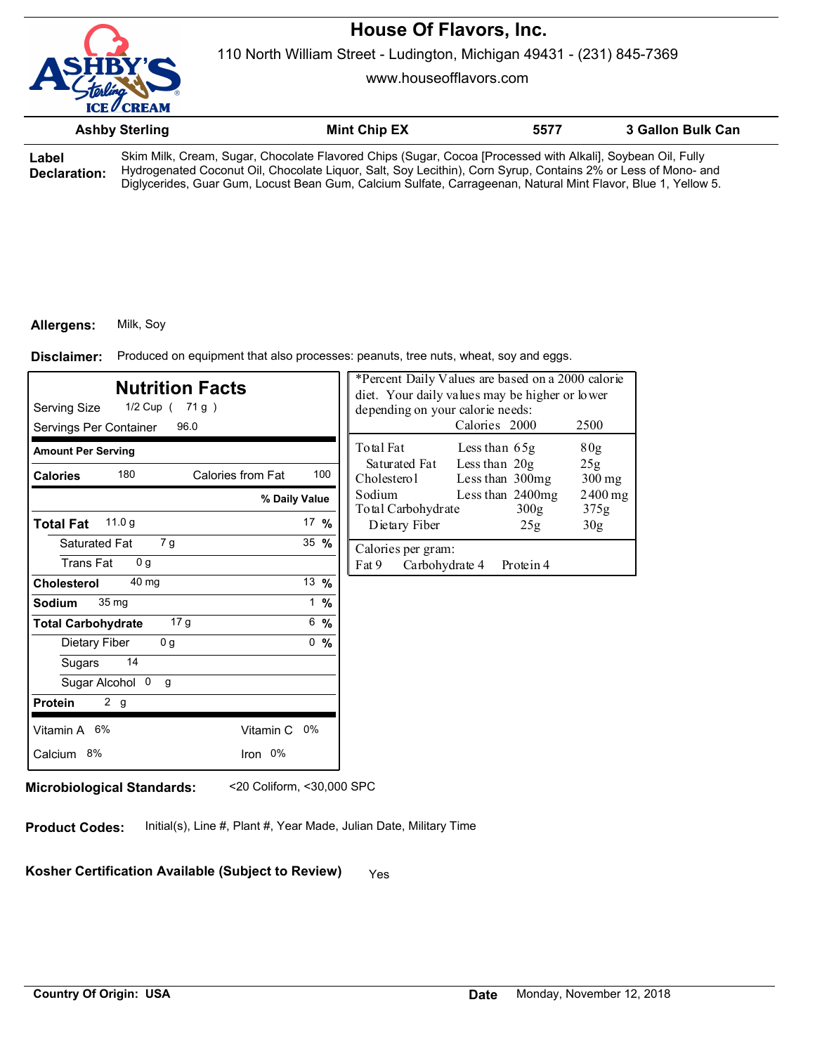# House Of Flavors, Inc.

110 North William Street - Ludington, Michigan 49431 - (231) 845-7369

www.houseofflavors.com

| Ashby Sterling | Mint Chip EX | 5577 | 3 Gallon Bulk Can |
|---|---|---|---|

**Label Declaration:** Skim Milk, Cream, Sugar, Chocolate Flavored Chips (Sugar, Cocoa [Processed with Alkali], Soybean Oil, Fully Hydrogenated Coconut Oil, Chocolate Liquor, Salt, Soy Lecithin), Corn Syrup, Contains 2% or Less of Mono- and Diglycerides, Guar Gum, Locust Bean Gum, Calcium Sulfate, Carrageenan, Natural Mint Flavor, Blue 1, Yellow 5.

**Allergens:** Milk, Soy

**Disclaimer:** Produced on equipment that also processes: peanuts, tree nuts, wheat, soy and eggs.

## Nutrition Facts

Serving Size 1/2 Cup ( 71 g )

Servings Per Container 96.0

| Amount Per Serving | | |
|---|---|---|
| **Calories** 180 | Calories from Fat 100 | |
| | | **% Daily Value** |
| **Total Fat** 11.0 g | | 17 % |
| Saturated Fat 7 g | | 35 % |
| Trans Fat 0 g | | |
| **Cholesterol** 40 mg | | 13 % |
| **Sodium** 35 mg | | 1 % |
| **Total Carbohydrate** 17 g | | 6 % |
| Dietary Fiber 0 g | | 0 % |
| Sugars 14 | | |
| Sugar Alcohol 0 g | | |
| **Protein** 2 g | | |
| Vitamin A 6% | Vitamin C 0% | |
| Calcium 8% | Iron 0% | |

*Percent Daily Values are based on a 2000 calorie diet. Your daily values may be higher or lower depending on your calorie needs:

| | | Calories 2000 | 2500 |
|---|---|---|---|
| Total Fat | Less than | 65g | 80g |
| Saturated Fat | Less than | 20g | 25g |
| Cholesterol | Less than | 300mg | 300 mg |
| Sodium | Less than | 2400mg | 2400 mg |
| Total Carbohydrate | | 300g | 375g |
| Dietary Fiber | | 25g | 30g |

Calories per gram:
Fat 9 Carbohydrate 4 Protein 4

**Microbiological Standards:** <20 Coliform, <30,000 SPC

**Product Codes:** Initial(s), Line #, Plant #, Year Made, Julian Date, Military Time

**Kosher Certification Available (Subject to Review)** Yes

**Country Of Origin: USA**

**Date** Monday, November 12, 2018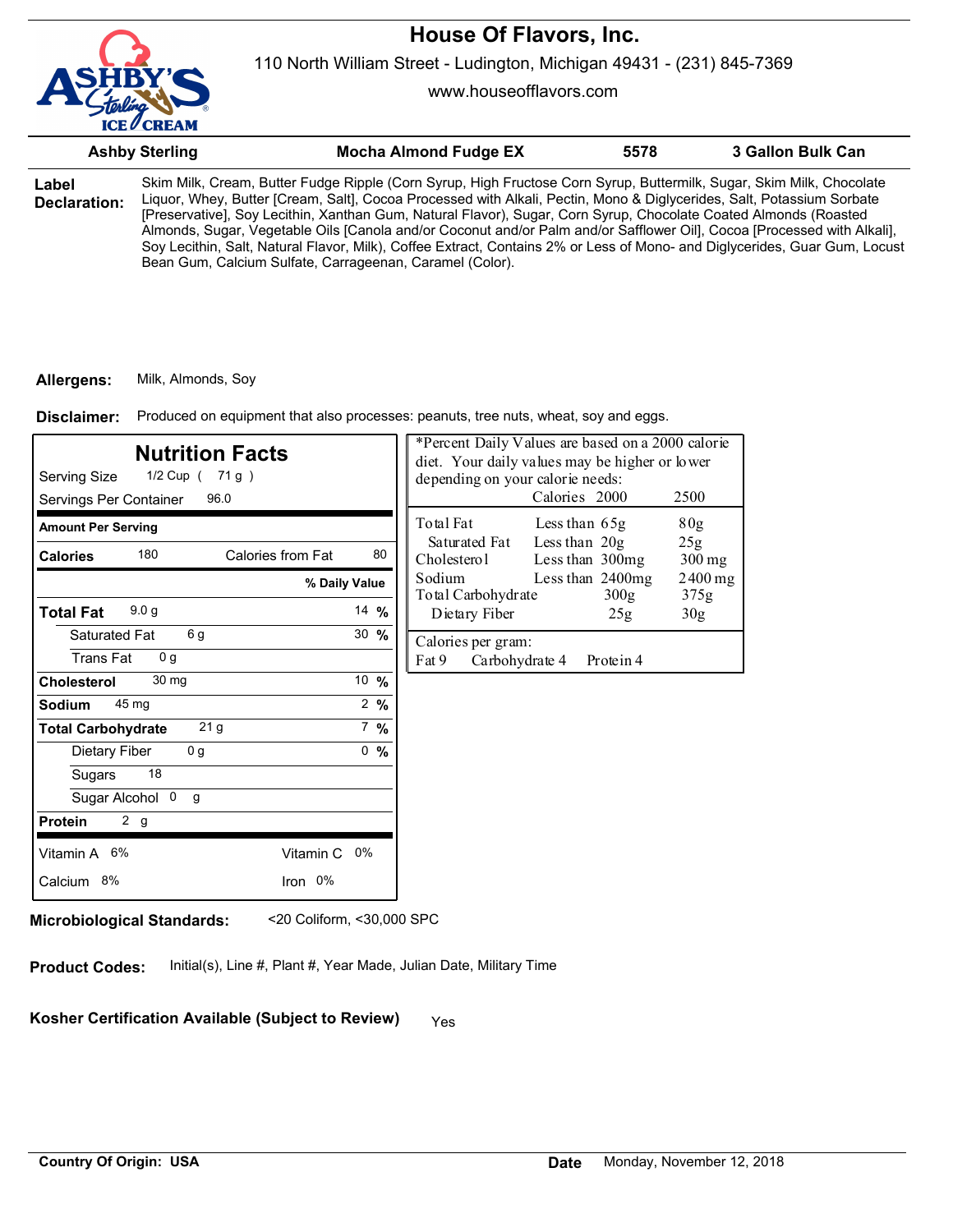# House Of Flavors, Inc.

110 North William Street - Ludington, Michigan 49431 - (231) 845-7369

www.houseofflavors.com

| Ashby Sterling | Mocha Almond Fudge EX | 5578 | 3 Gallon Bulk Can |
|---|---|---|---|

**Label Declaration:** Skim Milk, Cream, Butter Fudge Ripple (Corn Syrup, High Fructose Corn Syrup, Buttermilk, Sugar, Skim Milk, Chocolate Liquor, Whey, Butter [Cream, Salt], Cocoa Processed with Alkali, Pectin, Mono & Diglycerides, Salt, Potassium Sorbate [Preservative], Soy Lecithin, Xanthan Gum, Natural Flavor), Sugar, Corn Syrup, Chocolate Coated Almonds (Roasted Almonds, Sugar, Vegetable Oils [Canola and/or Coconut and/or Palm and/or Safflower Oil], Cocoa [Processed with Alkali], Soy Lecithin, Salt, Natural Flavor, Milk), Coffee Extract, Contains 2% or Less of Mono- and Diglycerides, Guar Gum, Locust Bean Gum, Calcium Sulfate, Carrageenan, Caramel (Color).

**Allergens:** Milk, Almonds, Soy

**Disclaimer:** Produced on equipment that also processes: peanuts, tree nuts, wheat, soy and eggs.

## Nutrition Facts

Serving Size 1/2 Cup ( 71 g )
Servings Per Container 96.0

| Amount Per Serving | | | |
|---|---|---|---|
| **Calories** 180 | | Calories from Fat 80 | |
| | | | **% Daily Value** |
| **Total Fat** 9.0 g | | | 14 % |
| Saturated Fat 6 g | | | 30 % |
| Trans Fat 0 g | | | |
| **Cholesterol** 30 mg | | | 10 % |
| **Sodium** 45 mg | | | 2 % |
| **Total Carbohydrate** 21 g | | | 7 % |
| Dietary Fiber 0 g | | | 0 % |
| Sugars 18 | | | |
| Sugar Alcohol 0 g | | | |
| **Protein** 2 g | | | |
| Vitamin A 6% | | Vitamin C 0% | |
| Calcium 8% | | Iron 0% | |

*Percent Daily Values are based on a 2000 calorie diet. Your daily values may be higher or lower depending on your calorie needs:

| | | Calories 2000 | 2500 |
|---|---|---|---|
| Total Fat | Less than | 65g | 80g |
| Saturated Fat | Less than | 20g | 25g |
| Cholesterol | Less than | 300mg | 300 mg |
| Sodium | Less than | 2400mg | 2400 mg |
| Total Carbohydrate | | 300g | 375g |
| Dietary Fiber | | 25g | 30g |

Calories per gram:
Fat 9 Carbohydrate 4 Protein 4

**Microbiological Standards:** <20 Coliform, <30,000 SPC

**Product Codes:** Initial(s), Line #, Plant #, Year Made, Julian Date, Military Time

**Kosher Certification Available (Subject to Review)** Yes

**Country Of Origin: USA**

**Date** Monday, November 12, 2018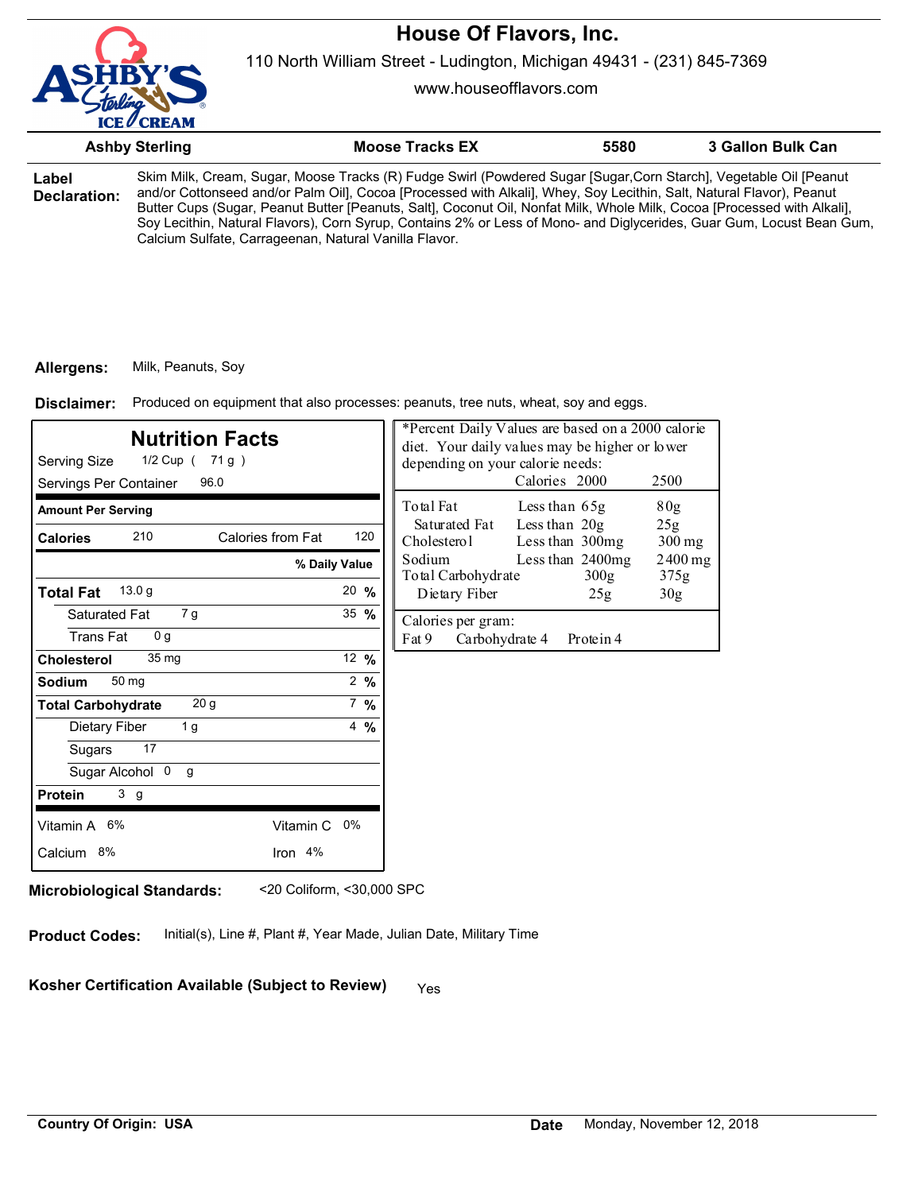# House Of Flavors, Inc.

110 North William Street - Ludington, Michigan 49431 - (231) 845-7369

www.houseofflavors.com

| Ashby Sterling | Moose Tracks EX | 5580 | 3 Gallon Bulk Can |
|---|---|---|---|

**Label Declaration:** Skim Milk, Cream, Sugar, Moose Tracks (R) Fudge Swirl (Powdered Sugar [Sugar,Corn Starch], Vegetable Oil [Peanut and/or Cottonseed and/or Palm Oil], Cocoa [Processed with Alkali], Whey, Soy Lecithin, Salt, Natural Flavor), Peanut Butter Cups (Sugar, Peanut Butter [Peanuts, Salt], Coconut Oil, Nonfat Milk, Whole Milk, Cocoa [Processed with Alkali], Soy Lecithin, Natural Flavors), Corn Syrup, Contains 2% or Less of Mono- and Diglycerides, Guar Gum, Locust Bean Gum, Calcium Sulfate, Carrageenan, Natural Vanilla Flavor.

**Allergens:** Milk, Peanuts, Soy

**Disclaimer:** Produced on equipment that also processes: peanuts, tree nuts, wheat, soy and eggs.

## Nutrition Facts

Serving Size 1/2 Cup ( 71 g )
Servings Per Container 96.0

| Amount Per Serving | | |
|---|---|---|
| Calories 210 | Calories from Fat 120 | |
| | | % Daily Value |
| **Total Fat** 13.0 g | | 20 % |
| Saturated Fat 7 g | | 35 % |
| Trans Fat 0 g | | |
| **Cholesterol** 35 mg | | 12 % |
| **Sodium** 50 mg | | 2 % |
| **Total Carbohydrate** 20 g | | 7 % |
| Dietary Fiber 1 g | | 4 % |
| Sugars 17 | | |
| Sugar Alcohol 0 g | | |
| **Protein** 3 g | | |
| Vitamin A 6% | Vitamin C 0% | |
| Calcium 8% | Iron 4% | |

*Percent Daily Values are based on a 2000 calorie diet. Your daily values may be higher or lower depending on your calorie needs:

| | | Calories 2000 | 2500 |
|---|---|---|---|
| Total Fat | Less than | 65g | 80g |
| Saturated Fat | Less than | 20g | 25g |
| Cholesterol | Less than | 300mg | 300 mg |
| Sodium | Less than | 2400mg | 2400 mg |
| Total Carbohydrate | | 300g | 375g |
| Dietary Fiber | | 25g | 30g |

Calories per gram:
Fat 9 Carbohydrate 4 Protein 4

**Microbiological Standards:** <20 Coliform, <30,000 SPC

**Product Codes:** Initial(s), Line #, Plant #, Year Made, Julian Date, Military Time

**Kosher Certification Available (Subject to Review)** Yes

**Country Of Origin: USA**

**Date** Monday, November 12, 2018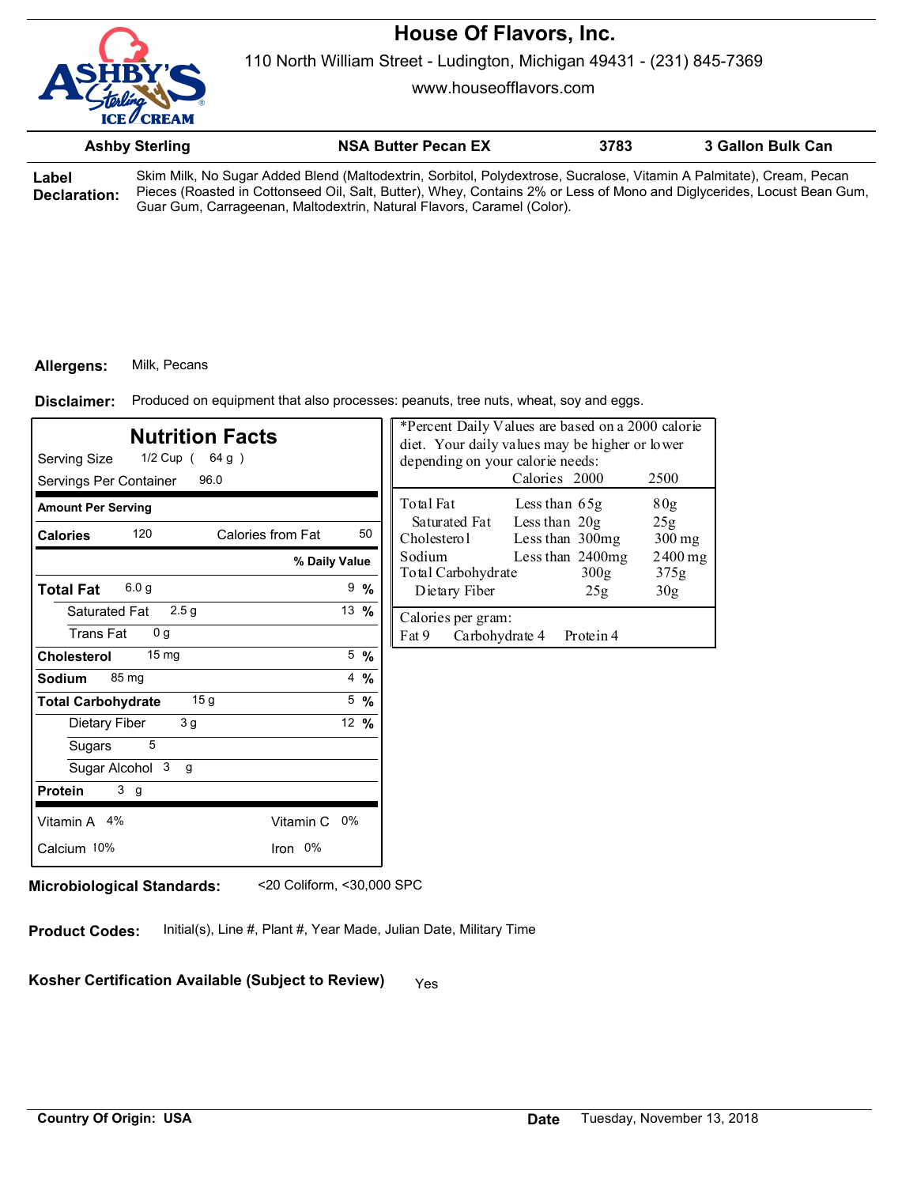# House Of Flavors, Inc.

110 North William Street - Ludington, Michigan 49431 - (231) 845-7369

www.houseofflavors.com

| Ashby Sterling | NSA Butter Pecan EX | 3783 | 3 Gallon Bulk Can |
|---|---|---|---|

**Label Declaration:** Skim Milk, No Sugar Added Blend (Maltodextrin, Sorbitol, Polydextrose, Sucralose, Vitamin A Palmitate), Cream, Pecan Pieces (Roasted in Cottonseed Oil, Salt, Butter), Whey, Contains 2% or Less of Mono and Diglycerides, Locust Bean Gum, Guar Gum, Carrageenan, Maltodextrin, Natural Flavors, Caramel (Color).

**Allergens:** Milk, Pecans

**Disclaimer:** Produced on equipment that also processes: peanuts, tree nuts, wheat, soy and eggs.

## Nutrition Facts

Serving Size 1/2 Cup ( 64 g )

Servings Per Container 96.0

| Amount Per Serving | | |
|---|---|---|
| **Calories** 120 | Calories from Fat 50 | |
| | | **% Daily Value** |
| **Total Fat** 6.0 g | | 9 % |
| Saturated Fat 2.5 g | | 13 % |
| Trans Fat 0 g | | |
| **Cholesterol** 15 mg | | 5 % |
| **Sodium** 85 mg | | 4 % |
| **Total Carbohydrate** 15 g | | 5 % |
| Dietary Fiber 3 g | | 12 % |
| Sugars 5 | | |
| Sugar Alcohol 3 g | | |
| **Protein** 3 g | | |
| Vitamin A 4% | Vitamin C 0% | |
| Calcium 10% | Iron 0% | |

*Percent Daily Values are based on a 2000 calorie diet. Your daily values may be higher or lower depending on your calorie needs:

| | | Calories 2000 | 2500 |
|---|---|---|---|
| Total Fat | Less than | 65g | 80g |
| Saturated Fat | Less than | 20g | 25g |
| Cholesterol | Less than | 300mg | 300 mg |
| Sodium | Less than | 2400mg | 2400 mg |
| Total Carbohydrate | | 300g | 375g |
| Dietary Fiber | | 25g | 30g |

Calories per gram:
Fat 9 Carbohydrate 4 Protein 4

**Microbiological Standards:** <20 Coliform, <30,000 SPC

**Product Codes:** Initial(s), Line #, Plant #, Year Made, Julian Date, Military Time

**Kosher Certification Available (Subject to Review)** Yes

**Country Of Origin: USA**

**Date** Tuesday, November 13, 2018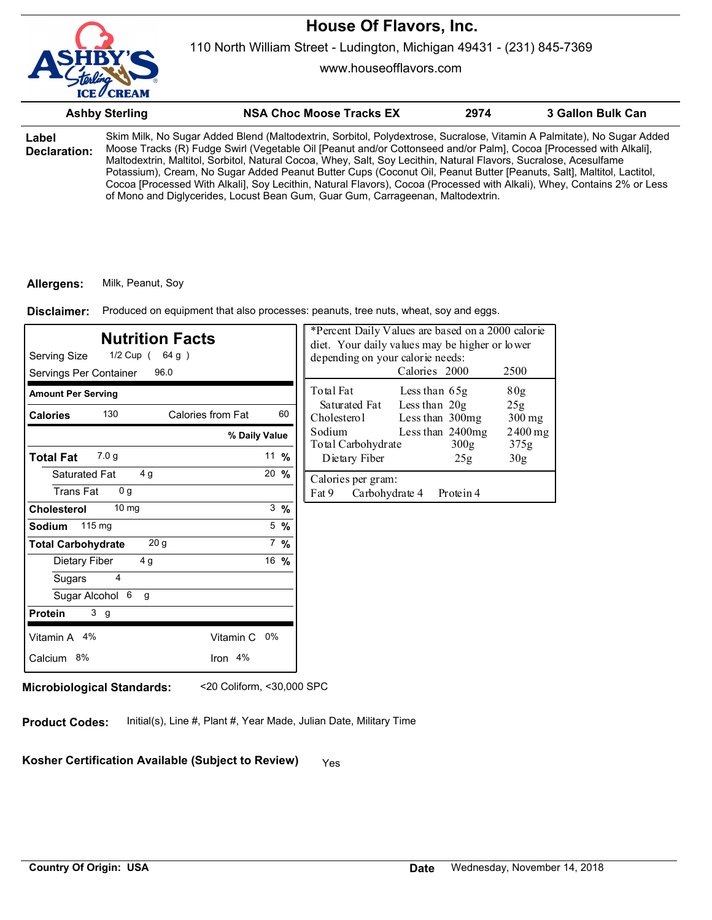# House Of Flavors, Inc.

110 North William Street - Ludington, Michigan 49431 - (231) 845-7369

www.houseofflavors.com

| Ashby Sterling | NSA Choc Moose Tracks EX | 2974 | 3 Gallon Bulk Can |
|---|---|---|---|

**Label Declaration:** Skim Milk, No Sugar Added Blend (Maltodextrin, Sorbitol, Polydextrose, Sucralose, Vitamin A Palmitate), No Sugar Added Moose Tracks (R) Fudge Swirl (Vegetable Oil [Peanut and/or Cottonseed and/or Palm], Cocoa [Processed with Alkali], Maltodextrin, Maltitol, Sorbitol, Natural Cocoa, Whey, Salt, Soy Lecithin, Natural Flavors, Sucralose, Acesulfame Potassium), Cream, No Sugar Added Peanut Butter Cups (Coconut Oil, Peanut Butter [Peanuts, Salt], Maltitol, Lactitol, Cocoa [Processed With Alkali], Soy Lecithin, Natural Flavors), Cocoa (Processed with Alkali), Whey, Contains 2% or Less of Mono and Diglycerides, Locust Bean Gum, Guar Gum, Carrageenan, Maltodextrin.

**Allergens:** Milk, Peanut, Soy

**Disclaimer:** Produced on equipment that also processes: peanuts, tree nuts, wheat, soy and eggs.

## Nutrition Facts

Serving Size 1/2 Cup ( 64 g )

Servings Per Container 96.0

| Amount Per Serving | | |
|---|---|---|
| **Calories** 130 | Calories from Fat 60 | |
| | | % Daily Value |
| **Total Fat** 7.0 g | | 11 % |
| Saturated Fat 4 g | | 20 % |
| Trans Fat 0 g | | |
| **Cholesterol** 10 mg | | 3 % |
| **Sodium** 115 mg | | 5 % |
| **Total Carbohydrate** 20 g | | 7 % |
| Dietary Fiber 4 g | | 16 % |
| Sugars 4 | | |
| Sugar Alcohol 6 g | | |
| **Protein** 3 g | | |
| Vitamin A 4% | Vitamin C 0% | |
| Calcium 8% | Iron 4% | |

*Percent Daily Values are based on a 2000 calorie diet. Your daily values may be higher or lower depending on your calorie needs:

| | | Calories 2000 | 2500 |
|---|---|---|---|
| Total Fat | Less than | 65g | 80g |
| Saturated Fat | Less than | 20g | 25g |
| Cholesterol | Less than | 300mg | 300 mg |
| Sodium | Less than | 2400mg | 2400 mg |
| Total Carbohydrate | | 300g | 375g |
| Dietary Fiber | | 25g | 30g |

Calories per gram:
Fat 9 Carbohydrate 4 Protein 4

**Microbiological Standards:** <20 Coliform, <30,000 SPC

**Product Codes:** Initial(s), Line #, Plant #, Year Made, Julian Date, Military Time

**Kosher Certification Available (Subject to Review)** Yes

**Country Of Origin: USA**

**Date** Wednesday, November 14, 2018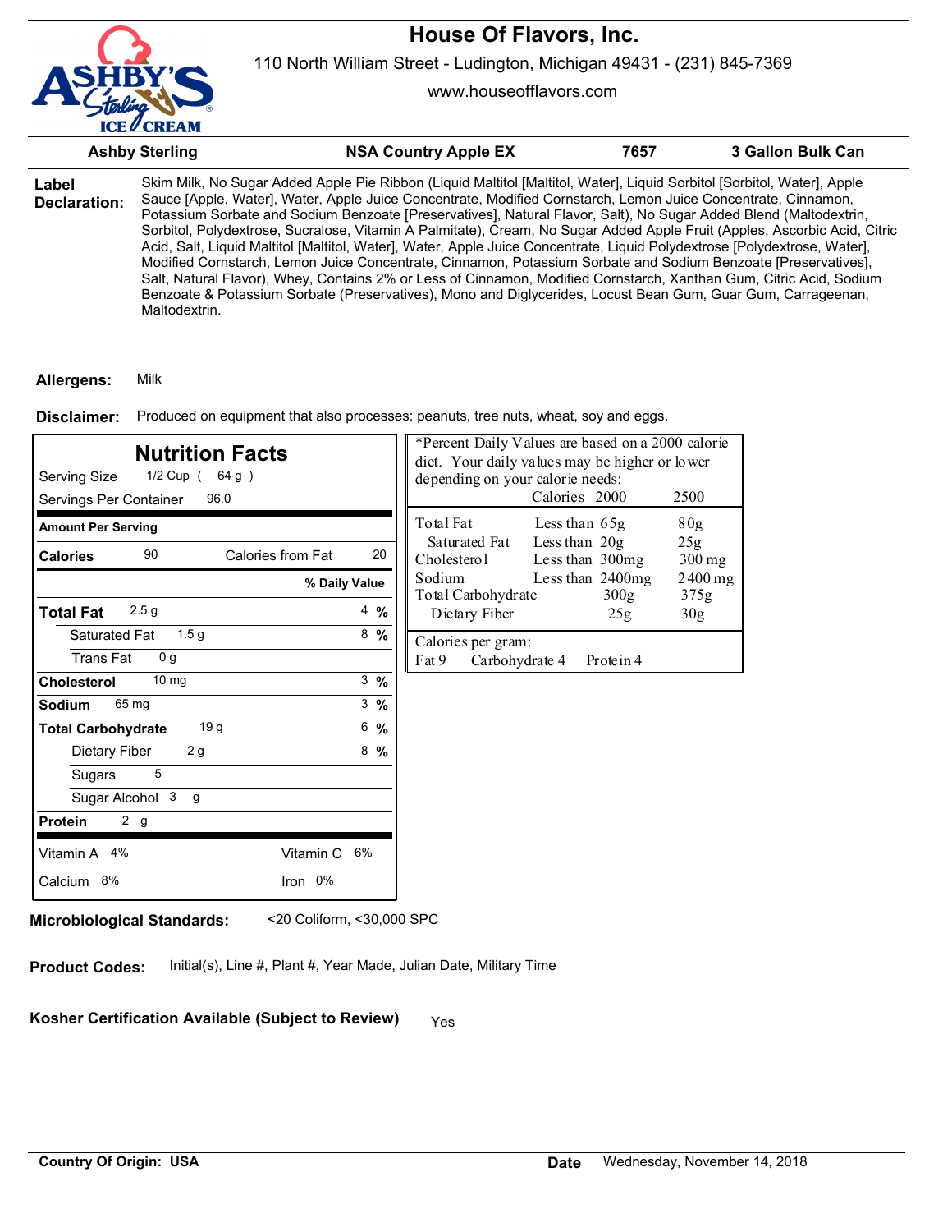# House Of Flavors, Inc.

110 North William Street - Ludington, Michigan 49431 - (231) 845-7369

www.houseofflavors.com

| Ashby Sterling | NSA Country Apple EX | 7657 | 3 Gallon Bulk Can |
|---|---|---|---|

**Label Declaration:** Skim Milk, No Sugar Added Apple Pie Ribbon (Liquid Maltitol [Maltitol, Water], Liquid Sorbitol [Sorbitol, Water], Apple Sauce [Apple, Water], Water, Apple Juice Concentrate, Modified Cornstarch, Lemon Juice Concentrate, Cinnamon, Potassium Sorbate and Sodium Benzoate [Preservatives], Natural Flavor, Salt), No Sugar Added Blend (Maltodextrin, Sorbitol, Polydextrose, Sucralose, Vitamin A Palmitate), Cream, No Sugar Added Apple Fruit (Apples, Ascorbic Acid, Citric Acid, Salt, Liquid Maltitol [Maltitol, Water], Water, Apple Juice Concentrate, Liquid Polydextrose [Polydextrose, Water], Modified Cornstarch, Lemon Juice Concentrate, Cinnamon, Potassium Sorbate and Sodium Benzoate [Preservatives], Salt, Natural Flavor), Whey, Contains 2% or Less of Cinnamon, Modified Cornstarch, Xanthan Gum, Citric Acid, Sodium Benzoate & Potassium Sorbate (Preservatives), Mono and Diglycerides, Locust Bean Gum, Guar Gum, Carrageenan, Maltodextrin.

**Allergens:** Milk

**Disclaimer:** Produced on equipment that also processes: peanuts, tree nuts, wheat, soy and eggs.

## Nutrition Facts

Serving Size 1/2 Cup ( 64 g )
Servings Per Container 96.0

| Amount Per Serving | | |
|---|---|---|
| Calories 90 | Calories from Fat 20 | |
| | | % Daily Value |
| **Total Fat** 2.5 g | | 4 % |
| Saturated Fat 1.5 g | | 8 % |
| Trans Fat 0 g | | |
| **Cholesterol** 10 mg | | 3 % |
| **Sodium** 65 mg | | 3 % |
| **Total Carbohydrate** 19 g | | 6 % |
| Dietary Fiber 2 g | | 8 % |
| Sugars 5 | | |
| Sugar Alcohol 3 g | | |
| **Protein** 2 g | | |
| Vitamin A 4% | Vitamin C 6% | |
| Calcium 8% | Iron 0% | |

*Percent Daily Values are based on a 2000 calorie diet. Your daily values may be higher or lower depending on your calorie needs:

| | | Calories 2000 | 2500 |
|---|---|---|---|
| Total Fat | Less than | 65g | 80g |
| Saturated Fat | Less than | 20g | 25g |
| Cholesterol | Less than | 300mg | 300 mg |
| Sodium | Less than | 2400mg | 2400 mg |
| Total Carbohydrate | | 300g | 375g |
| Dietary Fiber | | 25g | 30g |

Calories per gram:
Fat 9 Carbohydrate 4 Protein 4

**Microbiological Standards:** <20 Coliform, <30,000 SPC

**Product Codes:** Initial(s), Line #, Plant #, Year Made, Julian Date, Military Time

**Kosher Certification Available (Subject to Review)** Yes

**Country Of Origin: USA**

**Date** Wednesday, November 14, 2018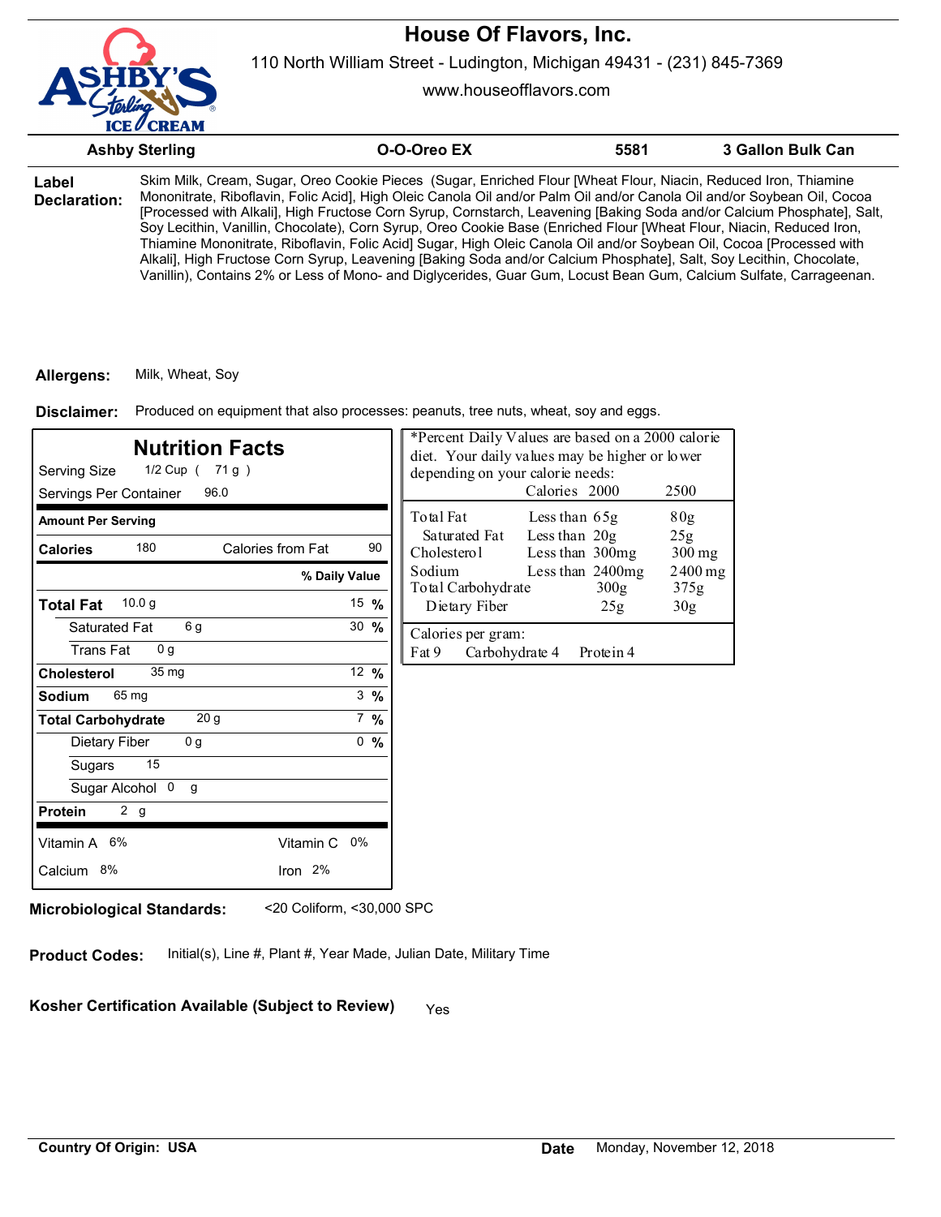# House Of Flavors, Inc.

110 North William Street - Ludington, Michigan 49431 - (231) 845-7369

www.houseofflavors.com

| Ashby Sterling | O-O-Oreo EX | 5581 | 3 Gallon Bulk Can |
|---|---|---|---|

**Label Declaration:** Skim Milk, Cream, Sugar, Oreo Cookie Pieces (Sugar, Enriched Flour [Wheat Flour, Niacin, Reduced Iron, Thiamine Mononitrate, Riboflavin, Folic Acid], High Oleic Canola Oil and/or Palm Oil and/or Canola Oil and/or Soybean Oil, Cocoa [Processed with Alkali], High Fructose Corn Syrup, Cornstarch, Leavening [Baking Soda and/or Calcium Phosphate], Salt, Soy Lecithin, Vanillin, Chocolate), Corn Syrup, Oreo Cookie Base (Enriched Flour [Wheat Flour, Niacin, Reduced Iron, Thiamine Mononitrate, Riboflavin, Folic Acid] Sugar, High Oleic Canola Oil and/or Soybean Oil, Cocoa [Processed with Alkali], High Fructose Corn Syrup, Leavening [Baking Soda and/or Calcium Phosphate], Salt, Soy Lecithin, Chocolate, Vanillin), Contains 2% or Less of Mono- and Diglycerides, Guar Gum, Locust Bean Gum, Calcium Sulfate, Carrageenan.

**Allergens:** Milk, Wheat, Soy

**Disclaimer:** Produced on equipment that also processes: peanuts, tree nuts, wheat, soy and eggs.

## Nutrition Facts

Serving Size 1/2 Cup ( 71 g )

Servings Per Container 96.0

| Amount Per Serving | | |
|---|---|---|
| **Calories** 180 | Calories from Fat 90 | |
| | | **% Daily Value** |
| **Total Fat** 10.0 g | | 15 % |
| Saturated Fat 6 g | | 30 % |
| Trans Fat 0 g | | |
| **Cholesterol** 35 mg | | 12 % |
| **Sodium** 65 mg | | 3 % |
| **Total Carbohydrate** 20 g | | 7 % |
| Dietary Fiber 0 g | | 0 % |
| Sugars 15 | | |
| Sugar Alcohol 0 g | | |
| **Protein** 2 g | | |
| Vitamin A 6% | Vitamin C 0% | |
| Calcium 8% | Iron 2% | |

*Percent Daily Values are based on a 2000 calorie diet. Your daily values may be higher or lower depending on your calorie needs:

| | | Calories 2000 | 2500 |
|---|---|---|---|
| Total Fat | Less than | 65g | 80g |
| Saturated Fat | Less than | 20g | 25g |
| Cholesterol | Less than | 300mg | 300 mg |
| Sodium | Less than | 2400mg | 2400 mg |
| Total Carbohydrate | | 300g | 375g |
| Dietary Fiber | | 25g | 30g |

Calories per gram:
Fat 9 Carbohydrate 4 Protein 4

**Microbiological Standards:** <20 Coliform, <30,000 SPC

**Product Codes:** Initial(s), Line #, Plant #, Year Made, Julian Date, Military Time

**Kosher Certification Available (Subject to Review)** Yes

**Country Of Origin: USA**

**Date** Monday, November 12, 2018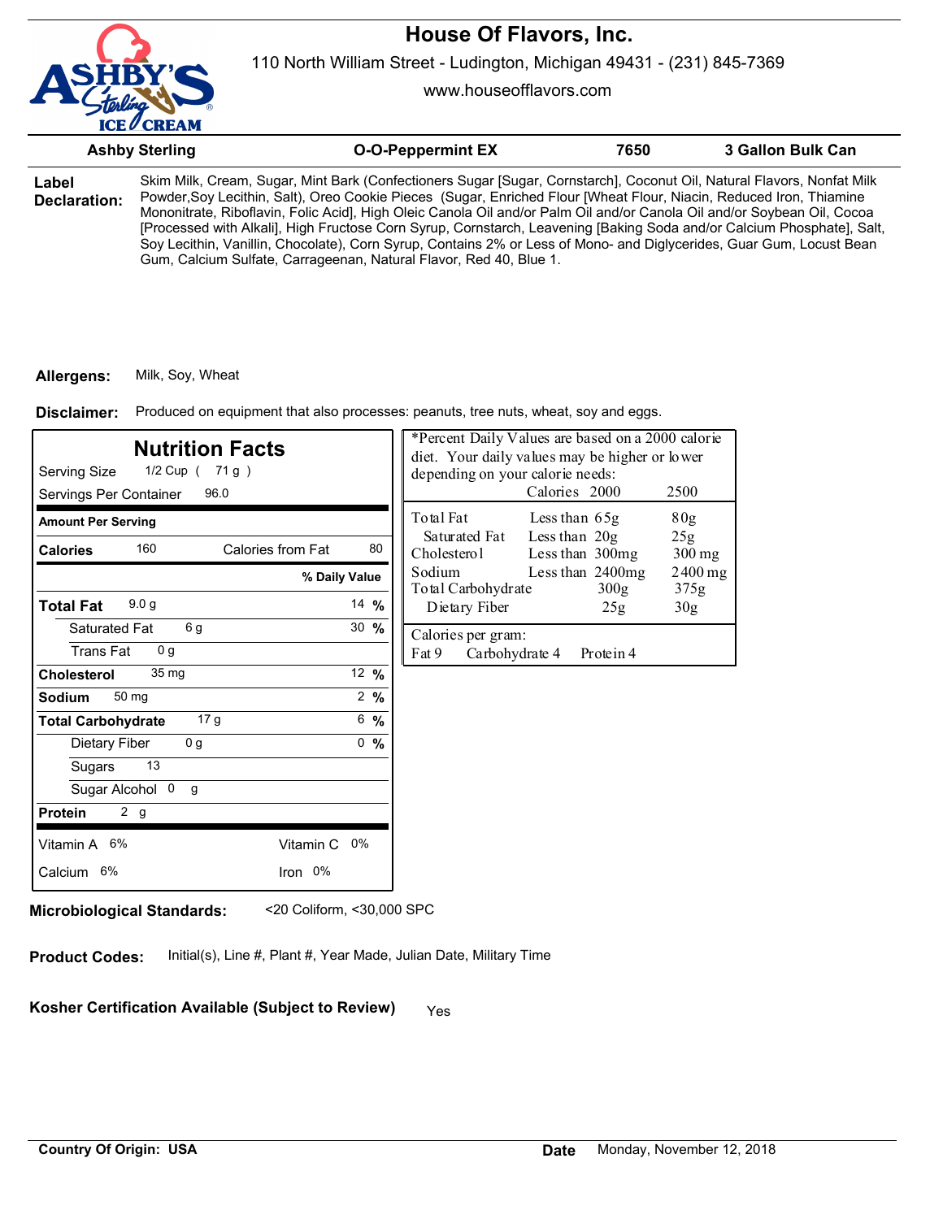# House Of Flavors, Inc.

110 North William Street - Ludington, Michigan 49431 - (231) 845-7369

www.houseofflavors.com

| Ashby Sterling | O-O-Peppermint EX | 7650 | 3 Gallon Bulk Can |
|---|---|---|---|

**Label Declaration:** Skim Milk, Cream, Sugar, Mint Bark (Confectioners Sugar [Sugar, Cornstarch], Coconut Oil, Natural Flavors, Nonfat Milk Powder,Soy Lecithin, Salt), Oreo Cookie Pieces (Sugar, Enriched Flour [Wheat Flour, Niacin, Reduced Iron, Thiamine Mononitrate, Riboflavin, Folic Acid], High Oleic Canola Oil and/or Palm Oil and/or Canola Oil and/or Soybean Oil, Cocoa [Processed with Alkali], High Fructose Corn Syrup, Cornstarch, Leavening [Baking Soda and/or Calcium Phosphate], Salt, Soy Lecithin, Vanillin, Chocolate), Corn Syrup, Contains 2% or Less of Mono- and Diglycerides, Guar Gum, Locust Bean Gum, Calcium Sulfate, Carrageenan, Natural Flavor, Red 40, Blue 1.

**Allergens:** Milk, Soy, Wheat

**Disclaimer:** Produced on equipment that also processes: peanuts, tree nuts, wheat, soy and eggs.

## Nutrition Facts

Serving Size 1/2 Cup ( 71 g )
Servings Per Container 96.0

| Amount Per Serving | | |
|---|---|---|
| **Calories** 160 | Calories from Fat 80 | |
| | | **% Daily Value** |
| **Total Fat** 9.0 g | | 14 % |
| Saturated Fat 6 g | | 30 % |
| Trans Fat 0 g | | |
| **Cholesterol** 35 mg | | 12 % |
| **Sodium** 50 mg | | 2 % |
| **Total Carbohydrate** 17 g | | 6 % |
| Dietary Fiber 0 g | | 0 % |
| Sugars 13 | | |
| Sugar Alcohol 0 g | | |
| **Protein** 2 g | | |
| Vitamin A 6% | Vitamin C 0% | |
| Calcium 6% | Iron 0% | |

*Percent Daily Values are based on a 2000 calorie diet. Your daily values may be higher or lower depending on your calorie needs:

| | | Calories 2000 | 2500 |
|---|---|---|---|
| Total Fat | Less than | 65g | 80g |
| Saturated Fat | Less than | 20g | 25g |
| Cholesterol | Less than | 300mg | 300 mg |
| Sodium | Less than | 2400mg | 2400 mg |
| Total Carbohydrate | | 300g | 375g |
| Dietary Fiber | | 25g | 30g |

Calories per gram:
Fat 9 Carbohydrate 4 Protein 4

**Microbiological Standards:** <20 Coliform, <30,000 SPC

**Product Codes:** Initial(s), Line #, Plant #, Year Made, Julian Date, Military Time

**Kosher Certification Available (Subject to Review)** Yes

**Country Of Origin: USA**

**Date** Monday, November 12, 2018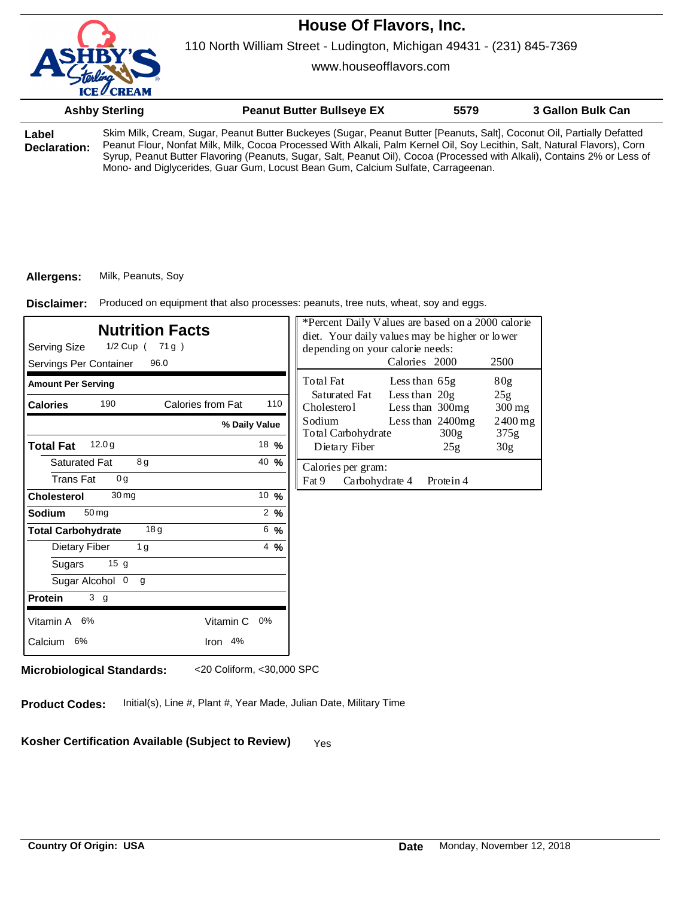# House Of Flavors, Inc.

110 North William Street - Ludington, Michigan 49431 - (231) 845-7369

www.houseofflavors.com

| Ashby Sterling | Peanut Butter Bullseye EX | 5579 | 3 Gallon Bulk Can |
|---|---|---|---|

**Label Declaration:** Skim Milk, Cream, Sugar, Peanut Butter Buckeyes (Sugar, Peanut Butter [Peanuts, Salt], Coconut Oil, Partially Defatted Peanut Flour, Nonfat Milk, Milk, Cocoa Processed With Alkali, Palm Kernel Oil, Soy Lecithin, Salt, Natural Flavors), Corn Syrup, Peanut Butter Flavoring (Peanuts, Sugar, Salt, Peanut Oil), Cocoa (Processed with Alkali), Contains 2% or Less of Mono- and Diglycerides, Guar Gum, Locust Bean Gum, Calcium Sulfate, Carrageenan.

**Allergens:** Milk, Peanuts, Soy

**Disclaimer:** Produced on equipment that also processes: peanuts, tree nuts, wheat, soy and eggs.

## Nutrition Facts

Serving Size 1/2 Cup ( 71 g )
Servings Per Container 96.0

| Amount Per Serving | | |
|---|---|---|
| **Calories** 190 | Calories from Fat 110 | |
| | | **% Daily Value** |
| **Total Fat** 12.0 g | | 18 % |
| Saturated Fat 8 g | | 40 % |
| Trans Fat 0 g | | |
| **Cholesterol** 30 mg | | 10 % |
| **Sodium** 50 mg | | 2 % |
| **Total Carbohydrate** 18 g | | 6 % |
| Dietary Fiber 1 g | | 4 % |
| Sugars 15 g | | |
| Sugar Alcohol 0 g | | |
| **Protein** 3 g | | |
| Vitamin A 6% | Vitamin C 0% | |
| Calcium 6% | Iron 4% | |

*Percent Daily Values are based on a 2000 calorie diet. Your daily values may be higher or lower depending on your calorie needs:

| | | Calories 2000 | 2500 |
|---|---|---|---|
| Total Fat | Less than | 65g | 80g |
| Saturated Fat | Less than | 20g | 25g |
| Cholesterol | Less than | 300mg | 300 mg |
| Sodium | Less than | 2400mg | 2400 mg |
| Total Carbohydrate | | 300g | 375g |
| Dietary Fiber | | 25g | 30g |

Calories per gram:
Fat 9 Carbohydrate 4 Protein 4

**Microbiological Standards:** <20 Coliform, <30,000 SPC

**Product Codes:** Initial(s), Line #, Plant #, Year Made, Julian Date, Military Time

**Kosher Certification Available (Subject to Review)** Yes

**Country Of Origin: USA**

**Date** Monday, November 12, 2018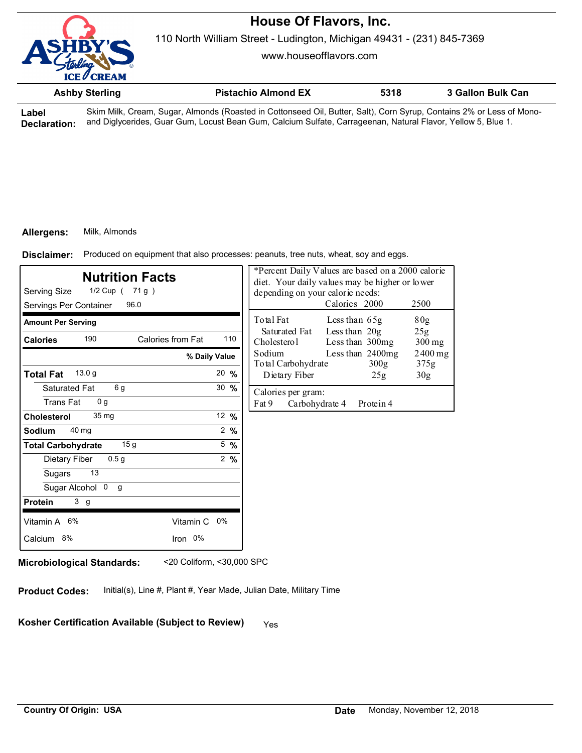# House Of Flavors, Inc.

110 North William Street - Ludington, Michigan 49431 - (231) 845-7369

www.houseofflavors.com

| Ashby Sterling | Pistachio Almond EX | 5318 | 3 Gallon Bulk Can |
|---|---|---|---|

**Label Declaration:** Skim Milk, Cream, Sugar, Almonds (Roasted in Cottonseed Oil, Butter, Salt), Corn Syrup, Contains 2% or Less of Mono- and Diglycerides, Guar Gum, Locust Bean Gum, Calcium Sulfate, Carrageenan, Natural Flavor, Yellow 5, Blue 1.

**Allergens:** Milk, Almonds

**Disclaimer:** Produced on equipment that also processes: peanuts, tree nuts, wheat, soy and eggs.

## Nutrition Facts

Serving Size 1/2 Cup ( 71 g )
Servings Per Container 96.0

| Amount Per Serving | | |
|---|---|---|
| **Calories** 190 | Calories from Fat 110 | |
| | | **% Daily Value** |
| **Total Fat** 13.0 g | | 20 % |
| Saturated Fat 6 g | | 30 % |
| Trans Fat 0 g | | |
| **Cholesterol** 35 mg | | 12 % |
| **Sodium** 40 mg | | 2 % |
| **Total Carbohydrate** 15 g | | 5 % |
| Dietary Fiber 0.5 g | | 2 % |
| Sugars 13 | | |
| Sugar Alcohol 0 g | | |
| **Protein** 3 g | | |
| Vitamin A 6% | Vitamin C 0% | |
| Calcium 8% | Iron 0% | |

*Percent Daily Values are based on a 2000 calorie diet. Your daily values may be higher or lower depending on your calorie needs:

| | | Calories 2000 | 2500 |
|---|---|---|---|
| Total Fat | Less than | 65g | 80g |
| Saturated Fat | Less than | 20g | 25g |
| Cholesterol | Less than | 300mg | 300 mg |
| Sodium | Less than | 2400mg | 2400 mg |
| Total Carbohydrate | | 300g | 375g |
| Dietary Fiber | | 25g | 30g |

Calories per gram:
Fat 9 Carbohydrate 4 Protein 4

**Microbiological Standards:** <20 Coliform, <30,000 SPC

**Product Codes:** Initial(s), Line #, Plant #, Year Made, Julian Date, Military Time

**Kosher Certification Available (Subject to Review)** Yes

**Country Of Origin: USA**

**Date** Monday, November 12, 2018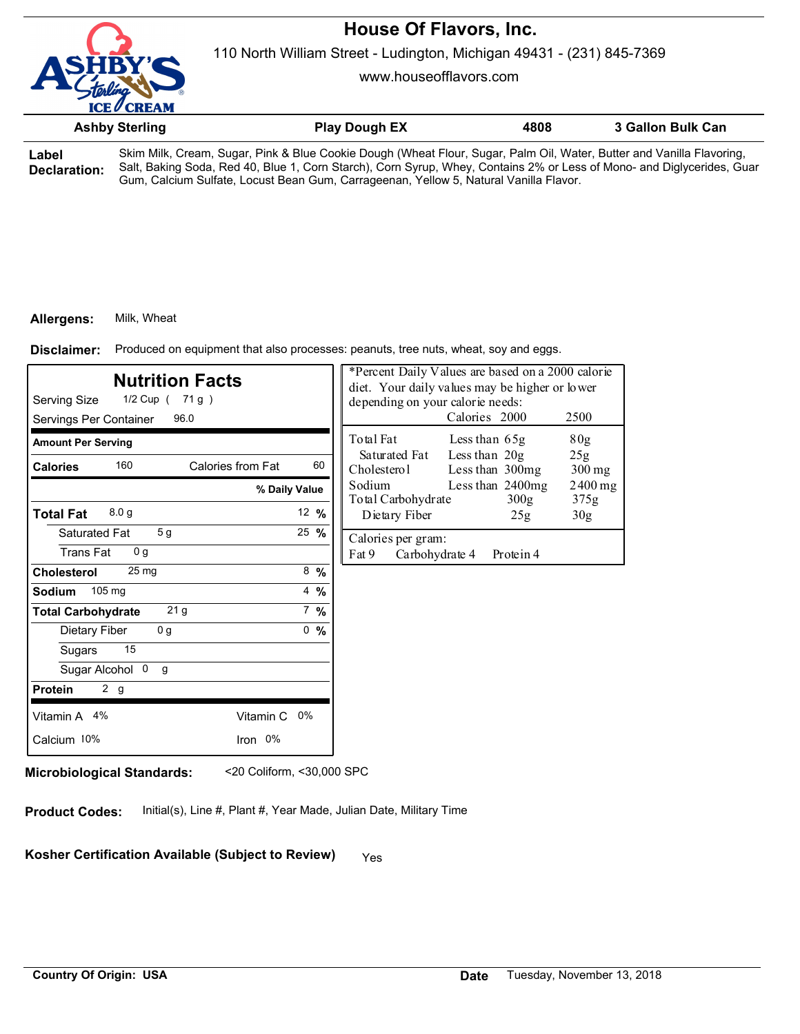# House Of Flavors, Inc.

110 North William Street - Ludington, Michigan 49431 - (231) 845-7369

www.houseofflavors.com

| Ashby Sterling | Play Dough EX | 4808 | 3 Gallon Bulk Can |
|---|---|---|---|

**Label Declaration:** Skim Milk, Cream, Sugar, Pink & Blue Cookie Dough (Wheat Flour, Sugar, Palm Oil, Water, Butter and Vanilla Flavoring, Salt, Baking Soda, Red 40, Blue 1, Corn Starch), Corn Syrup, Whey, Contains 2% or Less of Mono- and Diglycerides, Guar Gum, Calcium Sulfate, Locust Bean Gum, Carrageenan, Yellow 5, Natural Vanilla Flavor.

**Allergens:** Milk, Wheat

**Disclaimer:** Produced on equipment that also processes: peanuts, tree nuts, wheat, soy and eggs.

## Nutrition Facts

Serving Size 1/2 Cup ( 71 g )

Servings Per Container 96.0

| Amount Per Serving | | |
|---|---|---|
| **Calories** 160 | Calories from Fat 60 | |
| | | **% Daily Value** |
| **Total Fat** 8.0 g | | 12 % |
| Saturated Fat 5 g | | 25 % |
| Trans Fat 0 g | | |
| **Cholesterol** 25 mg | | 8 % |
| **Sodium** 105 mg | | 4 % |
| **Total Carbohydrate** 21 g | | 7 % |
| Dietary Fiber 0 g | | 0 % |
| Sugars 15 | | |
| Sugar Alcohol 0 g | | |
| **Protein** 2 g | | |
| Vitamin A 4% | Vitamin C 0% | |
| Calcium 10% | Iron 0% | |

*Percent Daily Values are based on a 2000 calorie diet. Your daily values may be higher or lower depending on your calorie needs:

| | | Calories 2000 | 2500 |
|---|---|---|---|
| Total Fat | Less than | 65g | 80g |
| Saturated Fat | Less than | 20g | 25g |
| Cholesterol | Less than | 300mg | 300 mg |
| Sodium | Less than | 2400mg | 2400 mg |
| Total Carbohydrate | | 300g | 375g |
| Dietary Fiber | | 25g | 30g |

Calories per gram:
Fat 9 Carbohydrate 4 Protein 4

**Microbiological Standards:** <20 Coliform, <30,000 SPC

**Product Codes:** Initial(s), Line #, Plant #, Year Made, Julian Date, Military Time

**Kosher Certification Available (Subject to Review)** Yes

**Country Of Origin: USA**

**Date** Tuesday, November 13, 2018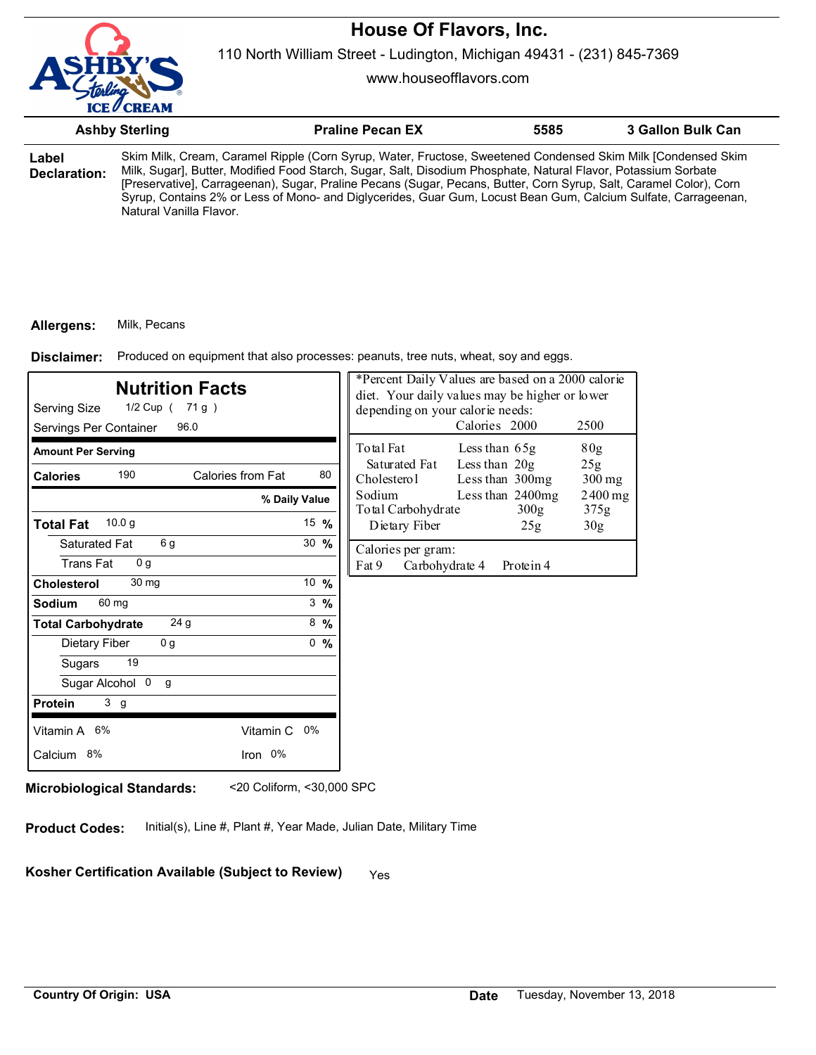# House Of Flavors, Inc.

110 North William Street - Ludington, Michigan 49431 - (231) 845-7369

www.houseofflavors.com

| Ashby Sterling | Praline Pecan EX | 5585 | 3 Gallon Bulk Can |
|---|---|---|---|

**Label Declaration:** Skim Milk, Cream, Caramel Ripple (Corn Syrup, Water, Fructose, Sweetened Condensed Skim Milk [Condensed Skim Milk, Sugar], Butter, Modified Food Starch, Sugar, Salt, Disodium Phosphate, Natural Flavor, Potassium Sorbate [Preservative], Carrageenan), Sugar, Praline Pecans (Sugar, Pecans, Butter, Corn Syrup, Salt, Caramel Color), Corn Syrup, Contains 2% or Less of Mono- and Diglycerides, Guar Gum, Locust Bean Gum, Calcium Sulfate, Carrageenan, Natural Vanilla Flavor.

**Allergens:** Milk, Pecans

**Disclaimer:** Produced on equipment that also processes: peanuts, tree nuts, wheat, soy and eggs.

## Nutrition Facts

Serving Size 1/2 Cup ( 71 g )
Servings Per Container 96.0

| Amount Per Serving | | |
|---|---|---|
| Calories 190 | Calories from Fat 80 | |
| | | % Daily Value |
| **Total Fat** 10.0 g | | 15 % |
| Saturated Fat 6 g | | 30 % |
| Trans Fat 0 g | | |
| **Cholesterol** 30 mg | | 10 % |
| **Sodium** 60 mg | | 3 % |
| **Total Carbohydrate** 24 g | | 8 % |
| Dietary Fiber 0 g | | 0 % |
| Sugars 19 | | |
| Sugar Alcohol 0 g | | |
| **Protein** 3 g | | |
| Vitamin A 6% | Vitamin C 0% | |
| Calcium 8% | Iron 0% | |

*Percent Daily Values are based on a 2000 calorie diet. Your daily values may be higher or lower depending on your calorie needs:

| | | Calories 2000 | 2500 |
|---|---|---|---|
| Total Fat | Less than | 65g | 80g |
| Saturated Fat | Less than | 20g | 25g |
| Cholesterol | Less than | 300mg | 300 mg |
| Sodium | Less than | 2400mg | 2400 mg |
| Total Carbohydrate | | 300g | 375g |
| Dietary Fiber | | 25g | 30g |

Calories per gram:
Fat 9 Carbohydrate 4 Protein 4

**Microbiological Standards:** <20 Coliform, <30,000 SPC

**Product Codes:** Initial(s), Line #, Plant #, Year Made, Julian Date, Military Time

**Kosher Certification Available (Subject to Review)** Yes

**Country Of Origin: USA**

**Date** Tuesday, November 13, 2018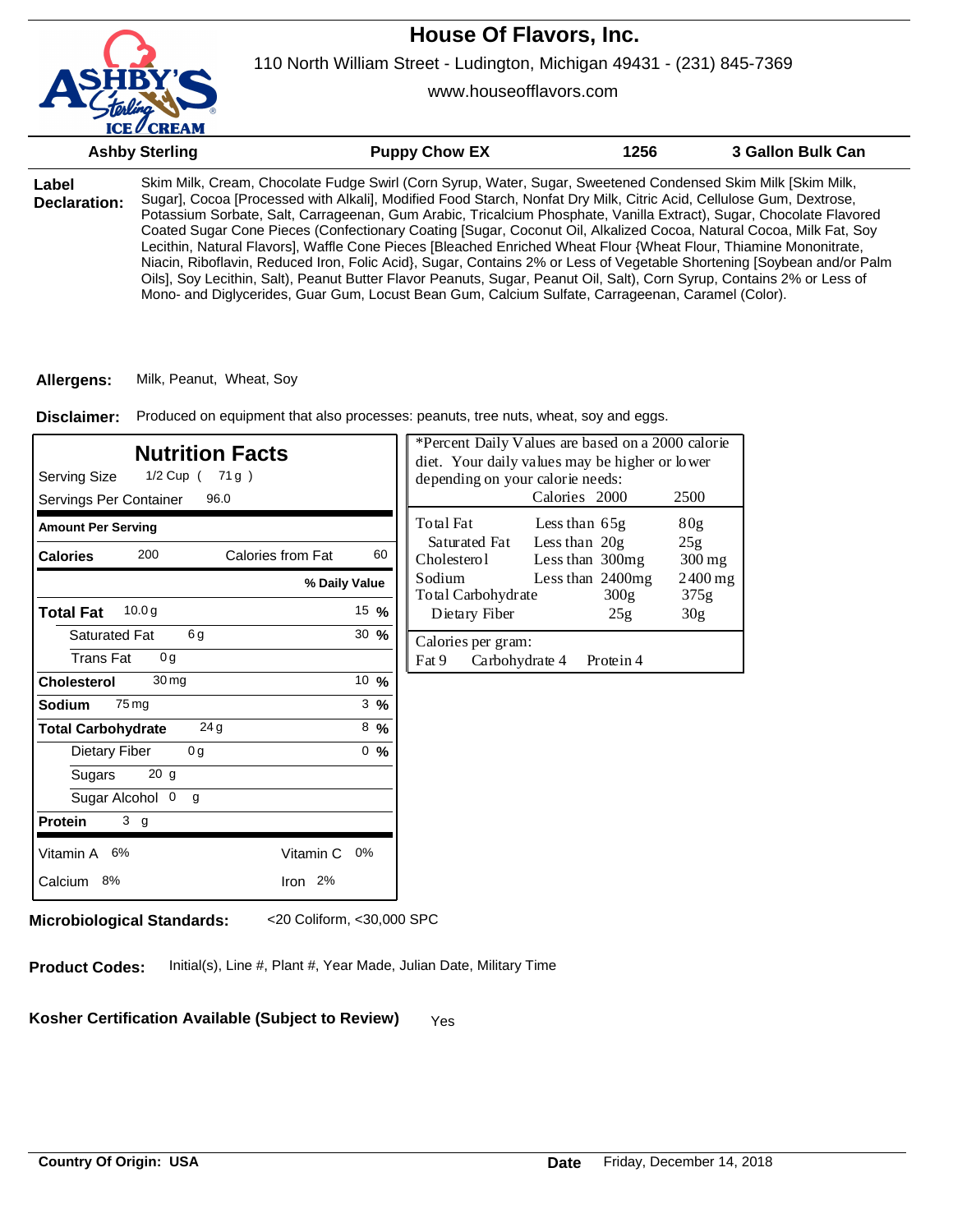# House Of Flavors, Inc.

110 North William Street - Ludington, Michigan 49431 - (231) 845-7369

www.houseofflavors.com

| Ashby Sterling | Puppy Chow EX | 1256 | 3 Gallon Bulk Can |
|---|---|---|---|

**Label Declaration:** Skim Milk, Cream, Chocolate Fudge Swirl (Corn Syrup, Water, Sugar, Sweetened Condensed Skim Milk [Skim Milk, Sugar], Cocoa [Processed with Alkali], Modified Food Starch, Nonfat Dry Milk, Citric Acid, Cellulose Gum, Dextrose, Potassium Sorbate, Salt, Carrageenan, Gum Arabic, Tricalcium Phosphate, Vanilla Extract), Sugar, Chocolate Flavored Coated Sugar Cone Pieces (Confectionary Coating [Sugar, Coconut Oil, Alkalized Cocoa, Natural Cocoa, Milk Fat, Soy Lecithin, Natural Flavors], Waffle Cone Pieces [Bleached Enriched Wheat Flour {Wheat Flour, Thiamine Mononitrate, Niacin, Riboflavin, Reduced Iron, Folic Acid}, Sugar, Contains 2% or Less of Vegetable Shortening [Soybean and/or Palm Oils], Soy Lecithin, Salt), Peanut Butter Flavor Peanuts, Sugar, Peanut Oil, Salt), Corn Syrup, Contains 2% or Less of Mono- and Diglycerides, Guar Gum, Locust Bean Gum, Calcium Sulfate, Carrageenan, Caramel (Color).

**Allergens:** Milk, Peanut, Wheat, Soy

**Disclaimer:** Produced on equipment that also processes: peanuts, tree nuts, wheat, soy and eggs.

## Nutrition Facts

Serving Size 1/2 Cup ( 71 g )
Servings Per Container 96.0

| Amount Per Serving | | | |
|---|---|---|---|
| **Calories** 200 | | Calories from Fat | 60 |
| | | **% Daily Value** | |
| **Total Fat** 10.0 g | | | 15 % |
| Saturated Fat 6 g | | | 30 % |
| Trans Fat 0 g | | | |
| **Cholesterol** 30 mg | | | 10 % |
| **Sodium** 75 mg | | | 3 % |
| **Total Carbohydrate** 24 g | | | 8 % |
| Dietary Fiber 0 g | | | 0 % |
| Sugars 20 g | | | |
| Sugar Alcohol 0 g | | | |
| **Protein** 3 g | | | |
| Vitamin A 6% | | Vitamin C 0% | |
| Calcium 8% | | Iron 2% | |

*Percent Daily Values are based on a 2000 calorie diet. Your daily values may be higher or lower depending on your calorie needs:

| | | Calories 2000 | 2500 |
|---|---|---|---|
| Total Fat | Less than | 65g | 80g |
| Saturated Fat | Less than | 20g | 25g |
| Cholesterol | Less than | 300mg | 300 mg |
| Sodium | Less than | 2400mg | 2400 mg |
| Total Carbohydrate | | 300g | 375g |
| Dietary Fiber | | 25g | 30g |

Calories per gram:
Fat 9 Carbohydrate 4 Protein 4

**Microbiological Standards:** <20 Coliform, <30,000 SPC

**Product Codes:** Initial(s), Line #, Plant #, Year Made, Julian Date, Military Time

**Kosher Certification Available (Subject to Review)** Yes

**Country Of Origin: USA**

**Date** Friday, December 14, 2018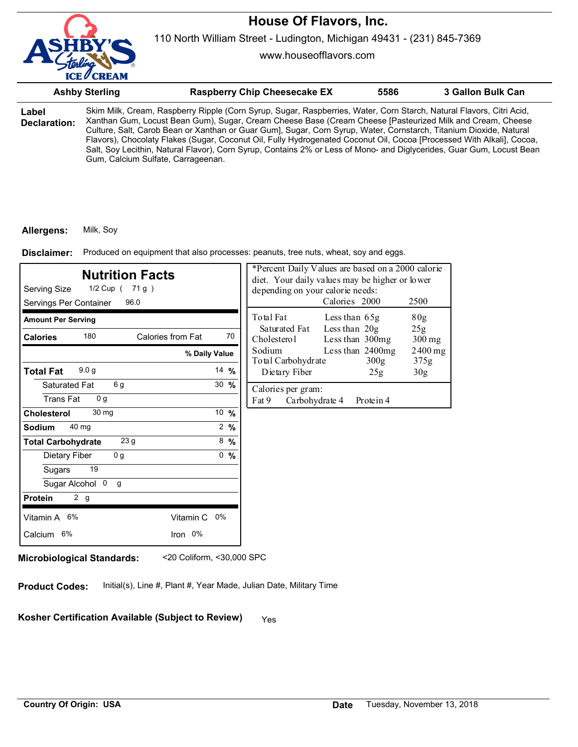# House Of Flavors, Inc.

110 North William Street - Ludington, Michigan 49431 - (231) 845-7369

www.houseofflavors.com

| Ashby Sterling | Raspberry Chip Cheesecake EX | 5586 | 3 Gallon Bulk Can |
|---|---|---|---|

**Label Declaration:** Skim Milk, Cream, Raspberry Ripple (Corn Syrup, Sugar, Raspberries, Water, Corn Starch, Natural Flavors, Citri Acid, Xanthan Gum, Locust Bean Gum), Sugar, Cream Cheese Base (Cream Cheese [Pasteurized Milk and Cream, Cheese Culture, Salt, Carob Bean or Xanthan or Guar Gum], Sugar, Corn Syrup, Water, Cornstarch, Titanium Dioxide, Natural Flavors), Chocolaty Flakes (Sugar, Coconut Oil, Fully Hydrogenated Coconut Oil, Cocoa [Processed With Alkali], Cocoa, Salt, Soy Lecithin, Natural Flavor), Corn Syrup, Contains 2% or Less of Mono- and Diglycerides, Guar Gum, Locust Bean Gum, Calcium Sulfate, Carrageenan.

**Allergens:** Milk, Soy

**Disclaimer:** Produced on equipment that also processes: peanuts, tree nuts, wheat, soy and eggs.

## Nutrition Facts

Serving Size 1/2 Cup ( 71 g )

Servings Per Container 96.0

| Amount Per Serving | | |
|---|---|---|
| **Calories** 180 | Calories from Fat 70 | |
| | | **% Daily Value** |
| **Total Fat** 9.0 g | | 14 % |
| Saturated Fat 6 g | | 30 % |
| Trans Fat 0 g | | |
| **Cholesterol** 30 mg | | 10 % |
| **Sodium** 40 mg | | 2 % |
| **Total Carbohydrate** 23 g | | 8 % |
| Dietary Fiber 0 g | | 0 % |
| Sugars 19 | | |
| Sugar Alcohol 0 g | | |
| **Protein** 2 g | | |
| Vitamin A 6% | Vitamin C 0% | |
| Calcium 6% | Iron 0% | |

*Percent Daily Values are based on a 2000 calorie diet. Your daily values may be higher or lower depending on your calorie needs:

| | | Calories 2000 | 2500 |
|---|---|---|---|
| Total Fat | Less than | 65g | 80g |
| Saturated Fat | Less than | 20g | 25g |
| Cholesterol | Less than | 300mg | 300 mg |
| Sodium | Less than | 2400mg | 2400 mg |
| Total Carbohydrate | | 300g | 375g |
| Dietary Fiber | | 25g | 30g |

Calories per gram:
Fat 9 Carbohydrate 4 Protein 4

**Microbiological Standards:** <20 Coliform, <30,000 SPC

**Product Codes:** Initial(s), Line #, Plant #, Year Made, Julian Date, Military Time

**Kosher Certification Available (Subject to Review)** Yes

**Country Of Origin: USA**

**Date** Tuesday, November 13, 2018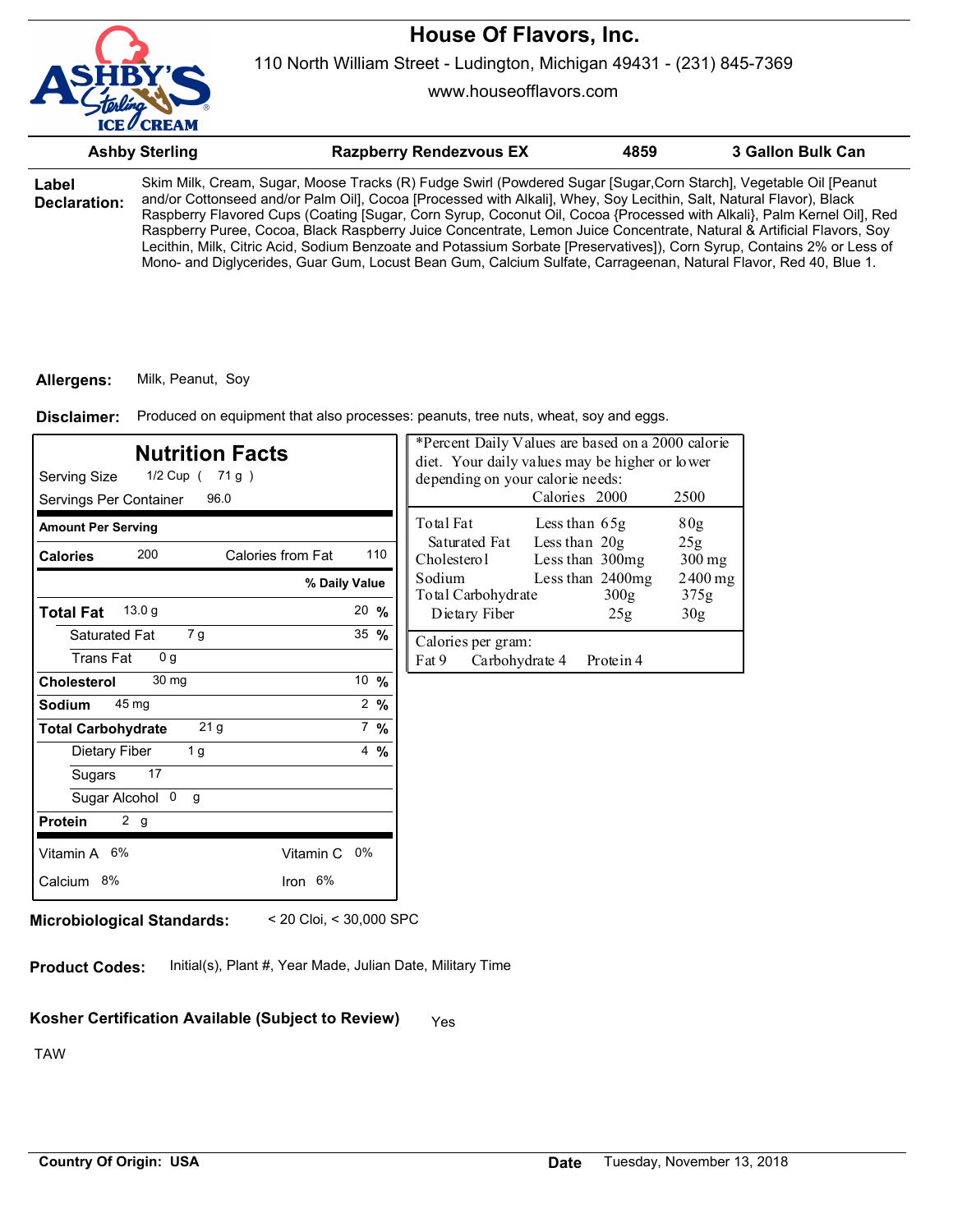# House Of Flavors, Inc.

110 North William Street - Ludington, Michigan 49431 - (231) 845-7369

www.houseofflavors.com

| Ashby Sterling | Razpberry Rendezvous EX | 4859 | 3 Gallon Bulk Can |
|---|---|---|---|

**Label Declaration:** Skim Milk, Cream, Sugar, Moose Tracks (R) Fudge Swirl (Powdered Sugar [Sugar,Corn Starch], Vegetable Oil [Peanut and/or Cottonseed and/or Palm Oil], Cocoa [Processed with Alkali], Whey, Soy Lecithin, Salt, Natural Flavor), Black Raspberry Flavored Cups (Coating [Sugar, Corn Syrup, Coconut Oil, Cocoa {Processed with Alkali}, Palm Kernel Oil], Red Raspberry Puree, Cocoa, Black Raspberry Juice Concentrate, Lemon Juice Concentrate, Natural & Artificial Flavors, Soy Lecithin, Milk, Citric Acid, Sodium Benzoate and Potassium Sorbate [Preservatives]), Corn Syrup, Contains 2% or Less of Mono- and Diglycerides, Guar Gum, Locust Bean Gum, Calcium Sulfate, Carrageenan, Natural Flavor, Red 40, Blue 1.

**Allergens:** Milk, Peanut, Soy

**Disclaimer:** Produced on equipment that also processes: peanuts, tree nuts, wheat, soy and eggs.

## Nutrition Facts

Serving Size 1/2 Cup ( 71 g )

Servings Per Container 96.0

| Amount Per Serving | | |
|---|---|---|
| **Calories** 200 | Calories from Fat 110 | |
| | | **% Daily Value** |
| **Total Fat** 13.0 g | | 20 % |
| Saturated Fat 7 g | | 35 % |
| Trans Fat 0 g | | |
| **Cholesterol** 30 mg | | 10 % |
| **Sodium** 45 mg | | 2 % |
| **Total Carbohydrate** 21 g | | 7 % |
| Dietary Fiber 1 g | | 4 % |
| Sugars 17 | | |
| Sugar Alcohol 0 g | | |
| **Protein** 2 g | | |
| Vitamin A 6% | Vitamin C 0% | |
| Calcium 8% | Iron 6% | |

*Percent Daily Values are based on a 2000 calorie diet. Your daily values may be higher or lower depending on your calorie needs:

| | | Calories 2000 | 2500 |
|---|---|---|---|
| Total Fat | Less than | 65g | 80g |
| Saturated Fat | Less than | 20g | 25g |
| Cholesterol | Less than | 300mg | 300 mg |
| Sodium | Less than | 2400mg | 2400 mg |
| Total Carbohydrate | | 300g | 375g |
| Dietary Fiber | | 25g | 30g |

Calories per gram:
Fat 9 Carbohydrate 4 Protein 4

**Microbiological Standards:** < 20 Cloi, < 30,000 SPC

**Product Codes:** Initial(s), Plant #, Year Made, Julian Date, Military Time

**Kosher Certification Available (Subject to Review)** Yes

TAW

**Country Of Origin: USA**

**Date** Tuesday, November 13, 2018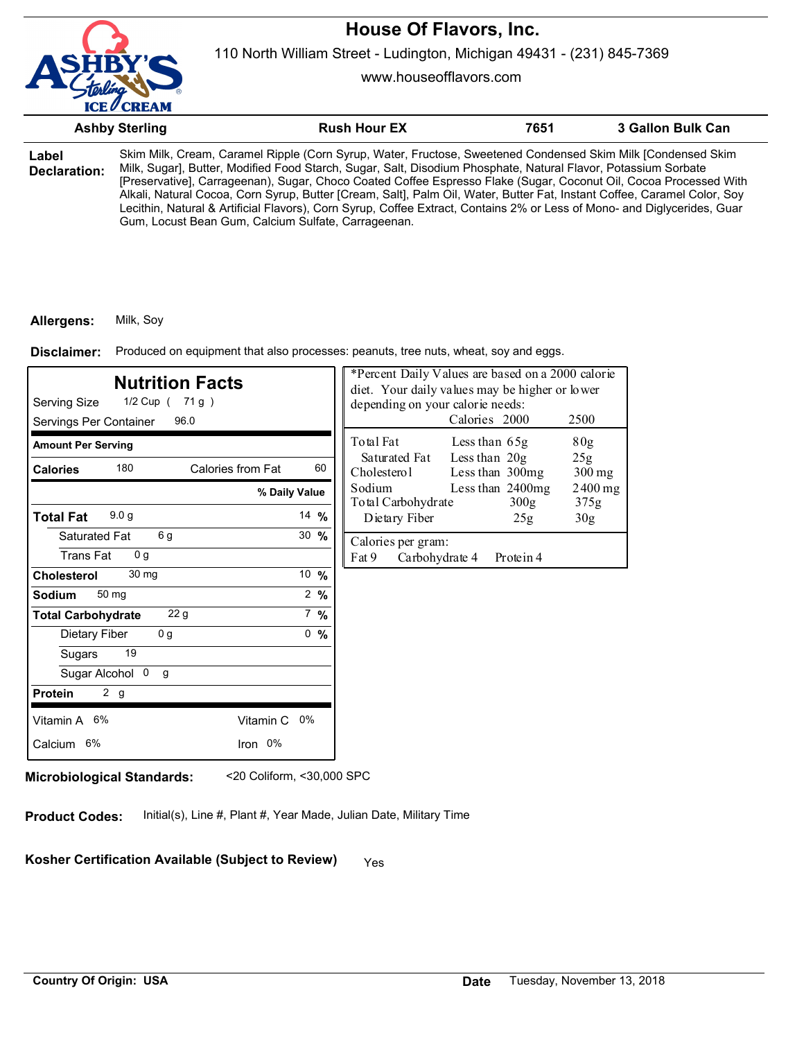# House Of Flavors, Inc.

110 North William Street - Ludington, Michigan 49431 - (231) 845-7369

www.houseofflavors.com

| Ashby Sterling | Rush Hour EX | 7651 | 3 Gallon Bulk Can |
|---|---|---|---|

**Label Declaration:** Skim Milk, Cream, Caramel Ripple (Corn Syrup, Water, Fructose, Sweetened Condensed Skim Milk [Condensed Skim Milk, Sugar], Butter, Modified Food Starch, Sugar, Salt, Disodium Phosphate, Natural Flavor, Potassium Sorbate [Preservative], Carrageenan), Sugar, Choco Coated Coffee Espresso Flake (Sugar, Coconut Oil, Cocoa Processed With Alkali, Natural Cocoa, Corn Syrup, Butter [Cream, Salt], Palm Oil, Water, Butter Fat, Instant Coffee, Caramel Color, Soy Lecithin, Natural & Artificial Flavors), Corn Syrup, Coffee Extract, Contains 2% or Less of Mono- and Diglycerides, Guar Gum, Locust Bean Gum, Calcium Sulfate, Carrageenan.

**Allergens:** Milk, Soy

**Disclaimer:** Produced on equipment that also processes: peanuts, tree nuts, wheat, soy and eggs.

## Nutrition Facts

Serving Size 1/2 Cup ( 71 g )

Servings Per Container 96.0

| Amount Per Serving | | |
|---|---|---|
| Calories 180 | Calories from Fat 60 | |
| | | % Daily Value |
| **Total Fat** 9.0 g | | 14 % |
| Saturated Fat 6 g | | 30 % |
| Trans Fat 0 g | | |
| **Cholesterol** 30 mg | | 10 % |
| **Sodium** 50 mg | | 2 % |
| **Total Carbohydrate** 22 g | | 7 % |
| Dietary Fiber 0 g | | 0 % |
| Sugars 19 | | |
| Sugar Alcohol 0 g | | |
| **Protein** 2 g | | |
| Vitamin A 6% | Vitamin C 0% | |
| Calcium 6% | Iron 0% | |

*Percent Daily Values are based on a 2000 calorie diet. Your daily values may be higher or lower depending on your calorie needs:

| | | Calories 2000 | 2500 |
|---|---|---|---|
| Total Fat | Less than | 65g | 80g |
| Saturated Fat | Less than | 20g | 25g |
| Cholesterol | Less than | 300mg | 300 mg |
| Sodium | Less than | 2400mg | 2400 mg |
| Total Carbohydrate | | 300g | 375g |
| Dietary Fiber | | 25g | 30g |

Calories per gram:
Fat 9 Carbohydrate 4 Protein 4

**Microbiological Standards:** <20 Coliform, <30,000 SPC

**Product Codes:** Initial(s), Line #, Plant #, Year Made, Julian Date, Military Time

**Kosher Certification Available (Subject to Review)** Yes

**Country Of Origin: USA**

**Date** Tuesday, November 13, 2018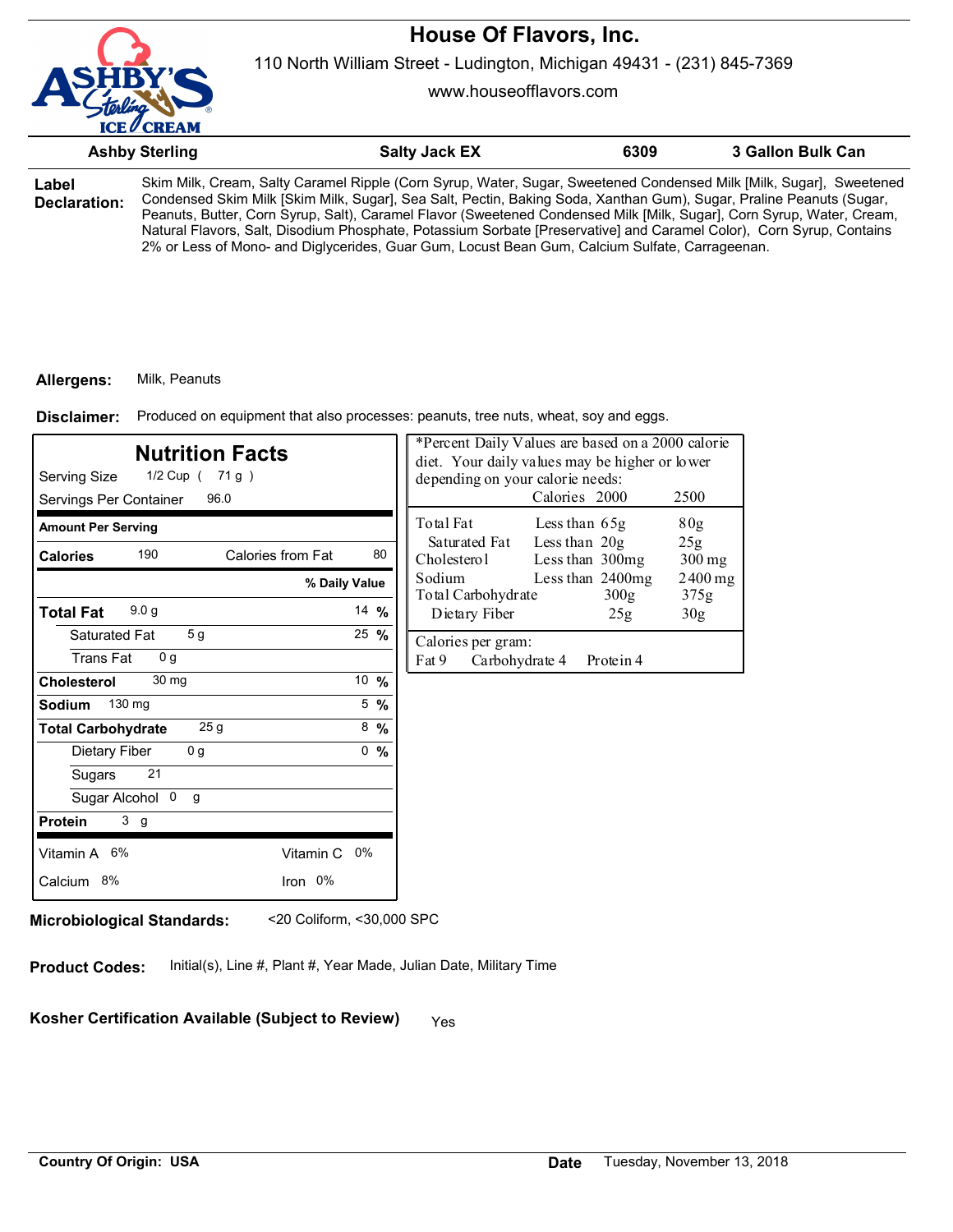# House Of Flavors, Inc.

110 North William Street - Ludington, Michigan 49431 - (231) 845-7369

www.houseofflavors.com

| Ashby Sterling | Salty Jack EX | 6309 | 3 Gallon Bulk Can |
|---|---|---|---|

**Label Declaration:** Skim Milk, Cream, Salty Caramel Ripple (Corn Syrup, Water, Sugar, Sweetened Condensed Milk [Milk, Sugar], Sweetened Condensed Skim Milk [Skim Milk, Sugar], Sea Salt, Pectin, Baking Soda, Xanthan Gum), Sugar, Praline Peanuts (Sugar, Peanuts, Butter, Corn Syrup, Salt), Caramel Flavor (Sweetened Condensed Milk [Milk, Sugar], Corn Syrup, Water, Cream, Natural Flavors, Salt, Disodium Phosphate, Potassium Sorbate [Preservative] and Caramel Color), Corn Syrup, Contains 2% or Less of Mono- and Diglycerides, Guar Gum, Locust Bean Gum, Calcium Sulfate, Carrageenan.

**Allergens:** Milk, Peanuts

**Disclaimer:** Produced on equipment that also processes: peanuts, tree nuts, wheat, soy and eggs.

## Nutrition Facts

Serving Size 1/2 Cup ( 71 g )

Servings Per Container 96.0

| Amount Per Serving | | |
|---|---|---|
| **Calories** 190 | Calories from Fat 80 | |
| | | **% Daily Value** |
| **Total Fat** 9.0 g | | 14 % |
| Saturated Fat 5 g | | 25 % |
| Trans Fat 0 g | | |
| **Cholesterol** 30 mg | | 10 % |
| **Sodium** 130 mg | | 5 % |
| **Total Carbohydrate** 25 g | | 8 % |
| Dietary Fiber 0 g | | 0 % |
| Sugars 21 | | |
| Sugar Alcohol 0 g | | |
| **Protein** 3 g | | |
| Vitamin A 6% | Vitamin C 0% | |
| Calcium 8% | Iron 0% | |

*Percent Daily Values are based on a 2000 calorie diet. Your daily values may be higher or lower depending on your calorie needs:

| | | Calories 2000 | 2500 |
|---|---|---|---|
| Total Fat | Less than | 65g | 80g |
| Saturated Fat | Less than | 20g | 25g |
| Cholesterol | Less than | 300mg | 300 mg |
| Sodium | Less than | 2400mg | 2400 mg |
| Total Carbohydrate | | 300g | 375g |
| Dietary Fiber | | 25g | 30g |

Calories per gram:
Fat 9 Carbohydrate 4 Protein 4

**Microbiological Standards:** <20 Coliform, <30,000 SPC

**Product Codes:** Initial(s), Line #, Plant #, Year Made, Julian Date, Military Time

**Kosher Certification Available (Subject to Review)** Yes

**Country Of Origin: USA**

**Date** Tuesday, November 13, 2018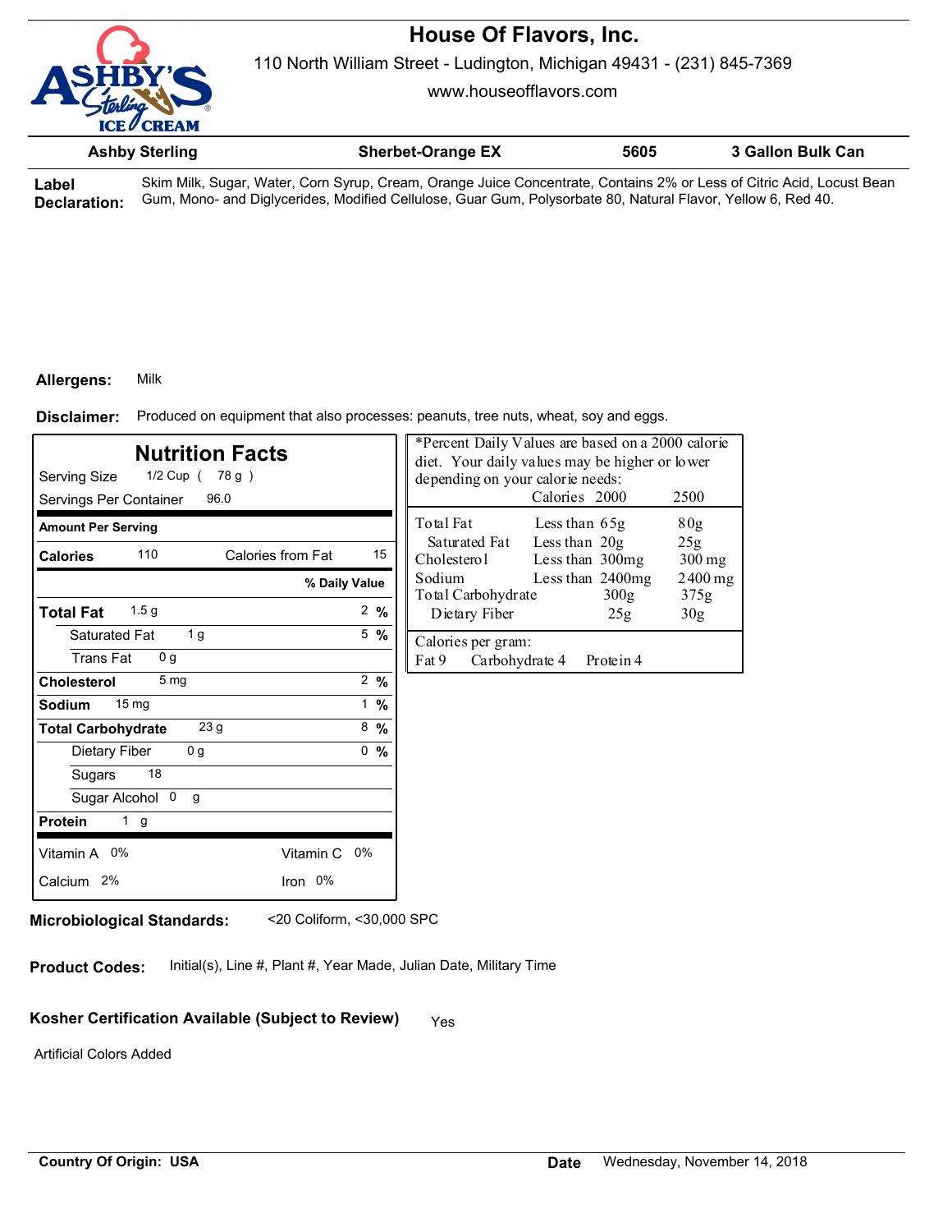# House Of Flavors, Inc.

110 North William Street - Ludington, Michigan 49431 - (231) 845-7369

www.houseofflavors.com

| Ashby Sterling | Sherbet-Orange EX | 5605 | 3 Gallon Bulk Can |
|---|---|---|---|

**Label Declaration:** Skim Milk, Sugar, Water, Corn Syrup, Cream, Orange Juice Concentrate, Contains 2% or Less of Citric Acid, Locust Bean Gum, Mono- and Diglycerides, Modified Cellulose, Guar Gum, Polysorbate 80, Natural Flavor, Yellow 6, Red 40.

**Allergens:** Milk

**Disclaimer:** Produced on equipment that also processes: peanuts, tree nuts, wheat, soy and eggs.

## Nutrition Facts

Serving Size 1/2 Cup ( 78 g )

Servings Per Container 96.0

| Amount Per Serving | | |
|---|---|---|
| **Calories** 110 | Calories from Fat 15 | |
| | | % Daily Value |
| **Total Fat** 1.5 g | | 2 % |
| Saturated Fat 1 g | | 5 % |
| Trans Fat 0 g | | |
| **Cholesterol** 5 mg | | 2 % |
| **Sodium** 15 mg | | 1 % |
| **Total Carbohydrate** 23 g | | 8 % |
| Dietary Fiber 0 g | | 0 % |
| Sugars 18 | | |
| Sugar Alcohol 0 g | | |
| **Protein** 1 g | | |
| Vitamin A 0% | Vitamin C 0% | |
| Calcium 2% | Iron 0% | |

*Percent Daily Values are based on a 2000 calorie diet. Your daily values may be higher or lower depending on your calorie needs:

| | | Calories 2000 | 2500 |
|---|---|---|---|
| Total Fat | Less than | 65g | 80g |
| Saturated Fat | Less than | 20g | 25g |
| Cholesterol | Less than | 300mg | 300 mg |
| Sodium | Less than | 2400mg | 2400 mg |
| Total Carbohydrate | | 300g | 375g |
| Dietary Fiber | | 25g | 30g |

Calories per gram:
Fat 9 Carbohydrate 4 Protein 4

**Microbiological Standards:** <20 Coliform, <30,000 SPC

**Product Codes:** Initial(s), Line #, Plant #, Year Made, Julian Date, Military Time

**Kosher Certification Available (Subject to Review)** Yes

Artificial Colors Added

**Country Of Origin: USA**

**Date** Wednesday, November 14, 2018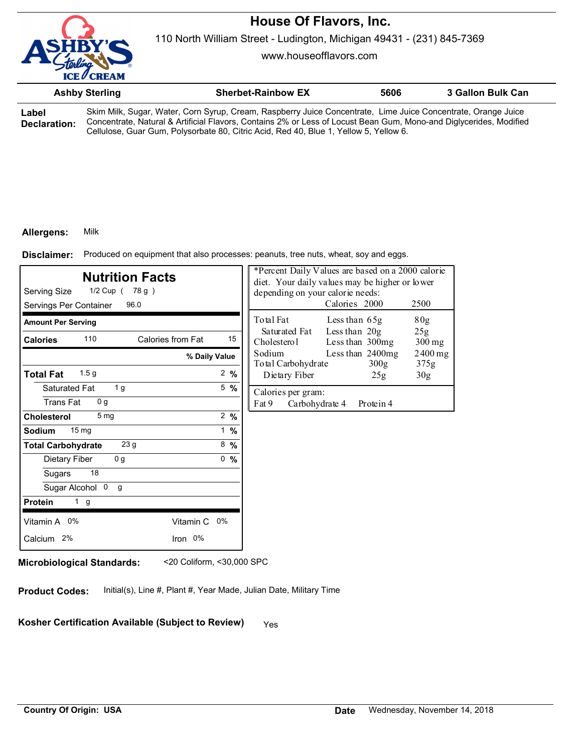# House Of Flavors, Inc.

110 North William Street - Ludington, Michigan 49431 - (231) 845-7369

www.houseofflavors.com

| Ashby Sterling | Sherbet-Rainbow EX | 5606 | 3 Gallon Bulk Can |
|---|---|---|---|

**Label Declaration:** Skim Milk, Sugar, Water, Corn Syrup, Cream, Raspberry Juice Concentrate, Lime Juice Concentrate, Orange Juice Concentrate, Natural & Artificial Flavors, Contains 2% or Less of Locust Bean Gum, Mono-and Diglycerides, Modified Cellulose, Guar Gum, Polysorbate 80, Citric Acid, Red 40, Blue 1, Yellow 5, Yellow 6.

**Allergens:** Milk

**Disclaimer:** Produced on equipment that also processes: peanuts, tree nuts, wheat, soy and eggs.

## Nutrition Facts

Serving Size 1/2 Cup ( 78 g )
Servings Per Container 96.0

| Amount Per Serving | | |
|---|---|---|
| Calories 110 | Calories from Fat 15 | |
| | | % Daily Value |
| **Total Fat** 1.5 g | | 2 % |
| Saturated Fat 1 g | | 5 % |
| Trans Fat 0 g | | |
| **Cholesterol** 5 mg | | 2 % |
| **Sodium** 15 mg | | 1 % |
| **Total Carbohydrate** 23 g | | 8 % |
| Dietary Fiber 0 g | | 0 % |
| Sugars 18 | | |
| Sugar Alcohol 0 g | | |
| **Protein** 1 g | | |
| Vitamin A 0% | Vitamin C 0% | |
| Calcium 2% | Iron 0% | |

*Percent Daily Values are based on a 2000 calorie diet. Your daily values may be higher or lower depending on your calorie needs:

| | Calories | 2000 | 2500 |
|---|---|---|---|
| Total Fat | Less than | 65g | 80g |
| Saturated Fat | Less than | 20g | 25g |
| Cholesterol | Less than | 300mg | 300 mg |
| Sodium | Less than | 2400mg | 2400 mg |
| Total Carbohydrate | | 300g | 375g |
| Dietary Fiber | | 25g | 30g |

Calories per gram:
Fat 9 Carbohydrate 4 Protein 4

**Microbiological Standards:** <20 Coliform, <30,000 SPC

**Product Codes:** Initial(s), Line #, Plant #, Year Made, Julian Date, Military Time

**Kosher Certification Available (Subject to Review)** Yes

**Country Of Origin: USA**

**Date** Wednesday, November 14, 2018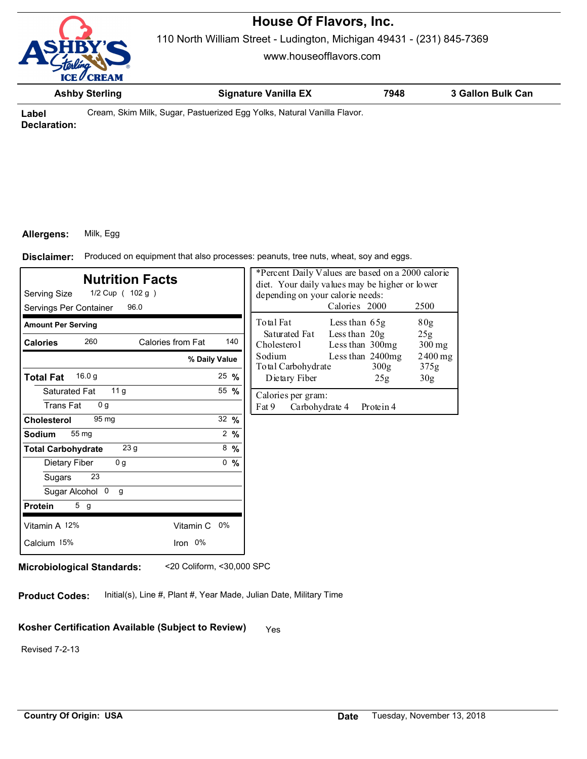# House Of Flavors, Inc.

110 North William Street - Ludington, Michigan 49431 - (231) 845-7369

www.houseofflavors.com

| Ashby Sterling | Signature Vanilla EX | 7948 | 3 Gallon Bulk Can |
|---|---|---|---|

**Label Declaration:** Cream, Skim Milk, Sugar, Pastuerized Egg Yolks, Natural Vanilla Flavor.

**Allergens:** Milk, Egg

**Disclaimer:** Produced on equipment that also processes: peanuts, tree nuts, wheat, soy and eggs.

## Nutrition Facts

Serving Size 1/2 Cup ( 102 g )

Servings Per Container 96.0

| Amount Per Serving | | |
|---|---|---|
| **Calories** 260 | Calories from Fat 140 | |
| | | **% Daily Value** |
| **Total Fat** 16.0 g | | 25 % |
| Saturated Fat 11 g | | 55 % |
| Trans Fat 0 g | | |
| **Cholesterol** 95 mg | | 32 % |
| **Sodium** 55 mg | | 2 % |
| **Total Carbohydrate** 23 g | | 8 % |
| Dietary Fiber 0 g | | 0 % |
| Sugars 23 | | |
| Sugar Alcohol 0 g | | |
| **Protein** 5 g | | |
| Vitamin A 12% | Vitamin C 0% | |
| Calcium 15% | Iron 0% | |

*Percent Daily Values are based on a 2000 calorie diet. Your daily values may be higher or lower depending on your calorie needs:

| | | Calories 2000 | 2500 |
|---|---|---|---|
| Total Fat | Less than | 65g | 80g |
| Saturated Fat | Less than | 20g | 25g |
| Cholesterol | Less than | 300mg | 300 mg |
| Sodium | Less than | 2400mg | 2400 mg |
| Total Carbohydrate | | 300g | 375g |
| Dietary Fiber | | 25g | 30g |

Calories per gram:
Fat 9 Carbohydrate 4 Protein 4

**Microbiological Standards:** <20 Coliform, <30,000 SPC

**Product Codes:** Initial(s), Line #, Plant #, Year Made, Julian Date, Military Time

**Kosher Certification Available (Subject to Review)** Yes

Revised 7-2-13

**Country Of Origin: USA**

**Date** Tuesday, November 13, 2018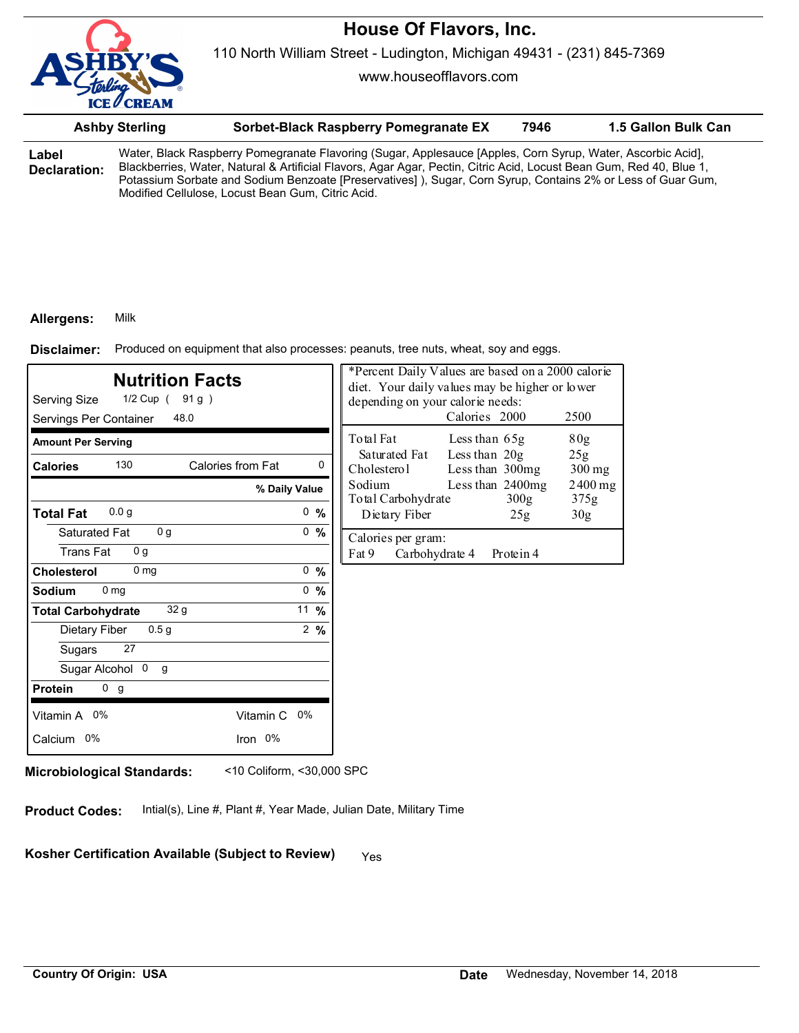# House Of Flavors, Inc.

110 North William Street - Ludington, Michigan 49431 - (231) 845-7369

www.houseofflavors.com

| Ashby Sterling | Sorbet-Black Raspberry Pomegranate EX | 7946 | 1.5 Gallon Bulk Can |
|---|---|---|---|

**Label Declaration:** Water, Black Raspberry Pomegranate Flavoring (Sugar, Applesauce [Apples, Corn Syrup, Water, Ascorbic Acid], Blackberries, Water, Natural & Artificial Flavors, Agar Agar, Pectin, Citric Acid, Locust Bean Gum, Red 40, Blue 1, Potassium Sorbate and Sodium Benzoate [Preservatives] ), Sugar, Corn Syrup, Contains 2% or Less of Guar Gum, Modified Cellulose, Locust Bean Gum, Citric Acid.

**Allergens:** Milk

**Disclaimer:** Produced on equipment that also processes: peanuts, tree nuts, wheat, soy and eggs.

## Nutrition Facts

Serving Size 1/2 Cup ( 91 g )

Servings Per Container 48.0

| Amount Per Serving | | |
|---|---|---|
| Calories 130 | Calories from Fat 0 | |
| | | % Daily Value |
| Total Fat 0.0 g | | 0 % |
| Saturated Fat 0 g | | 0 % |
| Trans Fat 0 g | | |
| Cholesterol 0 mg | | 0 % |
| Sodium 0 mg | | 0 % |
| Total Carbohydrate 32 g | | 11 % |
| Dietary Fiber 0.5 g | | 2 % |
| Sugars 27 | | |
| Sugar Alcohol 0 g | | |
| Protein 0 g | | |
| Vitamin A 0% | Vitamin C 0% | |
| Calcium 0% | Iron 0% | |

*Percent Daily Values are based on a 2000 calorie diet. Your daily values may be higher or lower depending on your calorie needs:

| | | Calories 2000 | 2500 |
|---|---|---|---|
| Total Fat | Less than | 65g | 80g |
| Saturated Fat | Less than | 20g | 25g |
| Cholesterol | Less than | 300mg | 300 mg |
| Sodium | Less than | 2400mg | 2400 mg |
| Total Carbohydrate | | 300g | 375g |
| Dietary Fiber | | 25g | 30g |

Calories per gram:
Fat 9 Carbohydrate 4 Protein 4

**Microbiological Standards:** <10 Coliform, <30,000 SPC

**Product Codes:** Intial(s), Line #, Plant #, Year Made, Julian Date, Military Time

**Kosher Certification Available (Subject to Review)** Yes

**Country Of Origin: USA**

**Date** Wednesday, November 14, 2018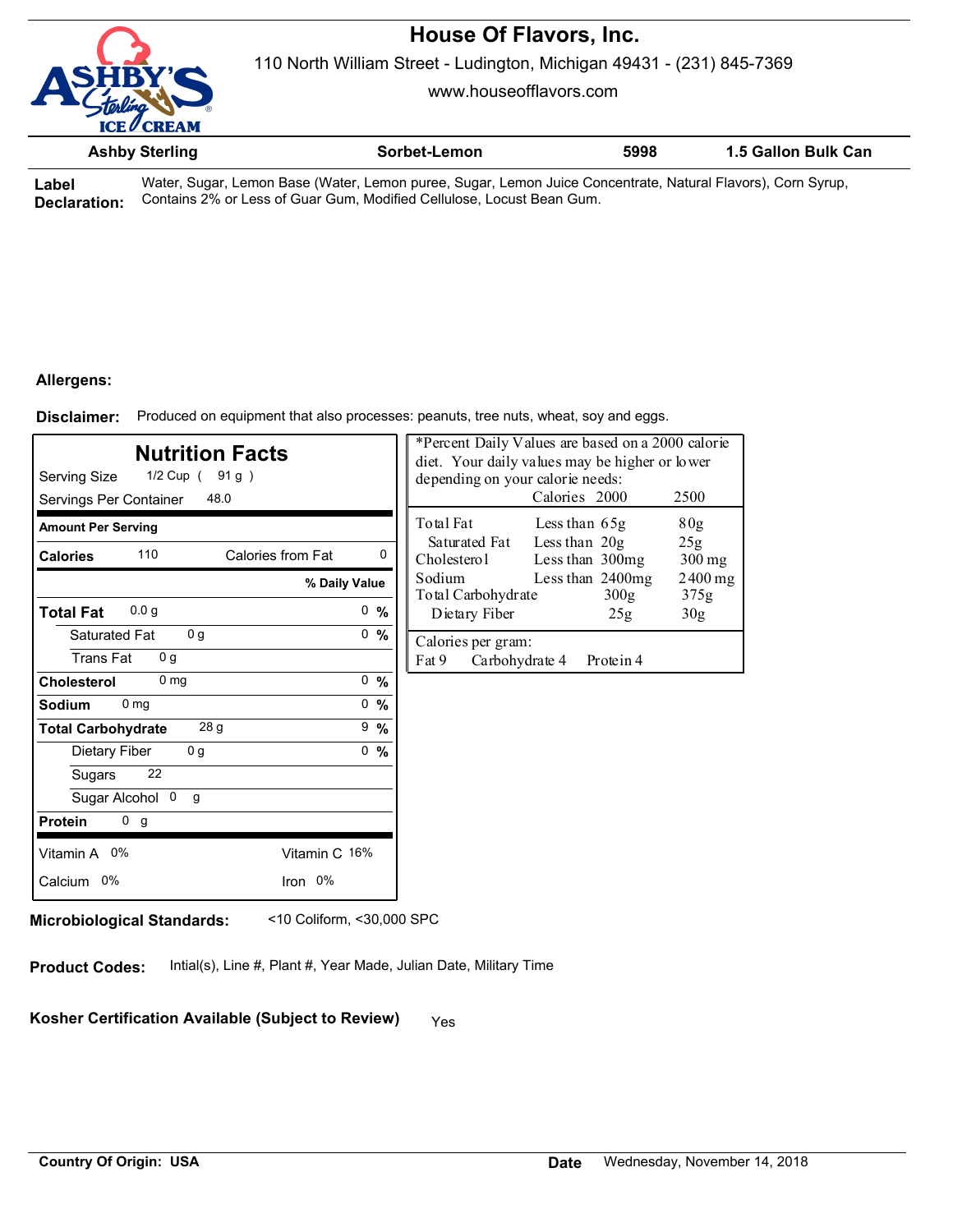# House Of Flavors, Inc.

110 North William Street - Ludington, Michigan 49431 - (231) 845-7369

www.houseofflavors.com

| Ashby Sterling | Sorbet-Lemon | 5998 | 1.5 Gallon Bulk Can |
|---|---|---|---|

**Label Declaration:** Water, Sugar, Lemon Base (Water, Lemon puree, Sugar, Lemon Juice Concentrate, Natural Flavors), Corn Syrup, Contains 2% or Less of Guar Gum, Modified Cellulose, Locust Bean Gum.

**Allergens:**

**Disclaimer:** Produced on equipment that also processes: peanuts, tree nuts, wheat, soy and eggs.

## Nutrition Facts

Serving Size 1/2 Cup ( 91 g )

Servings Per Container 48.0

| Amount Per Serving | | |
|---|---|---|
| **Calories** 110 | Calories from Fat 0 | |
| | | **% Daily Value** |
| **Total Fat** 0.0 g | | 0 % |
| Saturated Fat 0 g | | 0 % |
| Trans Fat 0 g | | |
| **Cholesterol** 0 mg | | 0 % |
| **Sodium** 0 mg | | 0 % |
| **Total Carbohydrate** 28 g | | 9 % |
| Dietary Fiber 0 g | | 0 % |
| Sugars 22 | | |
| Sugar Alcohol 0 g | | |
| **Protein** 0 g | | |
| Vitamin A 0% | Vitamin C 16% | |
| Calcium 0% | Iron 0% | |

*Percent Daily Values are based on a 2000 calorie diet. Your daily values may be higher or lower depending on your calorie needs:

| | | Calories 2000 | 2500 |
|---|---|---|---|
| Total Fat | Less than | 65g | 80g |
| Saturated Fat | Less than | 20g | 25g |
| Cholesterol | Less than | 300mg | 300 mg |
| Sodium | Less than | 2400mg | 2400 mg |
| Total Carbohydrate | | 300g | 375g |
| Dietary Fiber | | 25g | 30g |

Calories per gram:
Fat 9 Carbohydrate 4 Protein 4

**Microbiological Standards:** <10 Coliform, <30,000 SPC

**Product Codes:** Intial(s), Line #, Plant #, Year Made, Julian Date, Military Time

**Kosher Certification Available (Subject to Review)** Yes

**Country Of Origin: USA**

**Date** Wednesday, November 14, 2018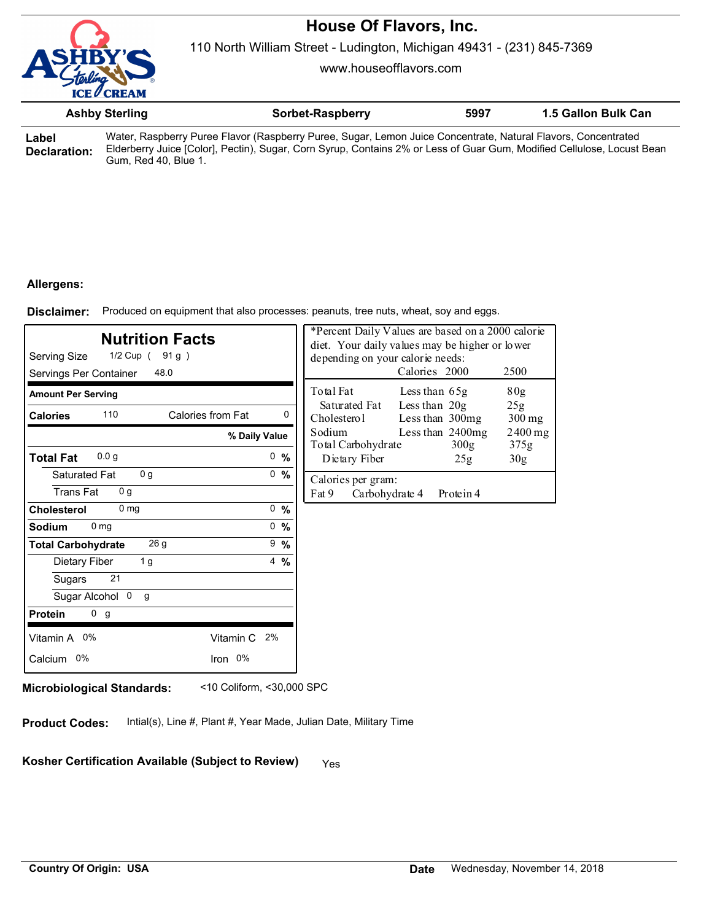# House Of Flavors, Inc.

110 North William Street - Ludington, Michigan 49431 - (231) 845-7369

www.houseofflavors.com

| Ashby Sterling | Sorbet-Raspberry | 5997 | 1.5 Gallon Bulk Can |
|---|---|---|---|

**Label Declaration:** Water, Raspberry Puree Flavor (Raspberry Puree, Sugar, Lemon Juice Concentrate, Natural Flavors, Concentrated Elderberry Juice [Color], Pectin), Sugar, Corn Syrup, Contains 2% or Less of Guar Gum, Modified Cellulose, Locust Bean Gum, Red 40, Blue 1.

**Allergens:**

**Disclaimer:** Produced on equipment that also processes: peanuts, tree nuts, wheat, soy and eggs.

## Nutrition Facts

Serving Size 1/2 Cup ( 91 g )
Servings Per Container 48.0

| Amount Per Serving | | |
|---|---|---|
| **Calories** 110 | Calories from Fat 0 | |
| | | **% Daily Value** |
| **Total Fat** 0.0 g | | 0 % |
| Saturated Fat 0 g | | 0 % |
| Trans Fat 0 g | | |
| **Cholesterol** 0 mg | | 0 % |
| **Sodium** 0 mg | | 0 % |
| **Total Carbohydrate** 26 g | | 9 % |
| Dietary Fiber 1 g | | 4 % |
| Sugars 21 | | |
| Sugar Alcohol 0 g | | |
| **Protein** 0 g | | |
| Vitamin A 0% | Vitamin C 2% | |
| Calcium 0% | Iron 0% | |

*Percent Daily Values are based on a 2000 calorie diet. Your daily values may be higher or lower depending on your calorie needs:

| | | Calories 2000 | 2500 |
|---|---|---|---|
| Total Fat | Less than | 65g | 80g |
| Saturated Fat | Less than | 20g | 25g |
| Cholesterol | Less than | 300mg | 300 mg |
| Sodium | Less than | 2400mg | 2400 mg |
| Total Carbohydrate | | 300g | 375g |
| Dietary Fiber | | 25g | 30g |

Calories per gram:
Fat 9 Carbohydrate 4 Protein 4

**Microbiological Standards:** <10 Coliform, <30,000 SPC

**Product Codes:** Intial(s), Line #, Plant #, Year Made, Julian Date, Military Time

**Kosher Certification Available (Subject to Review)** Yes

**Country Of Origin: USA**

**Date** Wednesday, November 14, 2018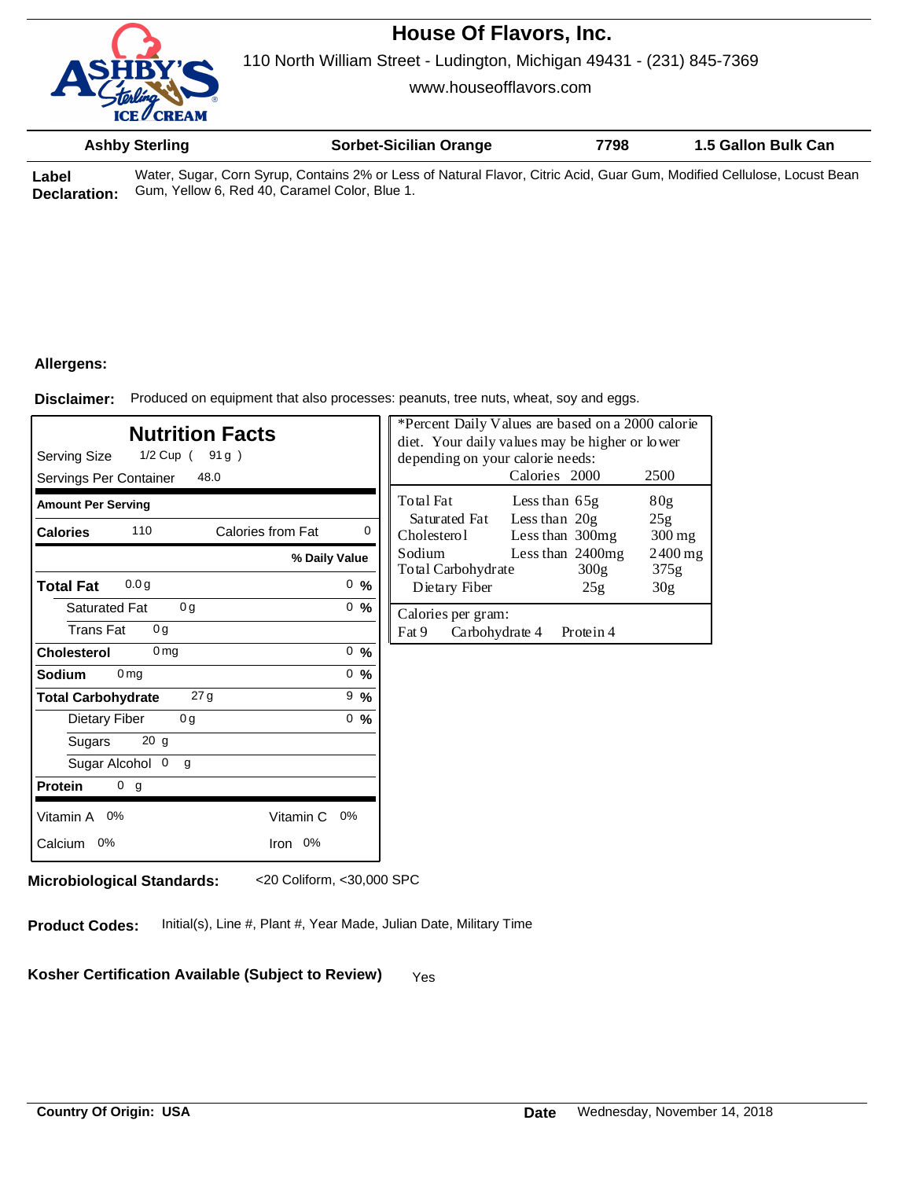# House Of Flavors, Inc.

110 North William Street - Ludington, Michigan 49431 - (231) 845-7369

www.houseofflavors.com

| Ashby Sterling | Sorbet-Sicilian Orange | 7798 | 1.5 Gallon Bulk Can |
|---|---|---|---|

**Label Declaration:** Water, Sugar, Corn Syrup, Contains 2% or Less of Natural Flavor, Citric Acid, Guar Gum, Modified Cellulose, Locust Bean Gum, Yellow 6, Red 40, Caramel Color, Blue 1.

**Allergens:**

**Disclaimer:** Produced on equipment that also processes: peanuts, tree nuts, wheat, soy and eggs.

## Nutrition Facts

Serving Size 1/2 Cup ( 91 g )
Servings Per Container 48.0

| Amount Per Serving | | |
|---|---|---|
| **Calories** 110 | Calories from Fat 0 | |
| | | **% Daily Value** |
| **Total Fat** 0.0 g | | 0 % |
| Saturated Fat 0 g | | 0 % |
| Trans Fat 0 g | | |
| **Cholesterol** 0 mg | | 0 % |
| **Sodium** 0 mg | | 0 % |
| **Total Carbohydrate** 27 g | | 9 % |
| Dietary Fiber 0 g | | 0 % |
| Sugars 20 g | | |
| Sugar Alcohol 0 g | | |
| **Protein** 0 g | | |
| Vitamin A 0% | Vitamin C 0% | |
| Calcium 0% | Iron 0% | |

*Percent Daily Values are based on a 2000 calorie diet. Your daily values may be higher or lower depending on your calorie needs:

| | | Calories 2000 | 2500 |
|---|---|---|---|
| Total Fat | Less than | 65g | 80g |
| Saturated Fat | Less than | 20g | 25g |
| Cholesterol | Less than | 300mg | 300 mg |
| Sodium | Less than | 2400mg | 2400 mg |
| Total Carbohydrate | | 300g | 375g |
| Dietary Fiber | | 25g | 30g |

Calories per gram:
Fat 9 Carbohydrate 4 Protein 4

**Microbiological Standards:** <20 Coliform, <30,000 SPC

**Product Codes:** Initial(s), Line #, Plant #, Year Made, Julian Date, Military Time

**Kosher Certification Available (Subject to Review)** Yes

**Country Of Origin: USA**

**Date** Wednesday, November 14, 2018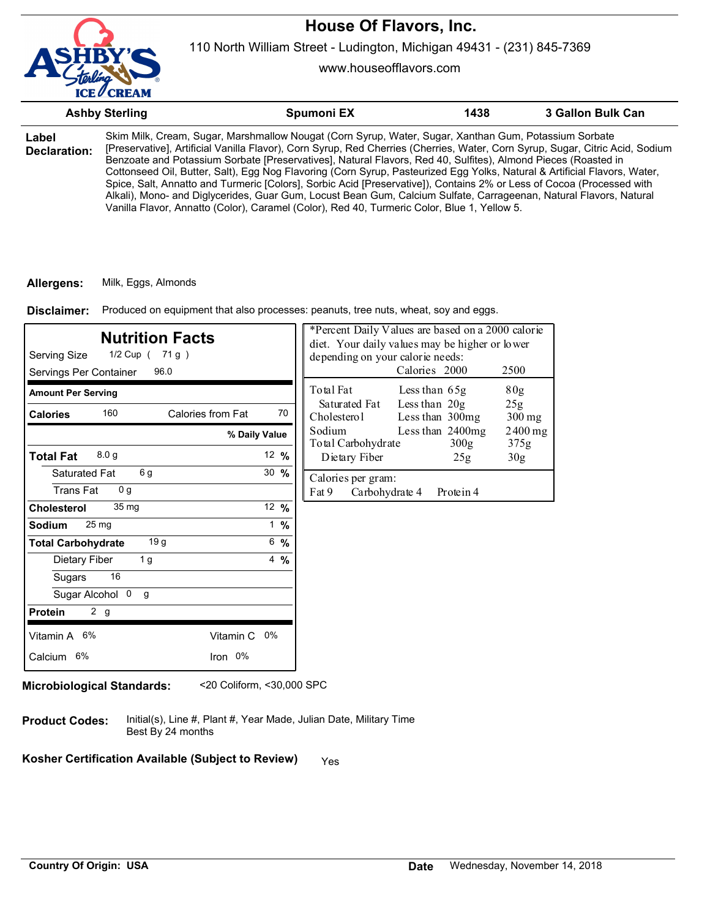# House Of Flavors, Inc.

110 North William Street - Ludington, Michigan 49431 - (231) 845-7369

www.houseofflavors.com

| Ashby Sterling | Spumoni EX | 1438 | 3 Gallon Bulk Can |
|---|---|---|---|

**Label Declaration:** Skim Milk, Cream, Sugar, Marshmallow Nougat (Corn Syrup, Water, Sugar, Xanthan Gum, Potassium Sorbate [Preservative], Artificial Vanilla Flavor), Corn Syrup, Red Cherries (Cherries, Water, Corn Syrup, Sugar, Citric Acid, Sodium Benzoate and Potassium Sorbate [Preservatives], Natural Flavors, Red 40, Sulfites), Almond Pieces (Roasted in Cottonseed Oil, Butter, Salt), Egg Nog Flavoring (Corn Syrup, Pasteurized Egg Yolks, Natural & Artificial Flavors, Water, Spice, Salt, Annatto and Turmeric [Colors], Sorbic Acid [Preservative]), Contains 2% or Less of Cocoa (Processed with Alkali), Mono- and Diglycerides, Guar Gum, Locust Bean Gum, Calcium Sulfate, Carrageenan, Natural Flavors, Natural Vanilla Flavor, Annatto (Color), Caramel (Color), Red 40, Turmeric Color, Blue 1, Yellow 5.

**Allergens:** Milk, Eggs, Almonds

**Disclaimer:** Produced on equipment that also processes: peanuts, tree nuts, wheat, soy and eggs.

## Nutrition Facts

Serving Size 1/2 Cup ( 71 g )

Servings Per Container 96.0

**Amount Per Serving**

| | | |
|---|---|---|
| **Calories** 160 | Calories from Fat 70 | |
| | | **% Daily Value** |
| **Total Fat** 8.0 g | | 12 % |
| Saturated Fat 6 g | | 30 % |
| Trans Fat 0 g | | |
| **Cholesterol** 35 mg | | 12 % |
| **Sodium** 25 mg | | 1 % |
| **Total Carbohydrate** 19 g | | 6 % |
| Dietary Fiber 1 g | | 4 % |
| Sugars 16 | | |
| Sugar Alcohol 0 g | | |
| **Protein** 2 g | | |
| Vitamin A 6% | Vitamin C 0% | |
| Calcium 6% | Iron 0% | |

*Percent Daily Values are based on a 2000 calorie diet. Your daily values may be higher or lower depending on your calorie needs:

| | | Calories 2000 | 2500 |
|---|---|---|---|
| Total Fat | Less than | 65g | 80g |
| Saturated Fat | Less than | 20g | 25g |
| Cholesterol | Less than | 300mg | 300 mg |
| Sodium | Less than | 2400mg | 2400 mg |
| Total Carbohydrate | | 300g | 375g |
| Dietary Fiber | | 25g | 30g |

Calories per gram:
Fat 9 Carbohydrate 4 Protein 4

**Microbiological Standards:** <20 Coliform, <30,000 SPC

**Product Codes:** Initial(s), Line #, Plant #, Year Made, Julian Date, Military Time
Best By 24 months

**Kosher Certification Available (Subject to Review)** Yes

**Country Of Origin: USA**

**Date** Wednesday, November 14, 2018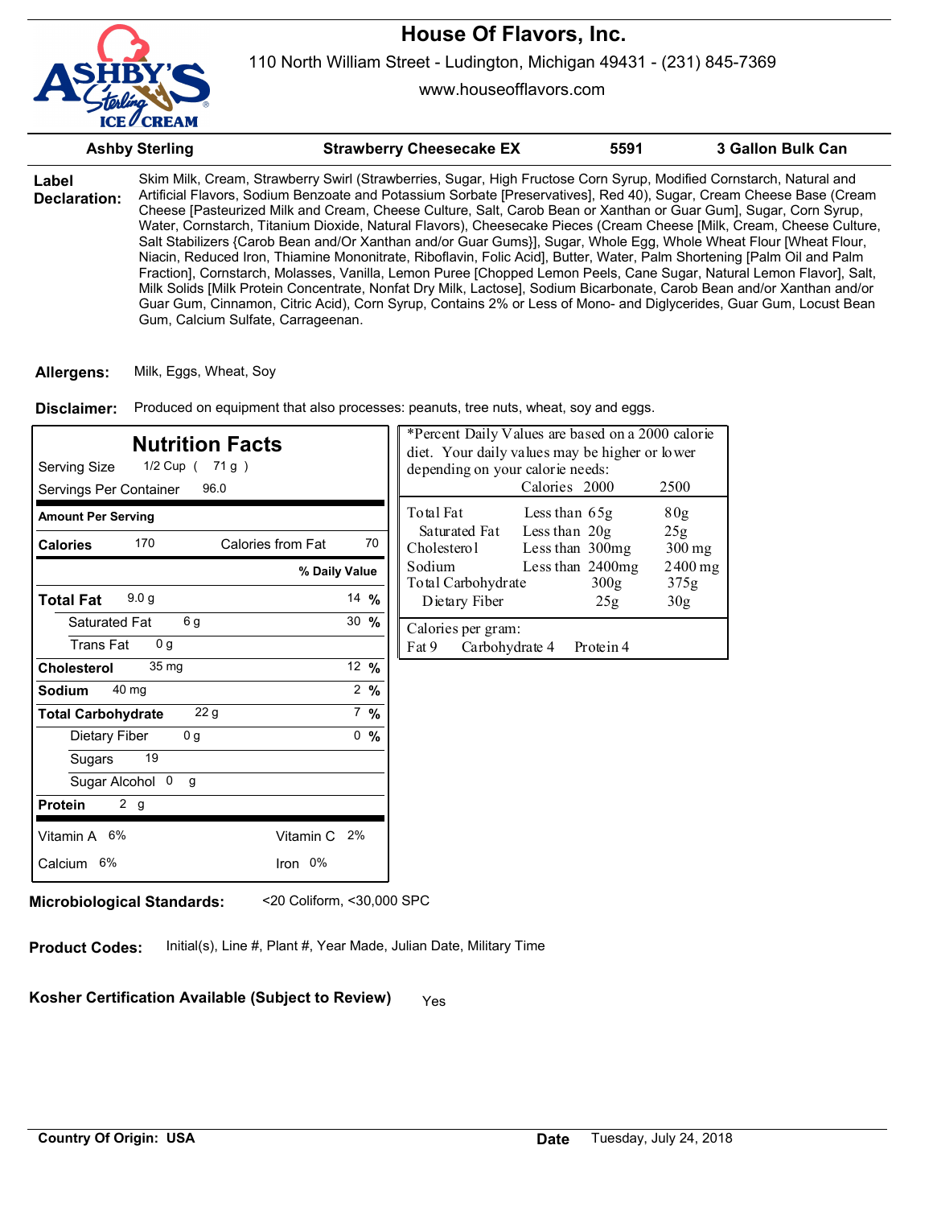# House Of Flavors, Inc.

110 North William Street - Ludington, Michigan 49431 - (231) 845-7369

www.houseofflavors.com

| Ashby Sterling | Strawberry Cheesecake EX | 5591 | 3 Gallon Bulk Can |
|---|---|---|---|

**Label Declaration:** Skim Milk, Cream, Strawberry Swirl (Strawberries, Sugar, High Fructose Corn Syrup, Modified Cornstarch, Natural and Artificial Flavors, Sodium Benzoate and Potassium Sorbate [Preservatives], Red 40), Sugar, Cream Cheese Base (Cream Cheese [Pasteurized Milk and Cream, Cheese Culture, Salt, Carob Bean or Xanthan or Guar Gum], Sugar, Corn Syrup, Water, Cornstarch, Titanium Dioxide, Natural Flavors), Cheesecake Pieces (Cream Cheese [Milk, Cream, Cheese Culture, Salt Stabilizers {Carob Bean and/Or Xanthan and/or Guar Gums}], Sugar, Whole Egg, Whole Wheat Flour [Wheat Flour, Niacin, Reduced Iron, Thiamine Mononitrate, Riboflavin, Folic Acid], Butter, Water, Palm Shortening [Palm Oil and Palm Fraction], Cornstarch, Molasses, Vanilla, Lemon Puree [Chopped Lemon Peels, Cane Sugar, Natural Lemon Flavor], Salt, Milk Solids [Milk Protein Concentrate, Nonfat Dry Milk, Lactose], Sodium Bicarbonate, Carob Bean and/or Xanthan and/or Guar Gum, Cinnamon, Citric Acid), Corn Syrup, Contains 2% or Less of Mono- and Diglycerides, Guar Gum, Locust Bean Gum, Calcium Sulfate, Carrageenan.

**Allergens:** Milk, Eggs, Wheat, Soy

**Disclaimer:** Produced on equipment that also processes: peanuts, tree nuts, wheat, soy and eggs.

## Nutrition Facts

Serving Size 1/2 Cup ( 71 g )
Servings Per Container 96.0

| Amount Per Serving | | |
|---|---|---|
| **Calories** 170 | Calories from Fat 70 | |
| | | **% Daily Value** |
| **Total Fat** 9.0 g | | 14 % |
| Saturated Fat 6 g | | 30 % |
| Trans Fat 0 g | | |
| **Cholesterol** 35 mg | | 12 % |
| **Sodium** 40 mg | | 2 % |
| **Total Carbohydrate** 22 g | | 7 % |
| Dietary Fiber 0 g | | 0 % |
| Sugars 19 | | |
| Sugar Alcohol 0 g | | |
| **Protein** 2 g | | |
| Vitamin A 6% | Vitamin C 2% | |
| Calcium 6% | Iron 0% | |

*Percent Daily Values are based on a 2000 calorie diet. Your daily values may be higher or lower depending on your calorie needs:

| | | Calories 2000 | 2500 |
|---|---|---|---|
| Total Fat | Less than | 65g | 80g |
| Saturated Fat | Less than | 20g | 25g |
| Cholesterol | Less than | 300mg | 300 mg |
| Sodium | Less than | 2400mg | 2400 mg |
| Total Carbohydrate | | 300g | 375g |
| Dietary Fiber | | 25g | 30g |

Calories per gram:
Fat 9 Carbohydrate 4 Protein 4

**Microbiological Standards:** <20 Coliform, <30,000 SPC

**Product Codes:** Initial(s), Line #, Plant #, Year Made, Julian Date, Military Time

**Kosher Certification Available (Subject to Review)** Yes

**Country Of Origin: USA** **Date** Tuesday, July 24, 2018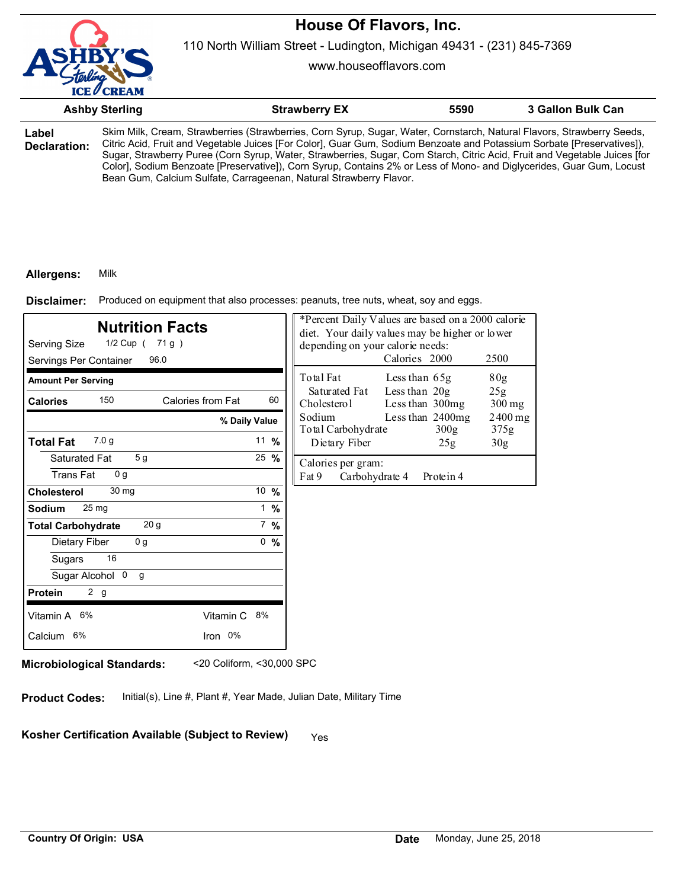# House Of Flavors, Inc.

110 North William Street - Ludington, Michigan 49431 - (231) 845-7369

www.houseofflavors.com

| Ashby Sterling | Strawberry EX | 5590 | 3 Gallon Bulk Can |
|---|---|---|---|

**Label Declaration:** Skim Milk, Cream, Strawberries (Strawberries, Corn Syrup, Sugar, Water, Cornstarch, Natural Flavors, Strawberry Seeds, Citric Acid, Fruit and Vegetable Juices [For Color], Guar Gum, Sodium Benzoate and Potassium Sorbate [Preservatives]), Sugar, Strawberry Puree (Corn Syrup, Water, Strawberries, Sugar, Corn Starch, Citric Acid, Fruit and Vegetable Juices [for Color], Sodium Benzoate [Preservative]), Corn Syrup, Contains 2% or Less of Mono- and Diglycerides, Guar Gum, Locust Bean Gum, Calcium Sulfate, Carrageenan, Natural Strawberry Flavor.

**Allergens:** Milk

**Disclaimer:** Produced on equipment that also processes: peanuts, tree nuts, wheat, soy and eggs.

## Nutrition Facts

Serving Size 1/2 Cup ( 71 g )

Servings Per Container 96.0

| Amount Per Serving | | |
|---|---|---|
| **Calories** 150 | Calories from Fat 60 | |
| | | **% Daily Value** |
| **Total Fat** 7.0 g | | 11 % |
| Saturated Fat 5 g | | 25 % |
| Trans Fat 0 g | | |
| **Cholesterol** 30 mg | | 10 % |
| **Sodium** 25 mg | | 1 % |
| **Total Carbohydrate** 20 g | | 7 % |
| Dietary Fiber 0 g | | 0 % |
| Sugars 16 | | |
| Sugar Alcohol 0 g | | |
| **Protein** 2 g | | |
| Vitamin A 6% | Vitamin C 8% | |
| Calcium 6% | Iron 0% | |

*Percent Daily Values are based on a 2000 calorie diet. Your daily values may be higher or lower depending on your calorie needs:

| | | Calories 2000 | 2500 |
|---|---|---|---|
| Total Fat | Less than | 65g | 80g |
| Saturated Fat | Less than | 20g | 25g |
| Cholesterol | Less than | 300mg | 300 mg |
| Sodium | Less than | 2400mg | 2400 mg |
| Total Carbohydrate | | 300g | 375g |
| Dietary Fiber | | 25g | 30g |

Calories per gram:
Fat 9 Carbohydrate 4 Protein 4

**Microbiological Standards:** <20 Coliform, <30,000 SPC

**Product Codes:** Initial(s), Line #, Plant #, Year Made, Julian Date, Military Time

**Kosher Certification Available (Subject to Review)** Yes

**Country Of Origin: USA**

**Date** Monday, June 25, 2018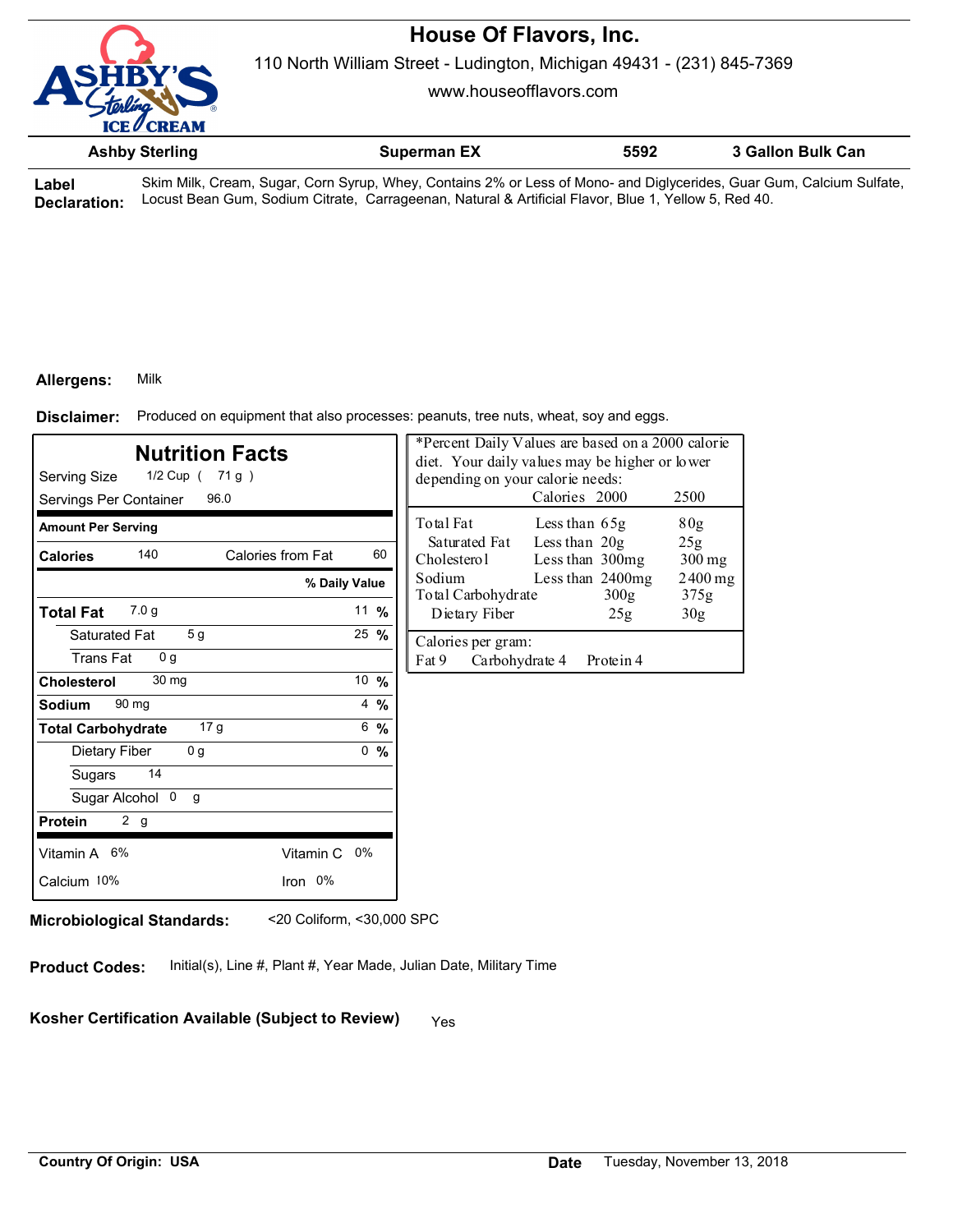# House Of Flavors, Inc.

110 North William Street - Ludington, Michigan 49431 - (231) 845-7369

www.houseofflavors.com

| Ashby Sterling | Superman EX | 5592 | 3 Gallon Bulk Can |
|---|---|---|---|

**Label Declaration:** Skim Milk, Cream, Sugar, Corn Syrup, Whey, Contains 2% or Less of Mono- and Diglycerides, Guar Gum, Calcium Sulfate, Locust Bean Gum, Sodium Citrate, Carrageenan, Natural & Artificial Flavor, Blue 1, Yellow 5, Red 40.

**Allergens:** Milk

**Disclaimer:** Produced on equipment that also processes: peanuts, tree nuts, wheat, soy and eggs.

## Nutrition Facts

Serving Size 1/2 Cup ( 71 g )

Servings Per Container 96.0

| Amount Per Serving | | |
|---|---|---|
| **Calories** 140 | Calories from Fat 60 | |
| | | **% Daily Value** |
| **Total Fat** 7.0 g | | 11 % |
| Saturated Fat 5 g | | 25 % |
| Trans Fat 0 g | | |
| **Cholesterol** 30 mg | | 10 % |
| **Sodium** 90 mg | | 4 % |
| **Total Carbohydrate** 17 g | | 6 % |
| Dietary Fiber 0 g | | 0 % |
| Sugars 14 | | |
| Sugar Alcohol 0 g | | |
| **Protein** 2 g | | |
| Vitamin A 6% | Vitamin C 0% | |
| Calcium 10% | Iron 0% | |

*Percent Daily Values are based on a 2000 calorie diet. Your daily values may be higher or lower depending on your calorie needs:

| | | Calories 2000 | 2500 |
|---|---|---|---|
| Total Fat | Less than | 65g | 80g |
| Saturated Fat | Less than | 20g | 25g |
| Cholesterol | Less than | 300mg | 300 mg |
| Sodium | Less than | 2400mg | 2400 mg |
| Total Carbohydrate | | 300g | 375g |
| Dietary Fiber | | 25g | 30g |

Calories per gram:
Fat 9 Carbohydrate 4 Protein 4

**Microbiological Standards:** <20 Coliform, <30,000 SPC

**Product Codes:** Initial(s), Line #, Plant #, Year Made, Julian Date, Military Time

**Kosher Certification Available (Subject to Review)** Yes

**Country Of Origin: USA**

**Date** Tuesday, November 13, 2018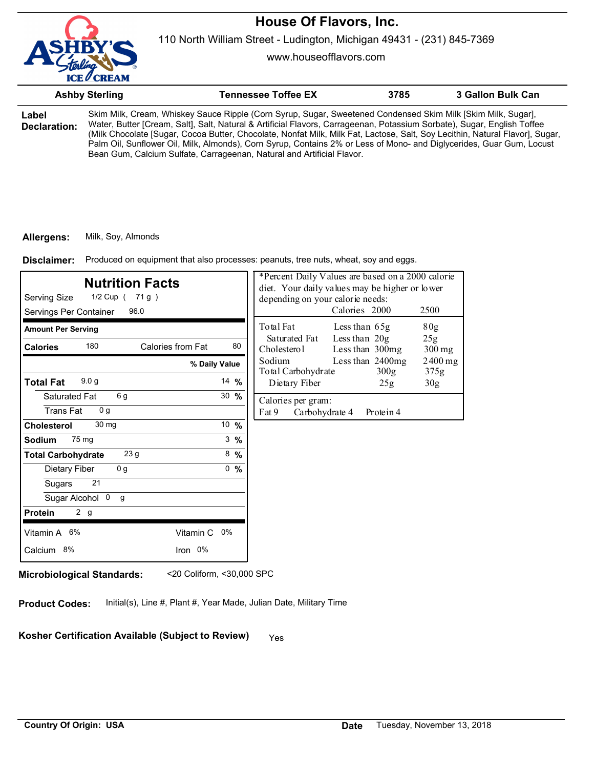# House Of Flavors, Inc.

110 North William Street - Ludington, Michigan 49431 - (231) 845-7369

www.houseofflavors.com

| Ashby Sterling | Tennessee Toffee EX | 3785 | 3 Gallon Bulk Can |
|---|---|---|---|

**Label Declaration:** Skim Milk, Cream, Whiskey Sauce Ripple (Corn Syrup, Sugar, Sweetened Condensed Skim Milk [Skim Milk, Sugar], Water, Butter [Cream, Salt], Salt, Natural & Artificial Flavors, Carrageenan, Potassium Sorbate), Sugar, English Toffee (Milk Chocolate [Sugar, Cocoa Butter, Chocolate, Nonfat Milk, Milk Fat, Lactose, Salt, Soy Lecithin, Natural Flavor], Sugar, Palm Oil, Sunflower Oil, Milk, Almonds), Corn Syrup, Contains 2% or Less of Mono- and Diglycerides, Guar Gum, Locust Bean Gum, Calcium Sulfate, Carrageenan, Natural and Artificial Flavor.

**Allergens:** Milk, Soy, Almonds

**Disclaimer:** Produced on equipment that also processes: peanuts, tree nuts, wheat, soy and eggs.

## Nutrition Facts

Serving Size 1/2 Cup ( 71 g )

Servings Per Container 96.0

**Amount Per Serving**

| | | |
|---|---|---|
| **Calories** 180 | Calories from Fat 80 | |
| | | **% Daily Value** |
| **Total Fat** 9.0 g | | 14 % |
| Saturated Fat 6 g | | 30 % |
| Trans Fat 0 g | | |
| **Cholesterol** 30 mg | | 10 % |
| **Sodium** 75 mg | | 3 % |
| **Total Carbohydrate** 23 g | | 8 % |
| Dietary Fiber 0 g | | 0 % |
| Sugars 21 | | |
| Sugar Alcohol 0 g | | |
| **Protein** 2 g | | |
| Vitamin A 6% | Vitamin C 0% | |
| Calcium 8% | Iron 0% | |

*Percent Daily Values are based on a 2000 calorie diet. Your daily values may be higher or lower depending on your calorie needs:

| | | Calories 2000 | 2500 |
|---|---|---|---|
| Total Fat | Less than | 65g | 80g |
| Saturated Fat | Less than | 20g | 25g |
| Cholesterol | Less than | 300mg | 300 mg |
| Sodium | Less than | 2400mg | 2400 mg |
| Total Carbohydrate | | 300g | 375g |
| Dietary Fiber | | 25g | 30g |

Calories per gram:
Fat 9 Carbohydrate 4 Protein 4

**Microbiological Standards:** <20 Coliform, <30,000 SPC

**Product Codes:** Initial(s), Line #, Plant #, Year Made, Julian Date, Military Time

**Kosher Certification Available (Subject to Review)** Yes

**Country Of Origin: USA**

**Date** Tuesday, November 13, 2018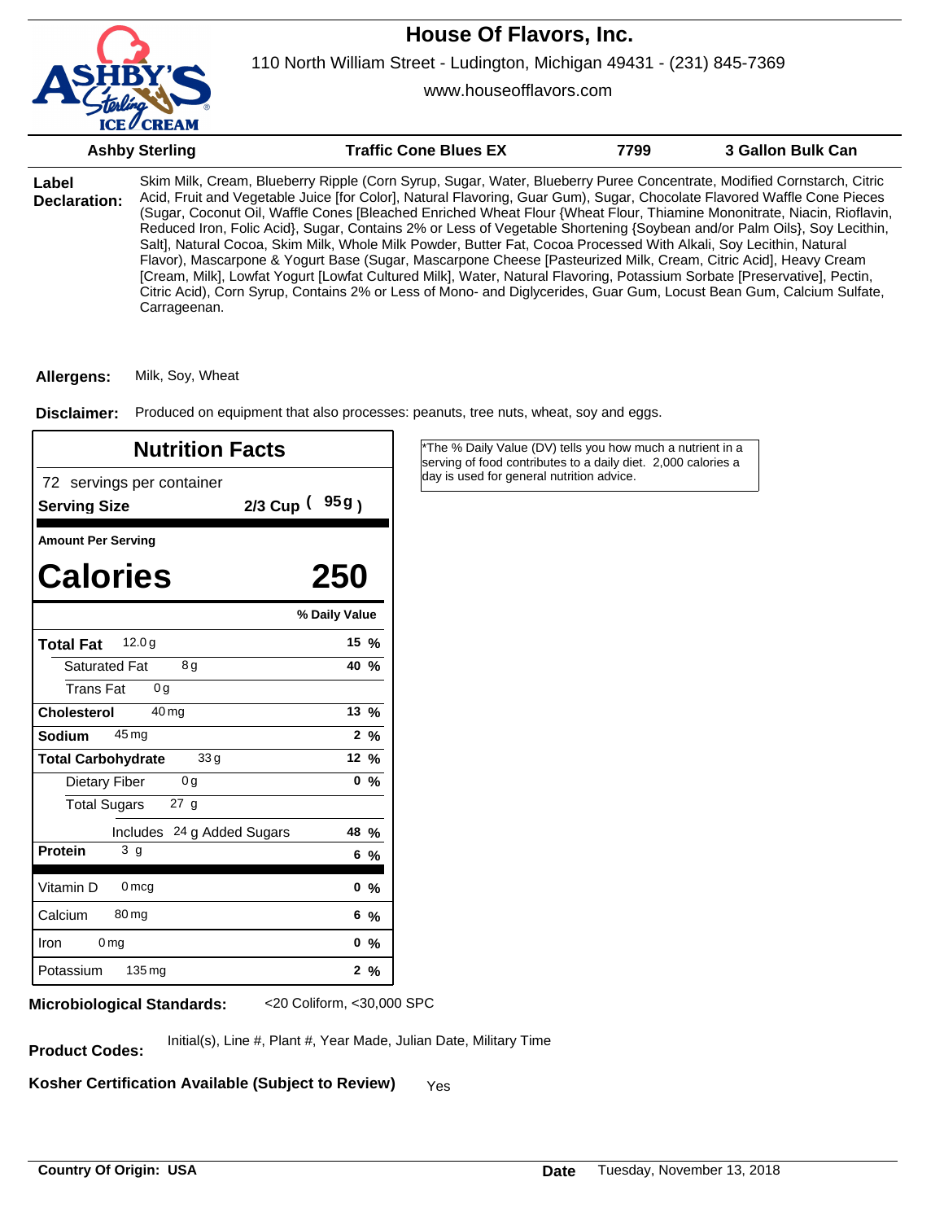# House Of Flavors, Inc.

110 North William Street - Ludington, Michigan 49431 - (231) 845-7369

www.houseofflavors.com

| Ashby Sterling | Traffic Cone Blues EX | 7799 | 3 Gallon Bulk Can |
|---|---|---|---|

**Label Declaration:** Skim Milk, Cream, Blueberry Ripple (Corn Syrup, Sugar, Water, Blueberry Puree Concentrate, Modified Cornstarch, Citric Acid, Fruit and Vegetable Juice [for Color], Natural Flavoring, Guar Gum), Sugar, Chocolate Flavored Waffle Cone Pieces (Sugar, Coconut Oil, Waffle Cones [Bleached Enriched Wheat Flour {Wheat Flour, Thiamine Mononitrate, Niacin, Rioflavin, Reduced Iron, Folic Acid}, Sugar, Contains 2% or Less of Vegetable Shortening {Soybean and/or Palm Oils}, Soy Lecithin, Salt], Natural Cocoa, Skim Milk, Whole Milk Powder, Butter Fat, Cocoa Processed With Alkali, Soy Lecithin, Natural Flavor), Mascarpone & Yogurt Base (Sugar, Mascarpone Cheese [Pasteurized Milk, Cream, Citric Acid], Heavy Cream [Cream, Milk], Lowfat Yogurt [Lowfat Cultured Milk], Water, Natural Flavoring, Potassium Sorbate [Preservative], Pectin, Citric Acid), Corn Syrup, Contains 2% or Less of Mono- and Diglycerides, Guar Gum, Locust Bean Gum, Calcium Sulfate, Carrageenan.

**Allergens:** Milk, Soy, Wheat

**Disclaimer:** Produced on equipment that also processes: peanuts, tree nuts, wheat, soy and eggs.

## Nutrition Facts

72 servings per container

**Serving Size** 2/3 Cup (95g)

**Amount Per Serving**

| **Calories** | **250** |
|---|---|
| | **% Daily Value** |
| **Total Fat** 12.0g | 15 % |
| Saturated Fat 8g | 40 % |
| Trans Fat 0g | |
| **Cholesterol** 40mg | 13 % |
| **Sodium** 45mg | 2 % |
| **Total Carbohydrate** 33g | 12 % |
| Dietary Fiber 0g | 0 % |
| Total Sugars 27 g | |
| Includes 24 g Added Sugars | 48 % |
| **Protein** 3 g | 6 % |
| Vitamin D 0mcg | 0 % |
| Calcium 80mg | 6 % |
| Iron 0mg | 0 % |
| Potassium 135mg | 2 % |

*The % Daily Value (DV) tells you how much a nutrient in a serving of food contributes to a daily diet. 2,000 calories a day is used for general nutrition advice.

**Microbiological Standards:** <20 Coliform, <30,000 SPC

**Product Codes:** Initial(s), Line #, Plant #, Year Made, Julian Date, Military Time

**Kosher Certification Available (Subject to Review)** Yes

**Country Of Origin: USA**

**Date** Tuesday, November 13, 2018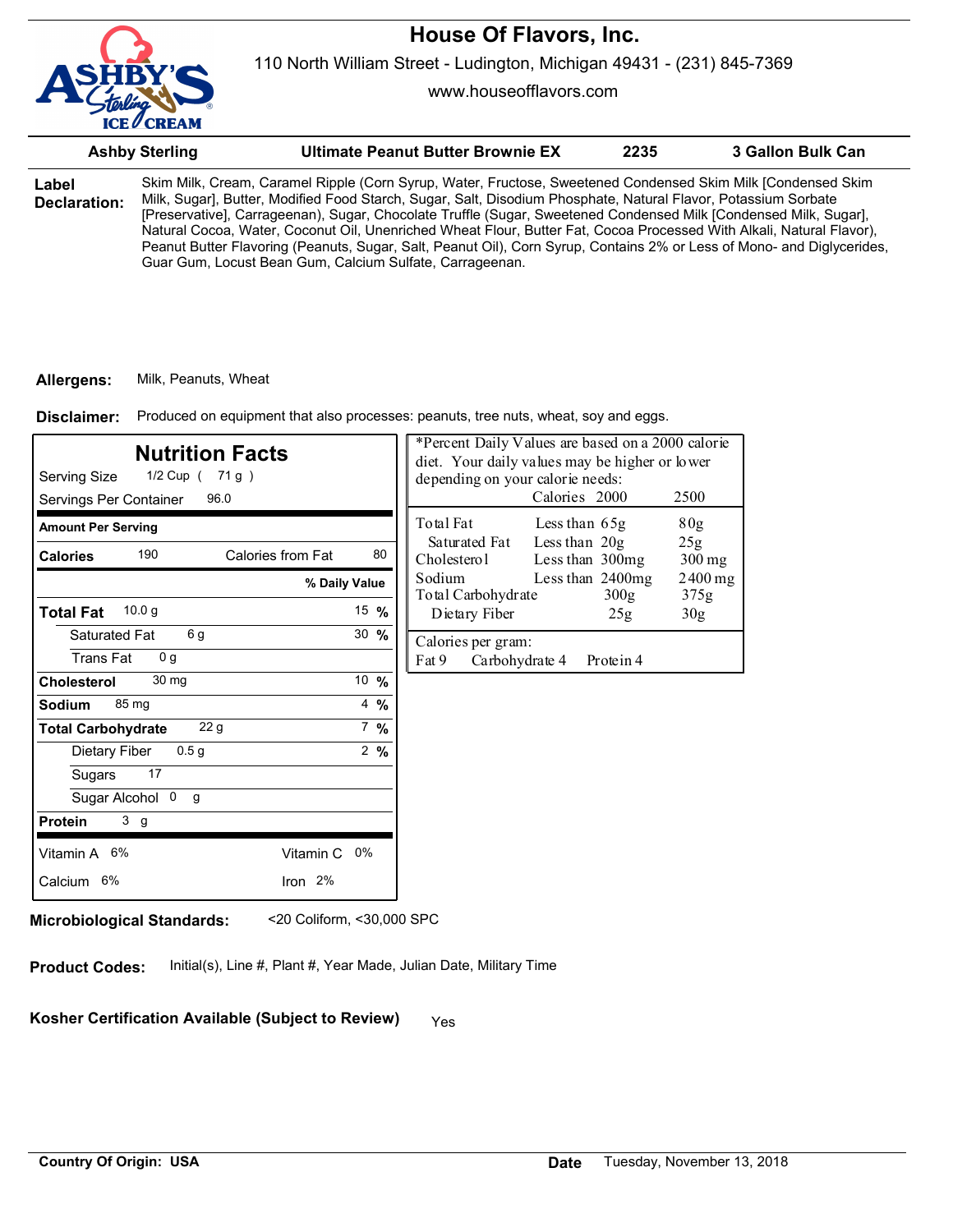# House Of Flavors, Inc.

110 North William Street - Ludington, Michigan 49431 - (231) 845-7369

www.houseofflavors.com

| Ashby Sterling | Ultimate Peanut Butter Brownie EX | 2235 | 3 Gallon Bulk Can |
|---|---|---|---|

**Label Declaration:** Skim Milk, Cream, Caramel Ripple (Corn Syrup, Water, Fructose, Sweetened Condensed Skim Milk [Condensed Skim Milk, Sugar], Butter, Modified Food Starch, Sugar, Salt, Disodium Phosphate, Natural Flavor, Potassium Sorbate [Preservative], Carrageenan), Sugar, Chocolate Truffle (Sugar, Sweetened Condensed Milk [Condensed Milk, Sugar], Natural Cocoa, Water, Coconut Oil, Unenriched Wheat Flour, Butter Fat, Cocoa Processed With Alkali, Natural Flavor), Peanut Butter Flavoring (Peanuts, Sugar, Salt, Peanut Oil), Corn Syrup, Contains 2% or Less of Mono- and Diglycerides, Guar Gum, Locust Bean Gum, Calcium Sulfate, Carrageenan.

**Allergens:** Milk, Peanuts, Wheat

**Disclaimer:** Produced on equipment that also processes: peanuts, tree nuts, wheat, soy and eggs.

## Nutrition Facts

Serving Size 1/2 Cup ( 71 g )
Servings Per Container 96.0

| Amount Per Serving | | |
|---|---|---|
| **Calories** 190 | Calories from Fat 80 | |
| | | **% Daily Value** |
| **Total Fat** 10.0 g | | 15 % |
| Saturated Fat 6 g | | 30 % |
| Trans Fat 0 g | | |
| **Cholesterol** 30 mg | | 10 % |
| **Sodium** 85 mg | | 4 % |
| **Total Carbohydrate** 22 g | | 7 % |
| Dietary Fiber 0.5 g | | 2 % |
| Sugars 17 | | |
| Sugar Alcohol 0 g | | |
| **Protein** 3 g | | |
| Vitamin A 6% | Vitamin C 0% | |
| Calcium 6% | Iron 2% | |

*Percent Daily Values are based on a 2000 calorie diet. Your daily values may be higher or lower depending on your calorie needs:

| | | Calories 2000 | 2500 |
|---|---|---|---|
| Total Fat | Less than | 65g | 80g |
| Saturated Fat | Less than | 20g | 25g |
| Cholesterol | Less than | 300mg | 300 mg |
| Sodium | Less than | 2400mg | 2400 mg |
| Total Carbohydrate | | 300g | 375g |
| Dietary Fiber | | 25g | 30g |

Calories per gram:
Fat 9 Carbohydrate 4 Protein 4

**Microbiological Standards:** <20 Coliform, <30,000 SPC

**Product Codes:** Initial(s), Line #, Plant #, Year Made, Julian Date, Military Time

**Kosher Certification Available (Subject to Review)** Yes

**Country Of Origin: USA**

**Date** Tuesday, November 13, 2018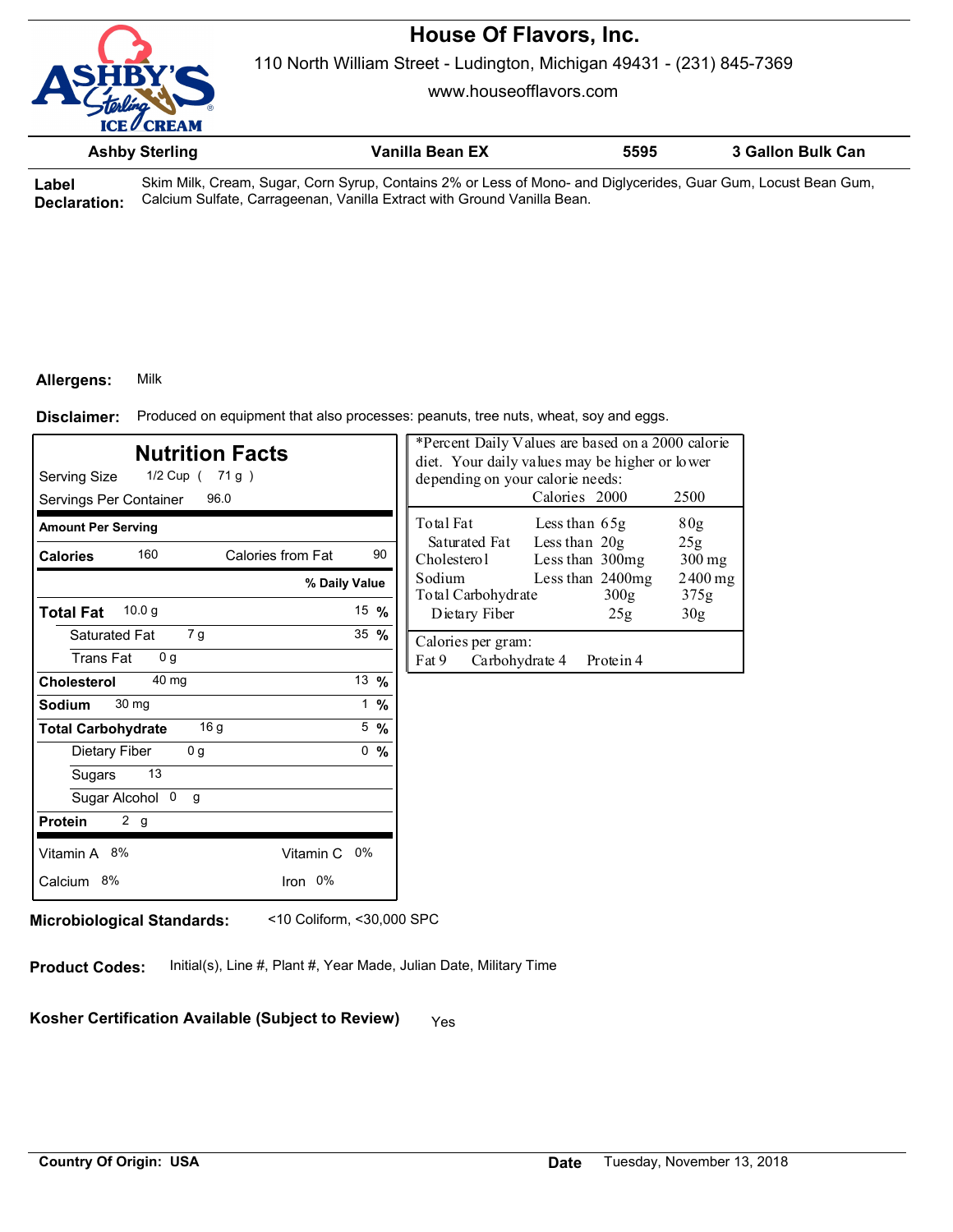# House Of Flavors, Inc.

110 North William Street - Ludington, Michigan 49431 - (231) 845-7369

www.houseofflavors.com

| Ashby Sterling | Vanilla Bean EX | 5595 | 3 Gallon Bulk Can |
|---|---|---|---|

**Label Declaration:** Skim Milk, Cream, Sugar, Corn Syrup, Contains 2% or Less of Mono- and Diglycerides, Guar Gum, Locust Bean Gum, Calcium Sulfate, Carrageenan, Vanilla Extract with Ground Vanilla Bean.

**Allergens:** Milk

**Disclaimer:** Produced on equipment that also processes: peanuts, tree nuts, wheat, soy and eggs.

## Nutrition Facts

Serving Size 1/2 Cup ( 71 g )

Servings Per Container 96.0

| Amount Per Serving | | |
|---|---|---|
| **Calories** 160 | Calories from Fat 90 | |
| | | **% Daily Value** |
| **Total Fat** 10.0 g | | 15 % |
| Saturated Fat 7 g | | 35 % |
| Trans Fat 0 g | | |
| **Cholesterol** 40 mg | | 13 % |
| **Sodium** 30 mg | | 1 % |
| **Total Carbohydrate** 16 g | | 5 % |
| Dietary Fiber 0 g | | 0 % |
| Sugars 13 | | |
| Sugar Alcohol 0 g | | |
| **Protein** 2 g | | |
| Vitamin A 8% | Vitamin C 0% | |
| Calcium 8% | Iron 0% | |

*Percent Daily Values are based on a 2000 calorie diet. Your daily values may be higher or lower depending on your calorie needs:

| | | Calories 2000 | 2500 |
|---|---|---|---|
| Total Fat | Less than | 65g | 80g |
| Saturated Fat | Less than | 20g | 25g |
| Cholesterol | Less than | 300mg | 300 mg |
| Sodium | Less than | 2400mg | 2400 mg |
| Total Carbohydrate | | 300g | 375g |
| Dietary Fiber | | 25g | 30g |

Calories per gram:
Fat 9 Carbohydrate 4 Protein 4

**Microbiological Standards:** <10 Coliform, <30,000 SPC

**Product Codes:** Initial(s), Line #, Plant #, Year Made, Julian Date, Military Time

**Kosher Certification Available (Subject to Review)** Yes

**Country Of Origin: USA**

**Date** Tuesday, November 13, 2018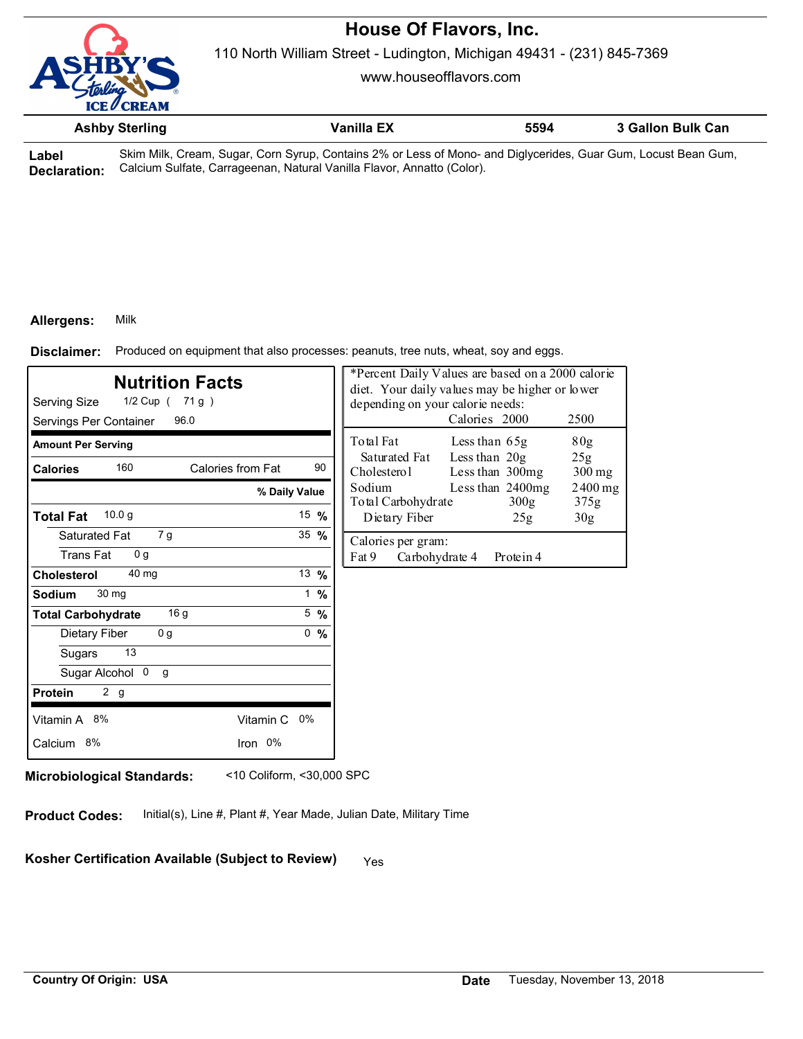# House Of Flavors, Inc.

110 North William Street - Ludington, Michigan 49431 - (231) 845-7369

www.houseofflavors.com

| Ashby Sterling | Vanilla EX | 5594 | 3 Gallon Bulk Can |
|---|---|---|---|

**Label Declaration:** Skim Milk, Cream, Sugar, Corn Syrup, Contains 2% or Less of Mono- and Diglycerides, Guar Gum, Locust Bean Gum, Calcium Sulfate, Carrageenan, Natural Vanilla Flavor, Annatto (Color).

**Allergens:** Milk

**Disclaimer:** Produced on equipment that also processes: peanuts, tree nuts, wheat, soy and eggs.

## Nutrition Facts

Serving Size 1/2 Cup ( 71 g )

Servings Per Container 96.0

**Amount Per Serving**

| | | |
|---|---|---|
| **Calories** 160 | Calories from Fat 90 | |
| | | **% Daily Value** |
| **Total Fat** 10.0 g | | 15 % |
| Saturated Fat 7 g | | 35 % |
| Trans Fat 0 g | | |
| **Cholesterol** 40 mg | | 13 % |
| **Sodium** 30 mg | | 1 % |
| **Total Carbohydrate** 16 g | | 5 % |
| Dietary Fiber 0 g | | 0 % |
| Sugars 13 | | |
| Sugar Alcohol 0 g | | |
| **Protein** 2 g | | |
| Vitamin A 8% | Vitamin C 0% | |
| Calcium 8% | Iron 0% | |

*Percent Daily Values are based on a 2000 calorie diet. Your daily values may be higher or lower depending on your calorie needs:

| | | Calories 2000 | 2500 |
|---|---|---|---|
| Total Fat | Less than | 65g | 80g |
| Saturated Fat | Less than | 20g | 25g |
| Cholesterol | Less than | 300mg | 300 mg |
| Sodium | Less than | 2400mg | 2400 mg |
| Total Carbohydrate | | 300g | 375g |
| Dietary Fiber | | 25g | 30g |

Calories per gram:
Fat 9 Carbohydrate 4 Protein 4

**Microbiological Standards:** <10 Coliform, <30,000 SPC

**Product Codes:** Initial(s), Line #, Plant #, Year Made, Julian Date, Military Time

**Kosher Certification Available (Subject to Review)** Yes

**Country Of Origin: USA**

**Date** Tuesday, November 13, 2018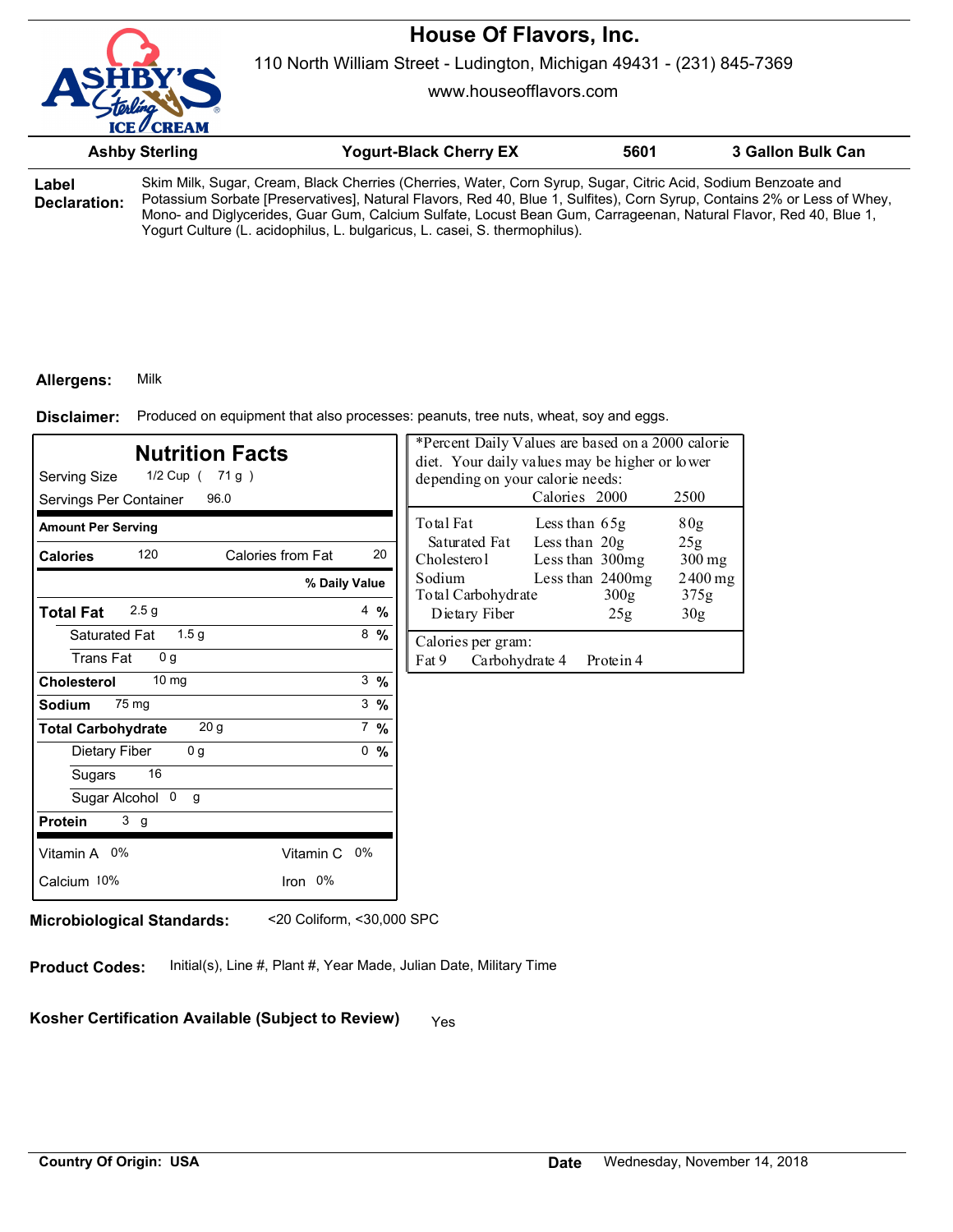# House Of Flavors, Inc.

110 North William Street - Ludington, Michigan 49431 - (231) 845-7369

www.houseofflavors.com

| Ashby Sterling | Yogurt-Black Cherry EX | 5601 | 3 Gallon Bulk Can |
|---|---|---|---|

**Label Declaration:** Skim Milk, Sugar, Cream, Black Cherries (Cherries, Water, Corn Syrup, Sugar, Citric Acid, Sodium Benzoate and Potassium Sorbate [Preservatives], Natural Flavors, Red 40, Blue 1, Sulfites), Corn Syrup, Contains 2% or Less of Whey, Mono- and Diglycerides, Guar Gum, Calcium Sulfate, Locust Bean Gum, Carrageenan, Natural Flavor, Red 40, Blue 1, Yogurt Culture (L. acidophilus, L. bulgaricus, L. casei, S. thermophilus).

**Allergens:** Milk

**Disclaimer:** Produced on equipment that also processes: peanuts, tree nuts, wheat, soy and eggs.

## Nutrition Facts

Serving Size 1/2 Cup ( 71 g )

Servings Per Container 96.0

| Amount Per Serving | | |
|---|---|---|
| **Calories** 120 | Calories from Fat 20 | |
| | | **% Daily Value** |
| **Total Fat** 2.5 g | | 4 % |
| Saturated Fat 1.5 g | | 8 % |
| Trans Fat 0 g | | |
| **Cholesterol** 10 mg | | 3 % |
| **Sodium** 75 mg | | 3 % |
| **Total Carbohydrate** 20 g | | 7 % |
| Dietary Fiber 0 g | | 0 % |
| Sugars 16 | | |
| Sugar Alcohol 0 g | | |
| **Protein** 3 g | | |
| Vitamin A 0% | Vitamin C 0% | |
| Calcium 10% | Iron 0% | |

*Percent Daily Values are based on a 2000 calorie diet. Your daily values may be higher or lower depending on your calorie needs:

| | | Calories 2000 | 2500 |
|---|---|---|---|
| Total Fat | Less than | 65g | 80g |
| Saturated Fat | Less than | 20g | 25g |
| Cholesterol | Less than | 300mg | 300 mg |
| Sodium | Less than | 2400mg | 2400 mg |
| Total Carbohydrate | | 300g | 375g |
| Dietary Fiber | | 25g | 30g |

Calories per gram:
Fat 9 Carbohydrate 4 Protein 4

**Microbiological Standards:** <20 Coliform, <30,000 SPC

**Product Codes:** Initial(s), Line #, Plant #, Year Made, Julian Date, Military Time

**Kosher Certification Available (Subject to Review)** Yes

**Country Of Origin: USA**

**Date** Wednesday, November 14, 2018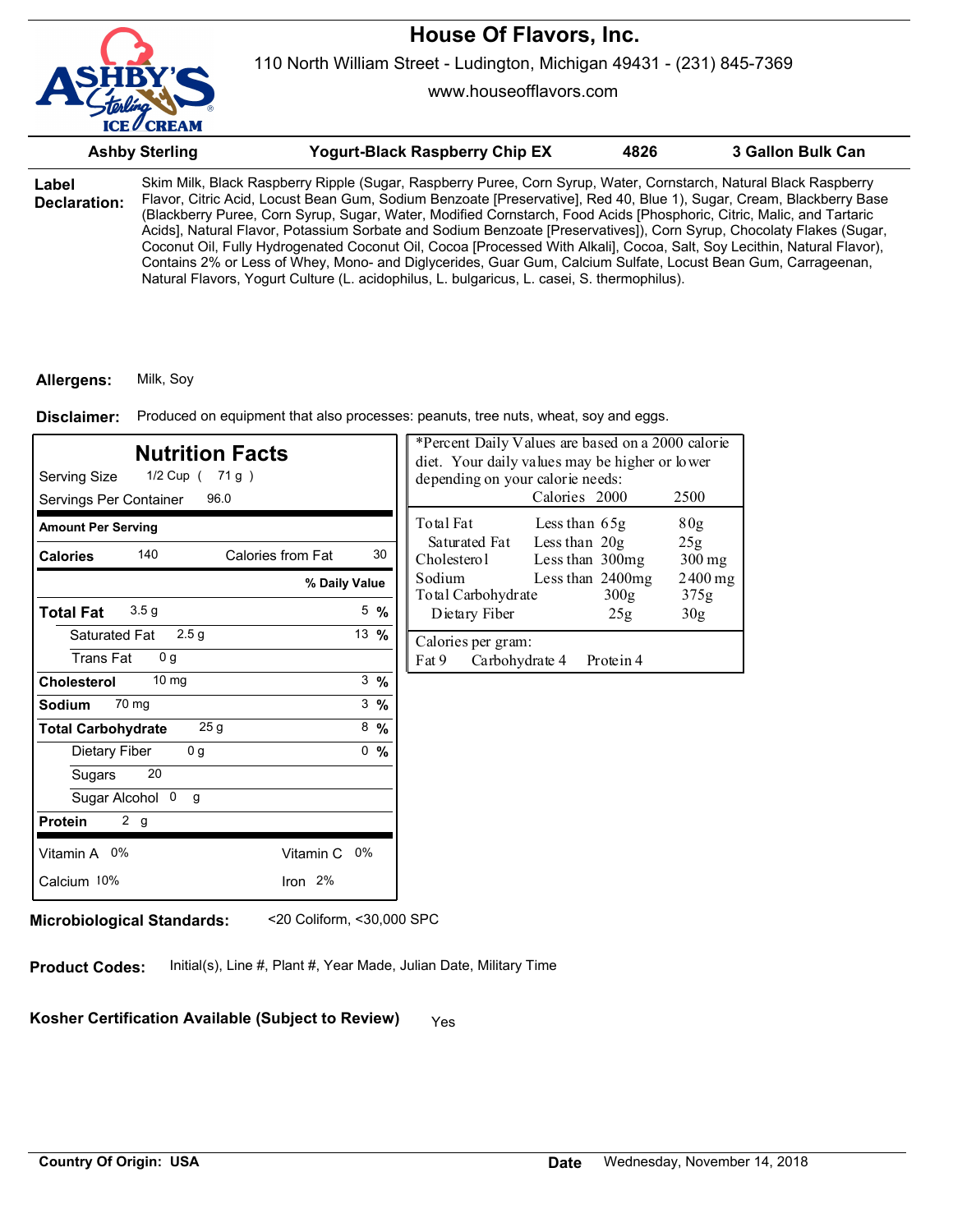# House Of Flavors, Inc.

110 North William Street - Ludington, Michigan 49431 - (231) 845-7369

www.houseofflavors.com

| Ashby Sterling | Yogurt-Black Raspberry Chip EX | 4826 | 3 Gallon Bulk Can |
|---|---|---|---|

**Label Declaration:** Skim Milk, Black Raspberry Ripple (Sugar, Raspberry Puree, Corn Syrup, Water, Cornstarch, Natural Black Raspberry Flavor, Citric Acid, Locust Bean Gum, Sodium Benzoate [Preservative], Red 40, Blue 1), Sugar, Cream, Blackberry Base (Blackberry Puree, Corn Syrup, Sugar, Water, Modified Cornstarch, Food Acids [Phosphoric, Citric, Malic, and Tartaric Acids], Natural Flavor, Potassium Sorbate and Sodium Benzoate [Preservatives]), Corn Syrup, Chocolaty Flakes (Sugar, Coconut Oil, Fully Hydrogenated Coconut Oil, Cocoa [Processed With Alkali], Cocoa, Salt, Soy Lecithin, Natural Flavor), Contains 2% or Less of Whey, Mono- and Diglycerides, Guar Gum, Calcium Sulfate, Locust Bean Gum, Carrageenan, Natural Flavors, Yogurt Culture (L. acidophilus, L. bulgaricus, L. casei, S. thermophilus).

**Allergens:** Milk, Soy

**Disclaimer:** Produced on equipment that also processes: peanuts, tree nuts, wheat, soy and eggs.

## Nutrition Facts

Serving Size 1/2 Cup ( 71 g )
Servings Per Container 96.0

| Amount Per Serving | | |
|---|---|---|
| **Calories** 140 | Calories from Fat 30 | |
| | | **% Daily Value** |
| **Total Fat** 3.5 g | | 5 % |
| Saturated Fat 2.5 g | | 13 % |
| Trans Fat 0 g | | |
| **Cholesterol** 10 mg | | 3 % |
| **Sodium** 70 mg | | 3 % |
| **Total Carbohydrate** 25 g | | 8 % |
| Dietary Fiber 0 g | | 0 % |
| Sugars 20 | | |
| Sugar Alcohol 0 g | | |
| **Protein** 2 g | | |
| Vitamin A 0% | Vitamin C 0% | |
| Calcium 10% | Iron 2% | |

*Percent Daily Values are based on a 2000 calorie diet. Your daily values may be higher or lower depending on your calorie needs:

| | | Calories 2000 | 2500 |
|---|---|---|---|
| Total Fat | Less than | 65g | 80g |
| Saturated Fat | Less than | 20g | 25g |
| Cholesterol | Less than | 300mg | 300 mg |
| Sodium | Less than | 2400mg | 2400 mg |
| Total Carbohydrate | | 300g | 375g |
| Dietary Fiber | | 25g | 30g |

Calories per gram:
Fat 9 Carbohydrate 4 Protein 4

**Microbiological Standards:** <20 Coliform, <30,000 SPC

**Product Codes:** Initial(s), Line #, Plant #, Year Made, Julian Date, Military Time

**Kosher Certification Available (Subject to Review)** Yes

**Country Of Origin: USA**

**Date** Wednesday, November 14, 2018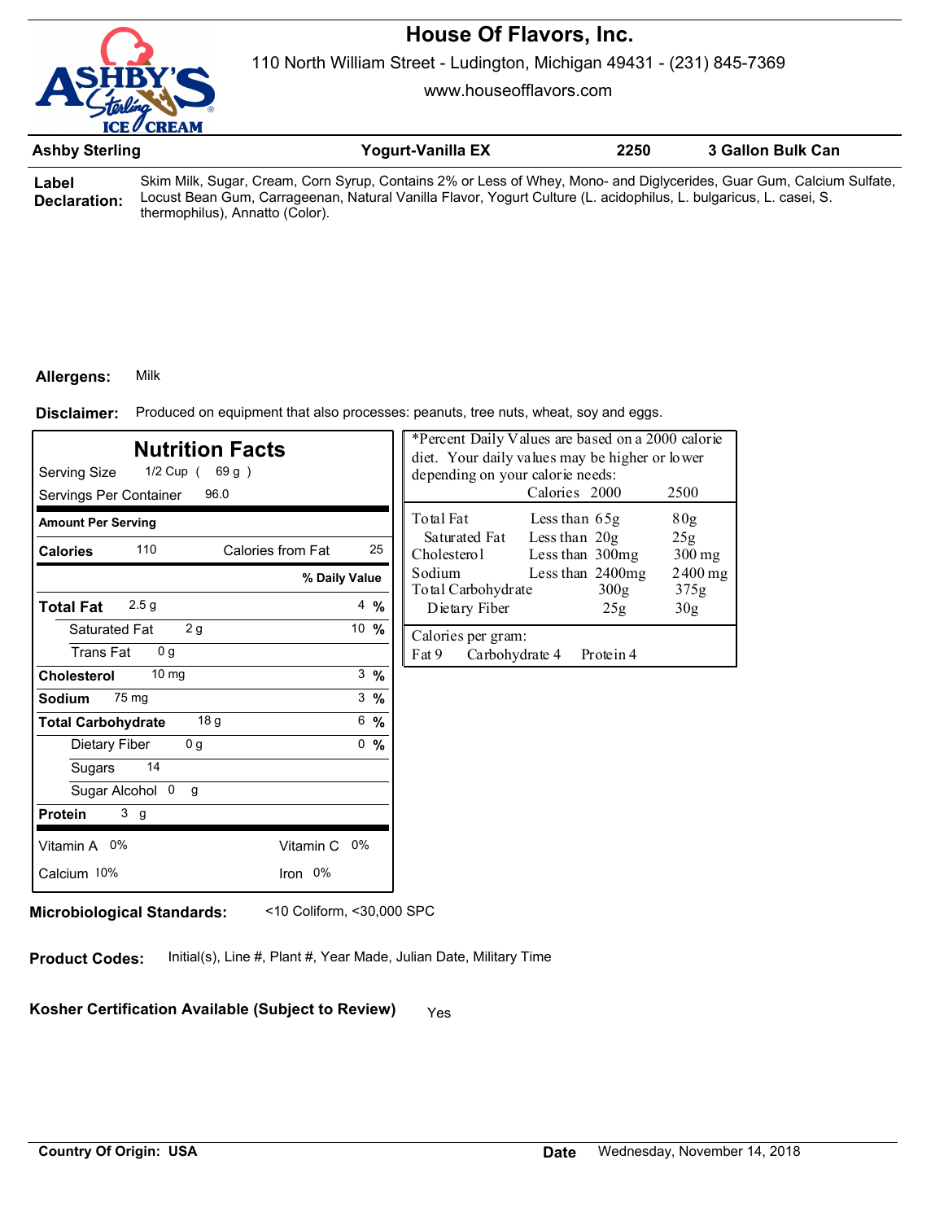# House Of Flavors, Inc.

110 North William Street - Ludington, Michigan 49431 - (231) 845-7369

www.houseofflavors.com

| Ashby Sterling | Yogurt-Vanilla EX | 2250 | 3 Gallon Bulk Can |
|---|---|---|---|

**Label Declaration:** Skim Milk, Sugar, Cream, Corn Syrup, Contains 2% or Less of Whey, Mono- and Diglycerides, Guar Gum, Calcium Sulfate, Locust Bean Gum, Carrageenan, Natural Vanilla Flavor, Yogurt Culture (L. acidophilus, L. bulgaricus, L. casei, S. thermophilus), Annatto (Color).

**Allergens:** Milk

**Disclaimer:** Produced on equipment that also processes: peanuts, tree nuts, wheat, soy and eggs.

## Nutrition Facts

Serving Size 1/2 Cup ( 69 g )

Servings Per Container 96.0

| Amount Per Serving | | | |
|---|---|---|---|
| **Calories** 110 | | Calories from Fat | 25 |
| | | | % Daily Value |
| **Total Fat** | 2.5 g | | 4 % |
| Saturated Fat | 2 g | | 10 % |
| Trans Fat | 0 g | | |
| **Cholesterol** | 10 mg | | 3 % |
| **Sodium** | 75 mg | | 3 % |
| **Total Carbohydrate** | 18 g | | 6 % |
| Dietary Fiber | 0 g | | 0 % |
| Sugars | 14 | | |
| Sugar Alcohol | 0 g | | |
| **Protein** | 3 g | | |
| Vitamin A | 0% | Vitamin C | 0% |
| Calcium | 10% | Iron | 0% |

*Percent Daily Values are based on a 2000 calorie diet. Your daily values may be higher or lower depending on your calorie needs:

| | | Calories 2000 | 2500 |
|---|---|---|---|
| Total Fat | Less than | 65g | 80g |
| Saturated Fat | Less than | 20g | 25g |
| Cholesterol | Less than | 300mg | 300 mg |
| Sodium | Less than | 2400mg | 2400 mg |
| Total Carbohydrate | | 300g | 375g |
| Dietary Fiber | | 25g | 30g |

Calories per gram:
Fat 9 Carbohydrate 4 Protein 4

**Microbiological Standards:** <10 Coliform, <30,000 SPC

**Product Codes:** Initial(s), Line #, Plant #, Year Made, Julian Date, Military Time

**Kosher Certification Available (Subject to Review)** Yes

**Country Of Origin: USA**

**Date** Wednesday, November 14, 2018